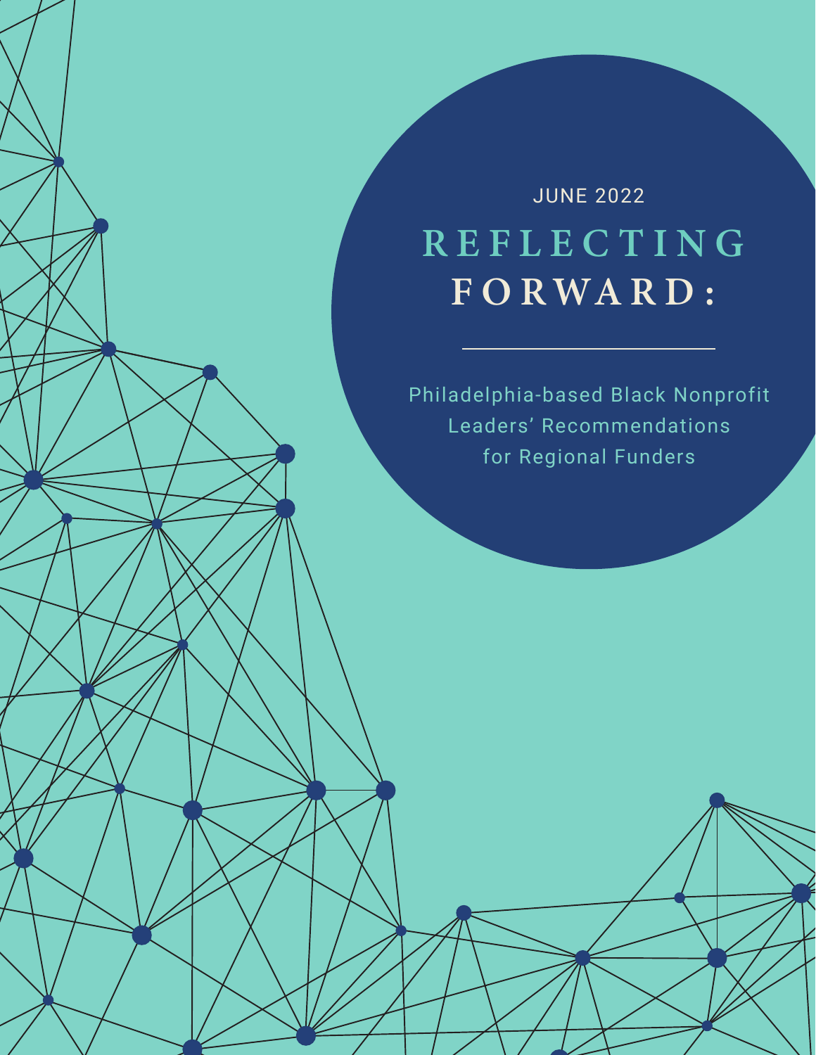JUNE 2022

# REFLECTING FORWARD:

Philadelphia-based Black Nonprofit Leaders' Recommendations for Regional Funders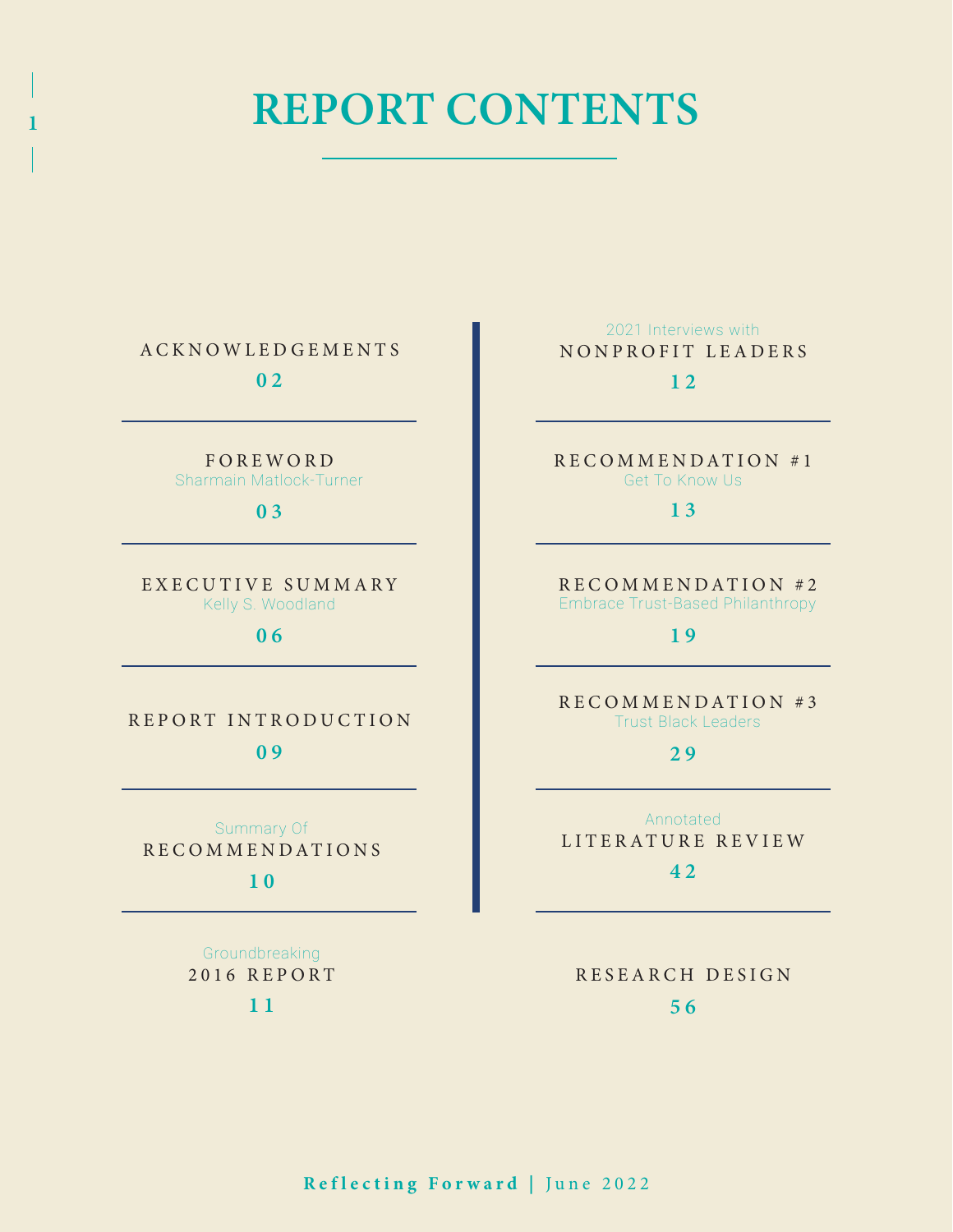# REPORT CONTENTS

ACKNOWLEDGEMENTS
02

FOREWORD
Sharmain Matlock-Turner
03

EXECUTIVE SUMMARY
Kelly S. Woodland
06

REPORT INTRODUCTION
09

Summary Of
RECOMMENDATIONS
10

Groundbreaking
2016 REPORT
11

2021 Interviews with
NONPROFIT LEADERS
12

RECOMMENDATION #1
Get To Know Us
13

RECOMMENDATION #2
Embrace Trust-Based Philanthropy
19

RECOMMENDATION #3
Trust Black Leaders
29

Annotated
LITERATURE REVIEW
42

RESEARCH DESIGN
56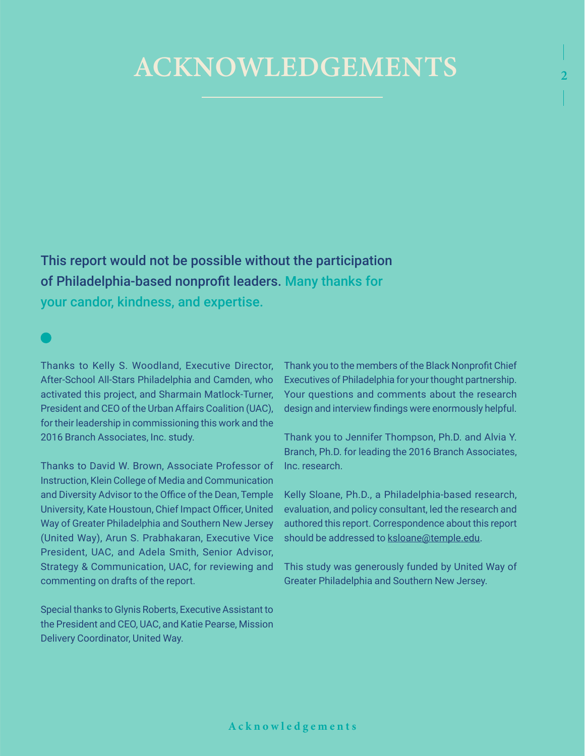# ACKNOWLEDGEMENTS

**This report would not be possible without the participation of Philadelphia-based nonprofit leaders. Many thanks for your candor, kindness, and expertise.**

Thanks to Kelly S. Woodland, Executive Director, After-School All-Stars Philadelphia and Camden, who activated this project, and Sharmain Matlock-Turner, President and CEO of the Urban Affairs Coalition (UAC), for their leadership in commissioning this work and the 2016 Branch Associates, Inc. study.

Thanks to David W. Brown, Associate Professor of Instruction, Klein College of Media and Communication and Diversity Advisor to the Office of the Dean, Temple University, Kate Houstoun, Chief Impact Officer, United Way of Greater Philadelphia and Southern New Jersey (United Way), Arun S. Prabhakaran, Executive Vice President, UAC, and Adela Smith, Senior Advisor, Strategy & Communication, UAC, for reviewing and commenting on drafts of the report.

Special thanks to Glynis Roberts, Executive Assistant to the President and CEO, UAC, and Katie Pearse, Mission Delivery Coordinator, United Way.

Thank you to the members of the Black Nonprofit Chief Executives of Philadelphia for your thought partnership. Your questions and comments about the research design and interview findings were enormously helpful.

Thank you to Jennifer Thompson, Ph.D. and Alvia Y. Branch, Ph.D. for leading the 2016 Branch Associates, Inc. research.

Kelly Sloane, Ph.D., a Philadelphia-based research, evaluation, and policy consultant, led the research and authored this report. Correspondence about this report should be addressed to ksloane@temple.edu.

This study was generously funded by United Way of Greater Philadelphia and Southern New Jersey.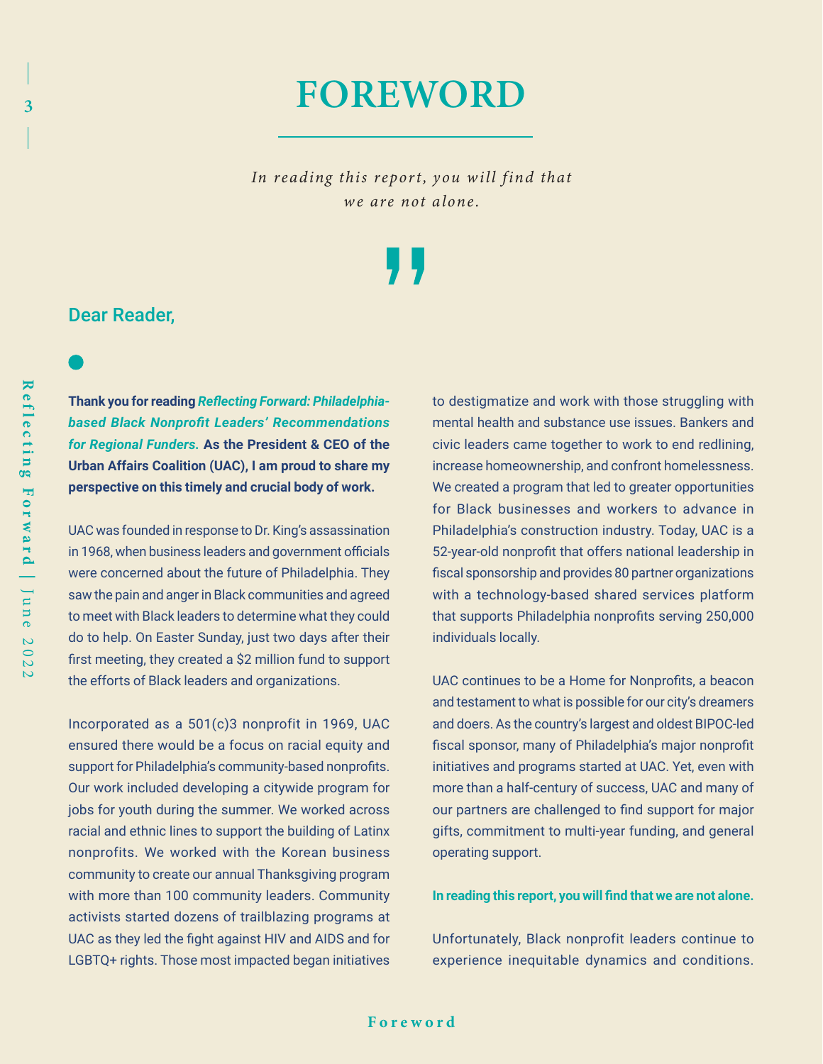# FOREWORD

*In reading this report, you will find that we are not alone.*

Dear Reader,

**Thank you for reading *Reflecting Forward: Philadelphia-based Black Nonprofit Leaders' Recommendations for Regional Funders.* As the President & CEO of the Urban Affairs Coalition (UAC), I am proud to share my perspective on this timely and crucial body of work.**

UAC was founded in response to Dr. King's assassination in 1968, when business leaders and government officials were concerned about the future of Philadelphia. They saw the pain and anger in Black communities and agreed to meet with Black leaders to determine what they could do to help. On Easter Sunday, just two days after their first meeting, they created a $2 million fund to support the efforts of Black leaders and organizations.

Incorporated as a 501(c)3 nonprofit in 1969, UAC ensured there would be a focus on racial equity and support for Philadelphia's community-based nonprofits. Our work included developing a citywide program for jobs for youth during the summer. We worked across racial and ethnic lines to support the building of Latinx nonprofits. We worked with the Korean business community to create our annual Thanksgiving program with more than 100 community leaders. Community activists started dozens of trailblazing programs at UAC as they led the fight against HIV and AIDS and for LGBTQ+ rights. Those most impacted began initiatives to destigmatize and work with those struggling with mental health and substance use issues. Bankers and civic leaders came together to work to end redlining, increase homeownership, and confront homelessness. We created a program that led to greater opportunities for Black businesses and workers to advance in Philadelphia's construction industry. Today, UAC is a 52-year-old nonprofit that offers national leadership in fiscal sponsorship and provides 80 partner organizations with a technology-based shared services platform that supports Philadelphia nonprofits serving 250,000 individuals locally.

UAC continues to be a Home for Nonprofits, a beacon and testament to what is possible for our city's dreamers and doers. As the country's largest and oldest BIPOC-led fiscal sponsor, many of Philadelphia's major nonprofit initiatives and programs started at UAC. Yet, even with more than a half-century of success, UAC and many of our partners are challenged to find support for major gifts, commitment to multi-year funding, and general operating support.

**In reading this report, you will find that we are not alone.**

Unfortunately, Black nonprofit leaders continue to experience inequitable dynamics and conditions.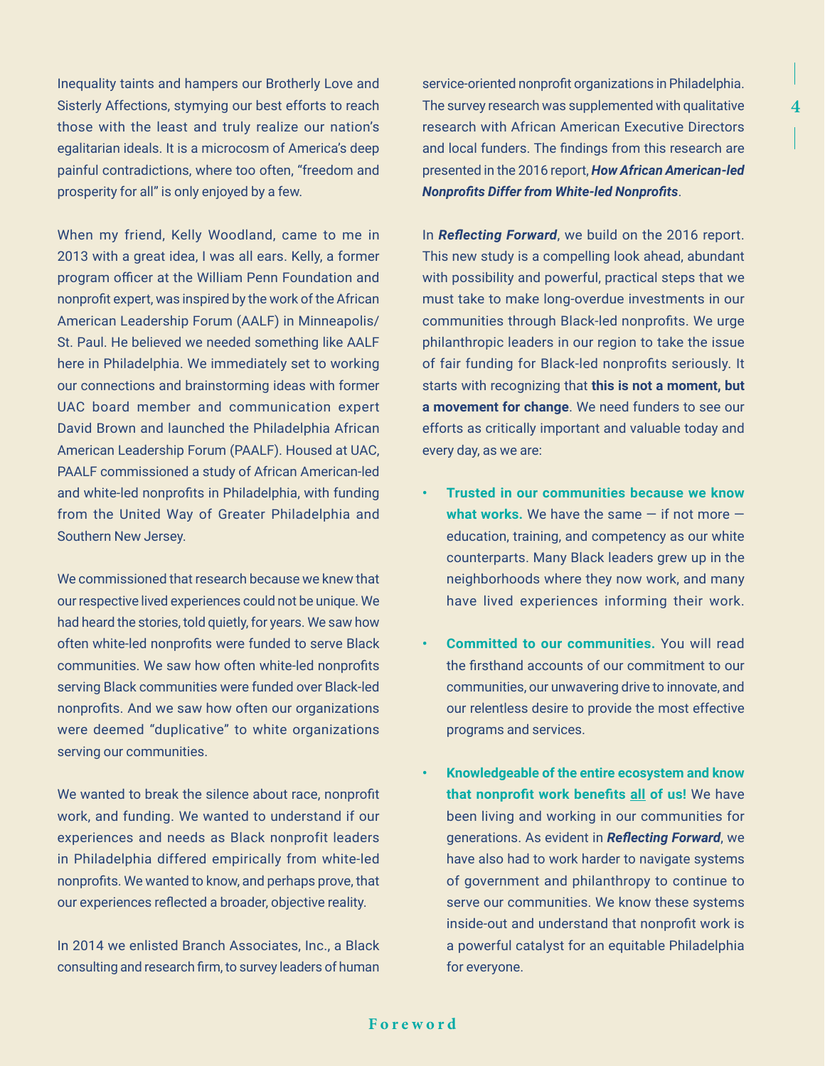Inequality taints and hampers our Brotherly Love and Sisterly Affections, stymying our best efforts to reach those with the least and truly realize our nation's egalitarian ideals. It is a microcosm of America's deep painful contradictions, where too often, "freedom and prosperity for all" is only enjoyed by a few.

When my friend, Kelly Woodland, came to me in 2013 with a great idea, I was all ears. Kelly, a former program officer at the William Penn Foundation and nonprofit expert, was inspired by the work of the African American Leadership Forum (AALF) in Minneapolis/ St. Paul. He believed we needed something like AALF here in Philadelphia. We immediately set to working our connections and brainstorming ideas with former UAC board member and communication expert David Brown and launched the Philadelphia African American Leadership Forum (PAALF). Housed at UAC, PAALF commissioned a study of African American-led and white-led nonprofits in Philadelphia, with funding from the United Way of Greater Philadelphia and Southern New Jersey.

We commissioned that research because we knew that our respective lived experiences could not be unique. We had heard the stories, told quietly, for years. We saw how often white-led nonprofits were funded to serve Black communities. We saw how often white-led nonprofits serving Black communities were funded over Black-led nonprofits. And we saw how often our organizations were deemed "duplicative" to white organizations serving our communities.

We wanted to break the silence about race, nonprofit work, and funding. We wanted to understand if our experiences and needs as Black nonprofit leaders in Philadelphia differed empirically from white-led nonprofits. We wanted to know, and perhaps prove, that our experiences reflected a broader, objective reality.

In 2014 we enlisted Branch Associates, Inc., a Black consulting and research firm, to survey leaders of human service-oriented nonprofit organizations in Philadelphia. The survey research was supplemented with qualitative research with African American Executive Directors and local funders. The findings from this research are presented in the 2016 report, ***How African American-led Nonprofits Differ from White-led Nonprofits***.

In ***Reflecting Forward***, we build on the 2016 report. This new study is a compelling look ahead, abundant with possibility and powerful, practical steps that we must take to make long-overdue investments in our communities through Black-led nonprofits. We urge philanthropic leaders in our region to take the issue of fair funding for Black-led nonprofits seriously. It starts with recognizing that **this is not a moment, but a movement for change**. We need funders to see our efforts as critically important and valuable today and every day, as we are:

- **Trusted in our communities because we know what works.** We have the same — if not more — education, training, and competency as our white counterparts. Many Black leaders grew up in the neighborhoods where they now work, and many have lived experiences informing their work.

- **Committed to our communities.** You will read the firsthand accounts of our commitment to our communities, our unwavering drive to innovate, and our relentless desire to provide the most effective programs and services.

- **Knowledgeable of the entire ecosystem and know that nonprofit work benefits <u>all</u> of us!** We have been living and working in our communities for generations. As evident in ***Reflecting Forward***, we have also had to work harder to navigate systems of government and philanthropy to continue to serve our communities. We know these systems inside-out and understand that nonprofit work is a powerful catalyst for an equitable Philadelphia for everyone.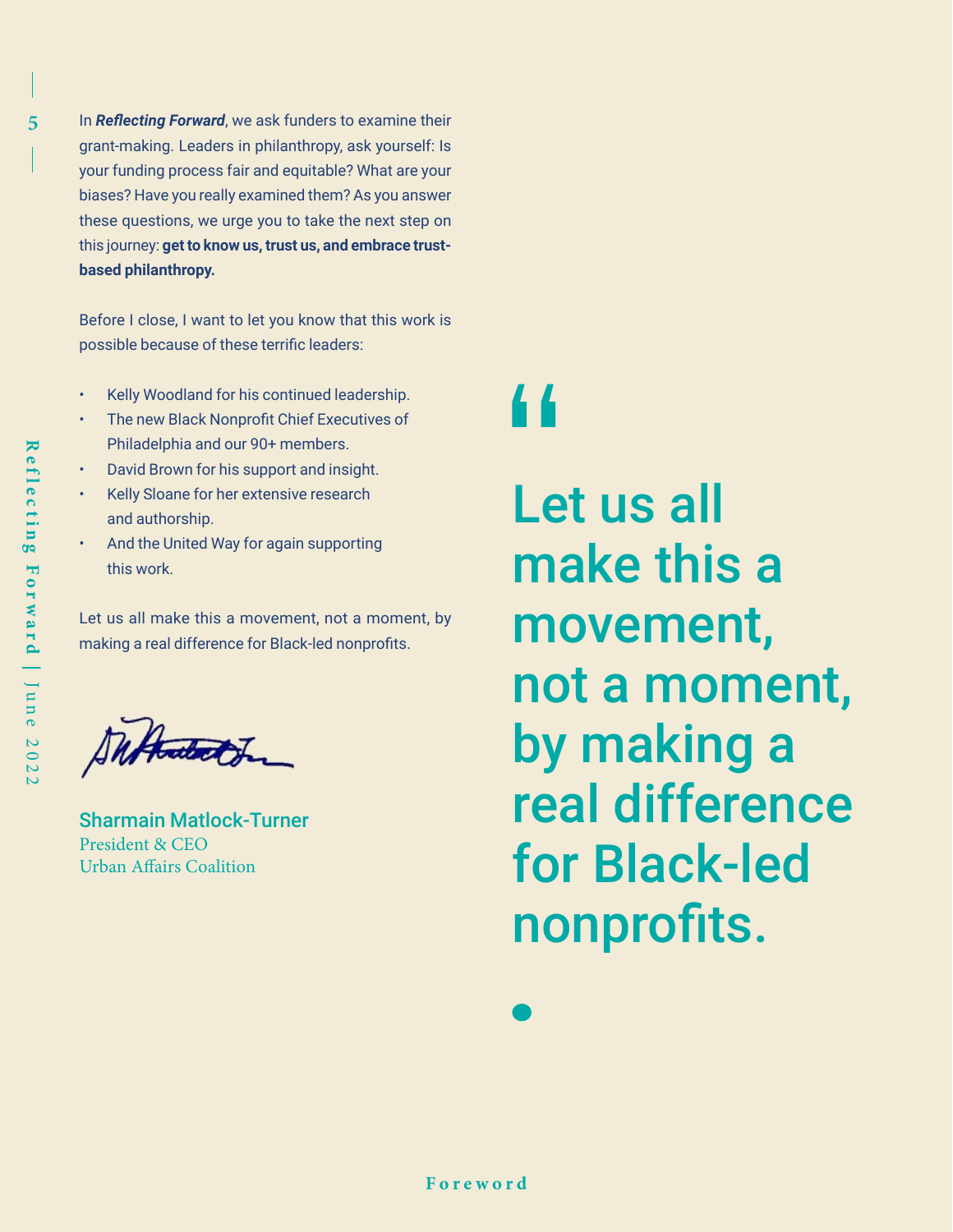In ***Reflecting Forward***, we ask funders to examine their grant-making. Leaders in philanthropy, ask yourself: Is your funding process fair and equitable? What are your biases? Have you really examined them? As you answer these questions, we urge you to take the next step on this journey: **get to know us, trust us, and embrace trust-based philanthropy.**

Before I close, I want to let you know that this work is possible because of these terrific leaders:

- Kelly Woodland for his continued leadership.
- The new Black Nonprofit Chief Executives of Philadelphia and our 90+ members.
- David Brown for his support and insight.
- Kelly Sloane for her extensive research and authorship.
- And the United Way for again supporting this work.

Let us all make this a movement, not a moment, by making a real difference for Black-led nonprofits.

Sharmain Matlock-Turner
President & CEO
Urban Affairs Coalition

> "Let us all make this a movement, not a moment, by making a real difference for Black-led nonprofits.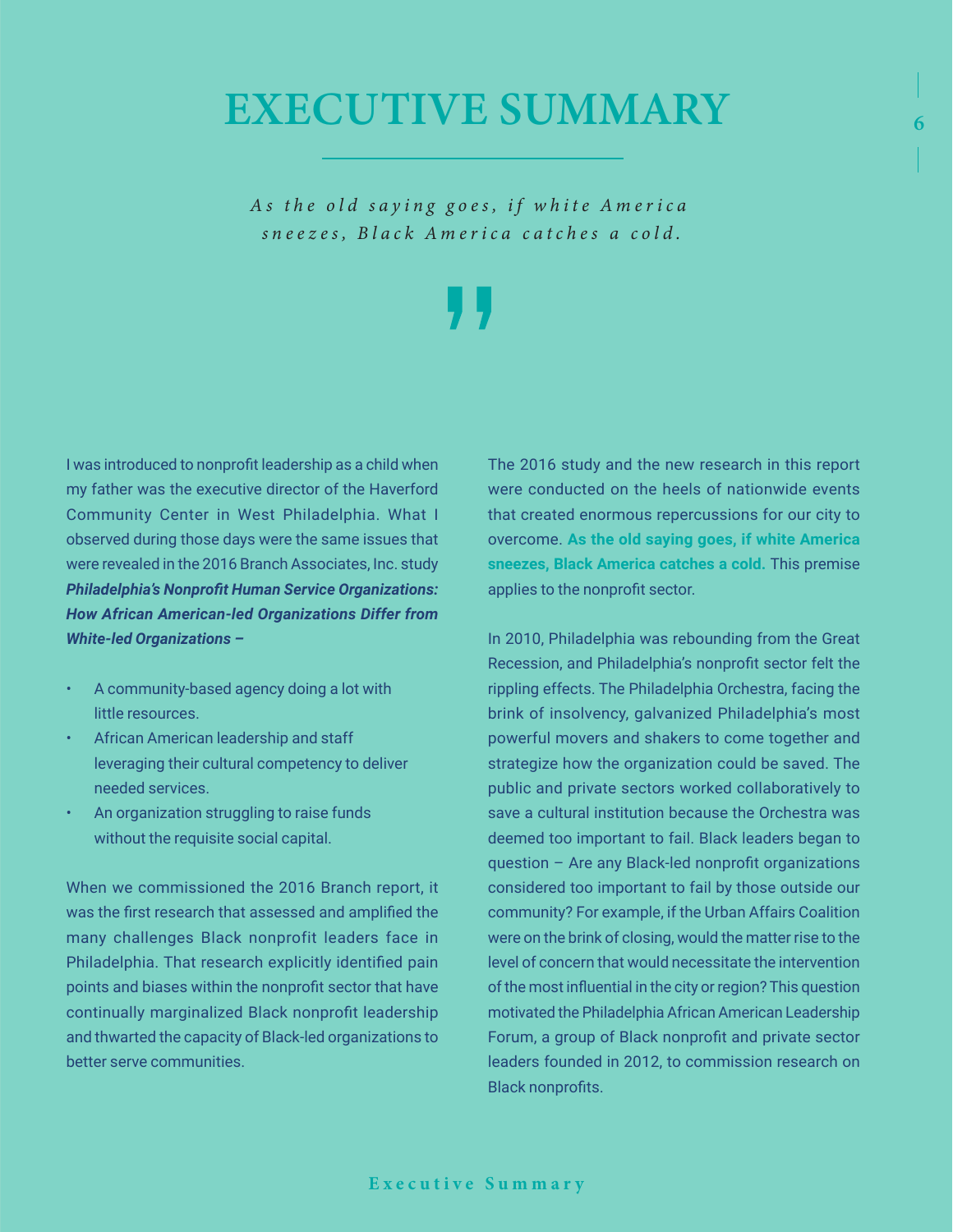# EXECUTIVE SUMMARY

*As the old saying goes, if white America sneezes, Black America catches a cold.*

I was introduced to nonprofit leadership as a child when my father was the executive director of the Haverford Community Center in West Philadelphia. What I observed during those days were the same issues that were revealed in the 2016 Branch Associates, Inc. study ***Philadelphia's Nonprofit Human Service Organizations: How African American-led Organizations Differ from White-led Organizations –***

- A community-based agency doing a lot with little resources.
- African American leadership and staff leveraging their cultural competency to deliver needed services.
- An organization struggling to raise funds without the requisite social capital.

When we commissioned the 2016 Branch report, it was the first research that assessed and amplified the many challenges Black nonprofit leaders face in Philadelphia. That research explicitly identified pain points and biases within the nonprofit sector that have continually marginalized Black nonprofit leadership and thwarted the capacity of Black-led organizations to better serve communities.

The 2016 study and the new research in this report were conducted on the heels of nationwide events that created enormous repercussions for our city to overcome. **As the old saying goes, if white America sneezes, Black America catches a cold.** This premise applies to the nonprofit sector.

In 2010, Philadelphia was rebounding from the Great Recession, and Philadelphia's nonprofit sector felt the rippling effects. The Philadelphia Orchestra, facing the brink of insolvency, galvanized Philadelphia's most powerful movers and shakers to come together and strategize how the organization could be saved. The public and private sectors worked collaboratively to save a cultural institution because the Orchestra was deemed too important to fail. Black leaders began to question – Are any Black-led nonprofit organizations considered too important to fail by those outside our community? For example, if the Urban Affairs Coalition were on the brink of closing, would the matter rise to the level of concern that would necessitate the intervention of the most influential in the city or region? This question motivated the Philadelphia African American Leadership Forum, a group of Black nonprofit and private sector leaders founded in 2012, to commission research on Black nonprofits.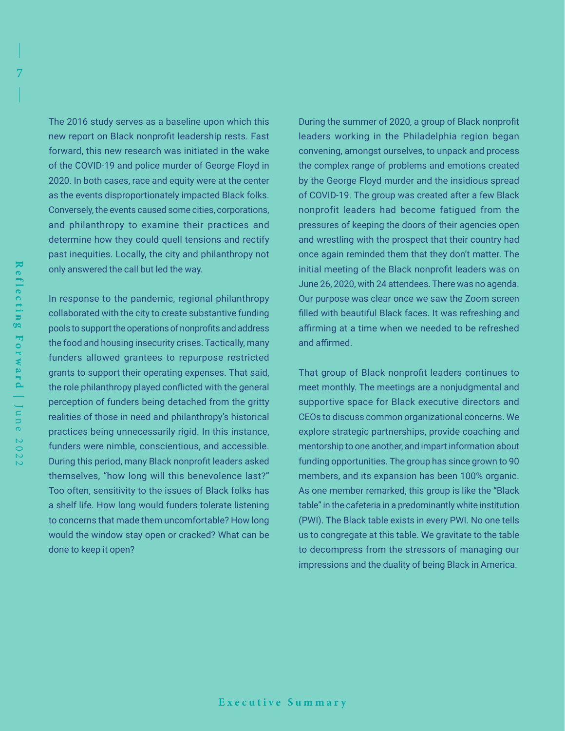The 2016 study serves as a baseline upon which this new report on Black nonprofit leadership rests. Fast forward, this new research was initiated in the wake of the COVID-19 and police murder of George Floyd in 2020. In both cases, race and equity were at the center as the events disproportionately impacted Black folks. Conversely, the events caused some cities, corporations, and philanthropy to examine their practices and determine how they could quell tensions and rectify past inequities. Locally, the city and philanthropy not only answered the call but led the way.

In response to the pandemic, regional philanthropy collaborated with the city to create substantive funding pools to support the operations of nonprofits and address the food and housing insecurity crises. Tactically, many funders allowed grantees to repurpose restricted grants to support their operating expenses. That said, the role philanthropy played conflicted with the general perception of funders being detached from the gritty realities of those in need and philanthropy's historical practices being unnecessarily rigid. In this instance, funders were nimble, conscientious, and accessible. During this period, many Black nonprofit leaders asked themselves, "how long will this benevolence last?" Too often, sensitivity to the issues of Black folks has a shelf life. How long would funders tolerate listening to concerns that made them uncomfortable? How long would the window stay open or cracked? What can be done to keep it open?

During the summer of 2020, a group of Black nonprofit leaders working in the Philadelphia region began convening, amongst ourselves, to unpack and process the complex range of problems and emotions created by the George Floyd murder and the insidious spread of COVID-19. The group was created after a few Black nonprofit leaders had become fatigued from the pressures of keeping the doors of their agencies open and wrestling with the prospect that their country had once again reminded them that they don't matter. The initial meeting of the Black nonprofit leaders was on June 26, 2020, with 24 attendees. There was no agenda. Our purpose was clear once we saw the Zoom screen filled with beautiful Black faces. It was refreshing and affirming at a time when we needed to be refreshed and affirmed.

That group of Black nonprofit leaders continues to meet monthly. The meetings are a nonjudgmental and supportive space for Black executive directors and CEOs to discuss common organizational concerns. We explore strategic partnerships, provide coaching and mentorship to one another, and impart information about funding opportunities. The group has since grown to 90 members, and its expansion has been 100% organic. As one member remarked, this group is like the "Black table" in the cafeteria in a predominantly white institution (PWI). The Black table exists in every PWI. No one tells us to congregate at this table. We gravitate to the table to decompress from the stressors of managing our impressions and the duality of being Black in America.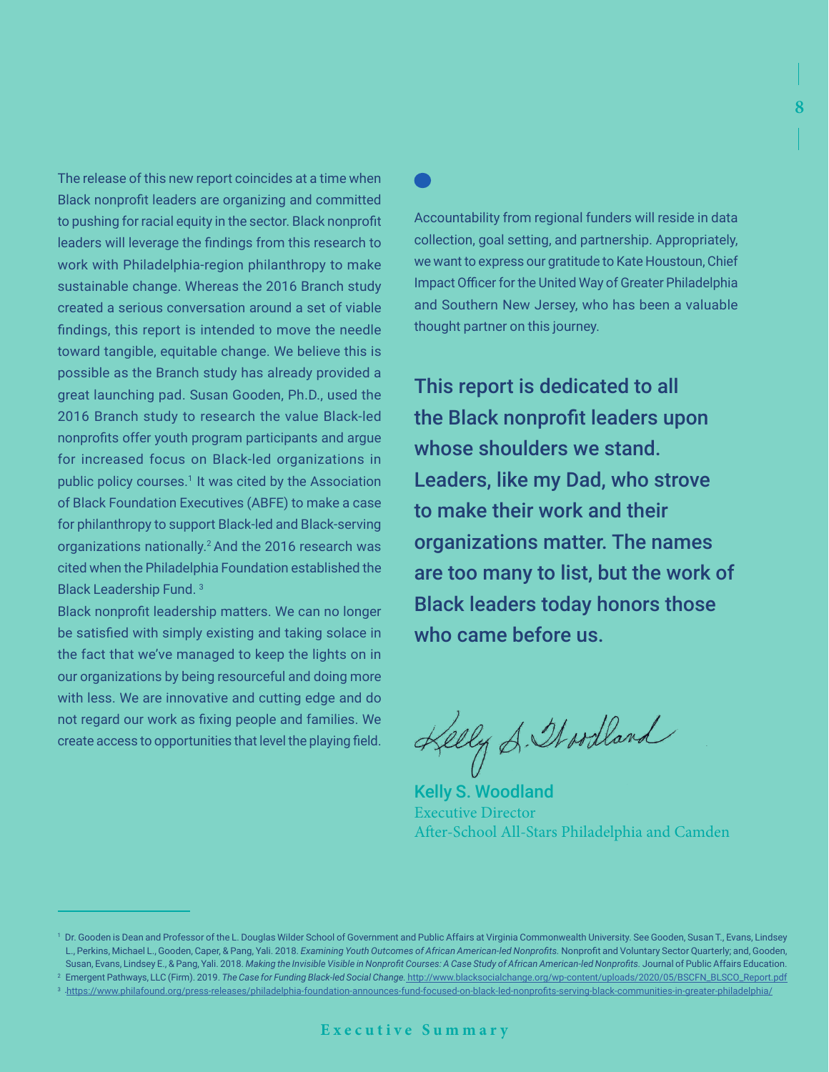The release of this new report coincides at a time when Black nonprofit leaders are organizing and committed to pushing for racial equity in the sector. Black nonprofit leaders will leverage the findings from this research to work with Philadelphia-region philanthropy to make sustainable change. Whereas the 2016 Branch study created a serious conversation around a set of viable findings, this report is intended to move the needle toward tangible, equitable change. We believe this is possible as the Branch study has already provided a great launching pad. Susan Gooden, Ph.D., used the 2016 Branch study to research the value Black-led nonprofits offer youth program participants and argue for increased focus on Black-led organizations in public policy courses.[1] It was cited by the Association of Black Foundation Executives (ABFE) to make a case for philanthropy to support Black-led and Black-serving organizations nationally.[2] And the 2016 research was cited when the Philadelphia Foundation established the Black Leadership Fund.[3]

Black nonprofit leadership matters. We can no longer be satisfied with simply existing and taking solace in the fact that we've managed to keep the lights on in our organizations by being resourceful and doing more with less. We are innovative and cutting edge and do not regard our work as fixing people and families. We create access to opportunities that level the playing field.

Accountability from regional funders will reside in data collection, goal setting, and partnership. Appropriately, we want to express our gratitude to Kate Houstoun, Chief Impact Officer for the United Way of Greater Philadelphia and Southern New Jersey, who has been a valuable thought partner on this journey.

**This report is dedicated to all the Black nonprofit leaders upon whose shoulders we stand. Leaders, like my Dad, who strove to make their work and their organizations matter. The names are too many to list, but the work of Black leaders today honors those who came before us.**

Kelly S. Woodland

**Kelly S. Woodland**
Executive Director
After-School All-Stars Philadelphia and Camden

---

[1] Dr. Gooden is Dean and Professor of the L. Douglas Wilder School of Government and Public Affairs at Virginia Commonwealth University. See Gooden, Susan T., Evans, Lindsey L., Perkins, Michael L., Gooden, Caper, & Pang, Yali. 2018. *Examining Youth Outcomes of African American-led Nonprofits.* Nonprofit and Voluntary Sector Quarterly; and, Gooden, Susan, Evans, Lindsey E., & Pang, Yali. 2018. *Making the Invisible Visible in Nonprofit Courses: A Case Study of African American-led Nonprofits.* Journal of Public Affairs Education.

[2] Emergent Pathways, LLC (Firm). 2019. *The Case for Funding Black-led Social Change.* http://www.blacksocialchange.org/wp-content/uploads/2020/05/BSCFN_BLSCO_Report.pdf

[3] https://www.philafound.org/press-releases/philadelphia-foundation-announces-fund-focused-on-black-led-nonprofits-serving-black-communities-in-greater-philadelphia/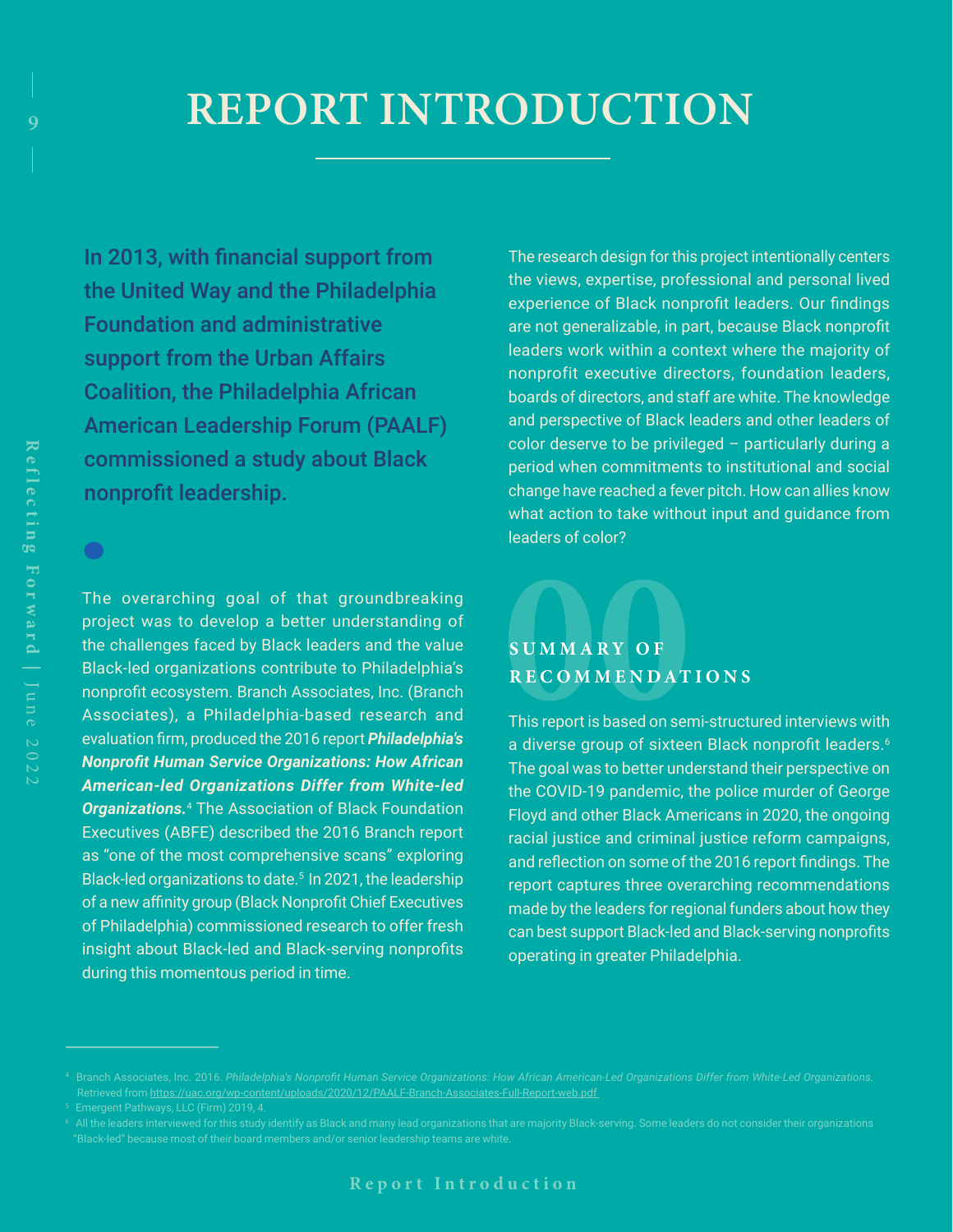# REPORT INTRODUCTION

**In 2013, with financial support from the United Way and the Philadelphia Foundation and administrative support from the Urban Affairs Coalition, the Philadelphia African American Leadership Forum (PAALF) commissioned a study about Black nonprofit leadership.**

The overarching goal of that groundbreaking project was to develop a better understanding of the challenges faced by Black leaders and the value Black-led organizations contribute to Philadelphia's nonprofit ecosystem. Branch Associates, Inc. (Branch Associates), a Philadelphia-based research and evaluation firm, produced the 2016 report ***Philadelphia's Nonprofit Human Service Organizations: How African American-led Organizations Differ from White-led Organizations.***[4] The Association of Black Foundation Executives (ABFE) described the 2016 Branch report as "one of the most comprehensive scans" exploring Black-led organizations to date.[5] In 2021, the leadership of a new affinity group (Black Nonprofit Chief Executives of Philadelphia) commissioned research to offer fresh insight about Black-led and Black-serving nonprofits during this momentous period in time.

The research design for this project intentionally centers the views, expertise, professional and personal lived experience of Black nonprofit leaders. Our findings are not generalizable, in part, because Black nonprofit leaders work within a context where the majority of nonprofit executive directors, foundation leaders, boards of directors, and staff are white. The knowledge and perspective of Black leaders and other leaders of color deserve to be privileged – particularly during a period when commitments to institutional and social change have reached a fever pitch. How can allies know what action to take without input and guidance from leaders of color?

## 00 SUMMARY OF RECOMMENDATIONS

This report is based on semi-structured interviews with a diverse group of sixteen Black nonprofit leaders.[6] The goal was to better understand their perspective on the COVID-19 pandemic, the police murder of George Floyd and other Black Americans in 2020, the ongoing racial justice and criminal justice reform campaigns, and reflection on some of the 2016 report findings. The report captures three overarching recommendations made by the leaders for regional funders about how they can best support Black-led and Black-serving nonprofits operating in greater Philadelphia.

---

[4] Branch Associates, Inc. 2016. *Philadelphia's Nonprofit Human Service Organizations: How African American-Led Organizations Differ from White-Led Organizations.* Retrieved from https://uac.org/wp-content/uploads/2020/12/PAALF-Branch-Associates-Full-Report-web.pdf

[5] Emergent Pathways, LLC (Firm) 2019, 4.

[6] All the leaders interviewed for this study identify as Black and many lead organizations that are majority Black-serving. Some leaders do not consider their organizations "Black-led" because most of their board members and/or senior leadership teams are white.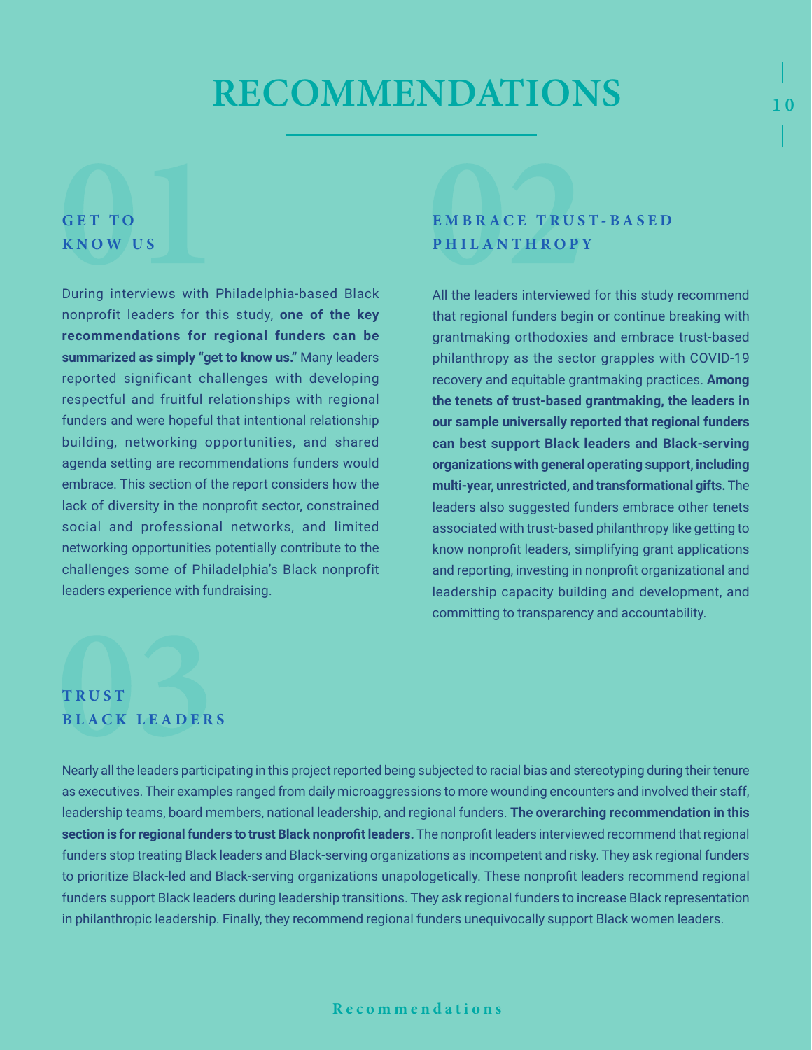# RECOMMENDATIONS

## 01 GET TO KNOW US

During interviews with Philadelphia-based Black nonprofit leaders for this study, **one of the key recommendations for regional funders can be summarized as simply "get to know us."** Many leaders reported significant challenges with developing respectful and fruitful relationships with regional funders and were hopeful that intentional relationship building, networking opportunities, and shared agenda setting are recommendations funders would embrace. This section of the report considers how the lack of diversity in the nonprofit sector, constrained social and professional networks, and limited networking opportunities potentially contribute to the challenges some of Philadelphia's Black nonprofit leaders experience with fundraising.

## 02 EMBRACE TRUST-BASED PHILANTHROPY

All the leaders interviewed for this study recommend that regional funders begin or continue breaking with grantmaking orthodoxies and embrace trust-based philanthropy as the sector grapples with COVID-19 recovery and equitable grantmaking practices. **Among the tenets of trust-based grantmaking, the leaders in our sample universally reported that regional funders can best support Black leaders and Black-serving organizations with general operating support, including multi-year, unrestricted, and transformational gifts.** The leaders also suggested funders embrace other tenets associated with trust-based philanthropy like getting to know nonprofit leaders, simplifying grant applications and reporting, investing in nonprofit organizational and leadership capacity building and development, and committing to transparency and accountability.

## 03 TRUST BLACK LEADERS

Nearly all the leaders participating in this project reported being subjected to racial bias and stereotyping during their tenure as executives. Their examples ranged from daily microaggressions to more wounding encounters and involved their staff, leadership teams, board members, national leadership, and regional funders. **The overarching recommendation in this section is for regional funders to trust Black nonprofit leaders.** The nonprofit leaders interviewed recommend that regional funders stop treating Black leaders and Black-serving organizations as incompetent and risky. They ask regional funders to prioritize Black-led and Black-serving organizations unapologetically. These nonprofit leaders recommend regional funders support Black leaders during leadership transitions. They ask regional funders to increase Black representation in philanthropic leadership. Finally, they recommend regional funders unequivocally support Black women leaders.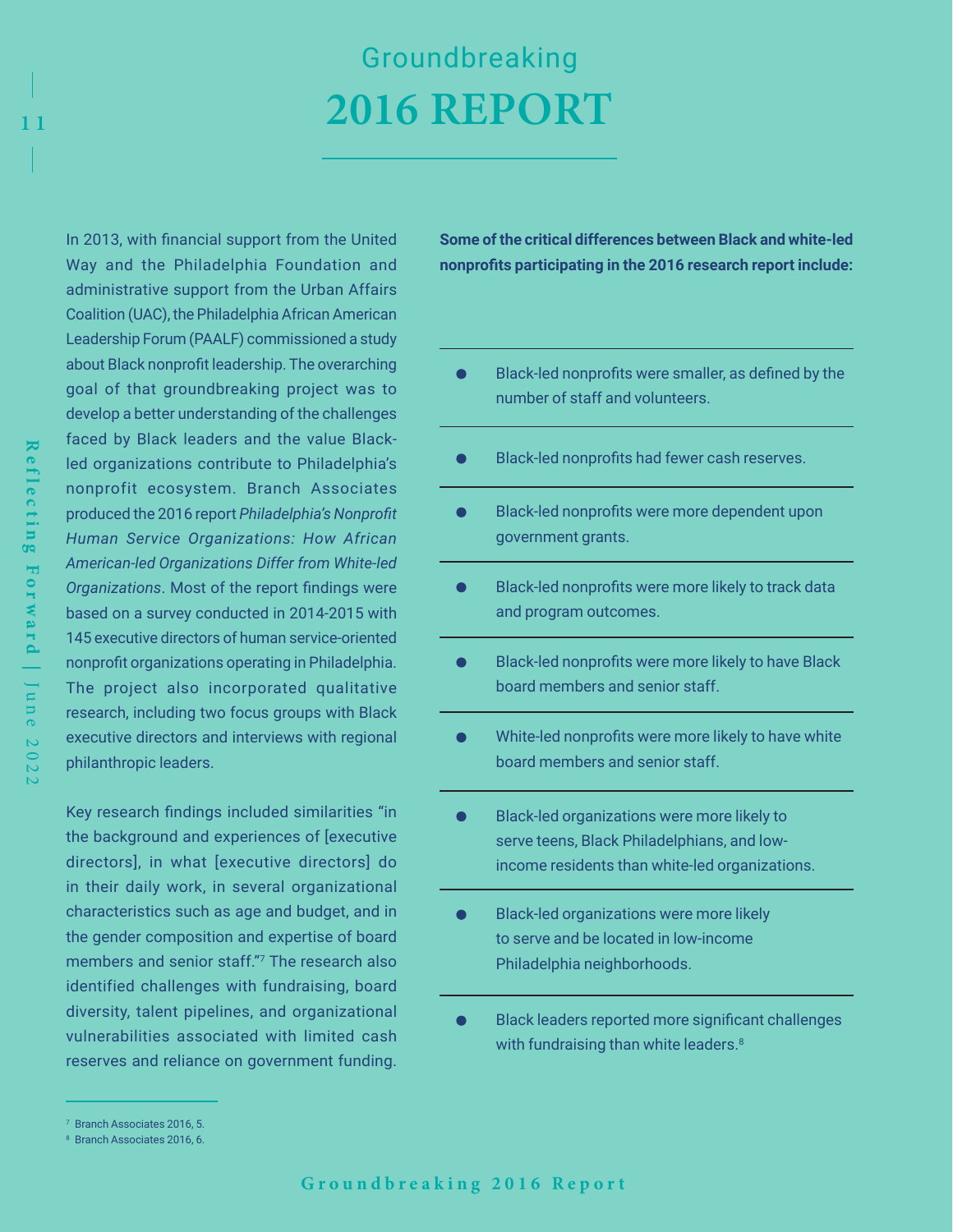# Groundbreaking 2016 REPORT

In 2013, with financial support from the United Way and the Philadelphia Foundation and administrative support from the Urban Affairs Coalition (UAC), the Philadelphia African American Leadership Forum (PAALF) commissioned a study about Black nonprofit leadership. The overarching goal of that groundbreaking project was to develop a better understanding of the challenges faced by Black leaders and the value Black-led organizations contribute to Philadelphia's nonprofit ecosystem. Branch Associates produced the 2016 report *Philadelphia's Nonprofit Human Service Organizations: How African American-led Organizations Differ from White-led Organizations*. Most of the report findings were based on a survey conducted in 2014-2015 with 145 executive directors of human service-oriented nonprofit organizations operating in Philadelphia. The project also incorporated qualitative research, including two focus groups with Black executive directors and interviews with regional philanthropic leaders.

Key research findings included similarities "in the background and experiences of [executive directors], in what [executive directors] do in their daily work, in several organizational characteristics such as age and budget, and in the gender composition and expertise of board members and senior staff."[7] The research also identified challenges with fundraising, board diversity, talent pipelines, and organizational vulnerabilities associated with limited cash reserves and reliance on government funding.

**Some of the critical differences between Black and white-led nonprofits participating in the 2016 research report include:**

- Black-led nonprofits were smaller, as defined by the number of staff and volunteers.
- Black-led nonprofits had fewer cash reserves.
- Black-led nonprofits were more dependent upon government grants.
- Black-led nonprofits were more likely to track data and program outcomes.
- Black-led nonprofits were more likely to have Black board members and senior staff.
- White-led nonprofits were more likely to have white board members and senior staff.
- Black-led organizations were more likely to serve teens, Black Philadelphians, and low-income residents than white-led organizations.
- Black-led organizations were more likely to serve and be located in low-income Philadelphia neighborhoods.
- Black leaders reported more significant challenges with fundraising than white leaders.[8]

[7] Branch Associates 2016, 5.
[8] Branch Associates 2016, 6.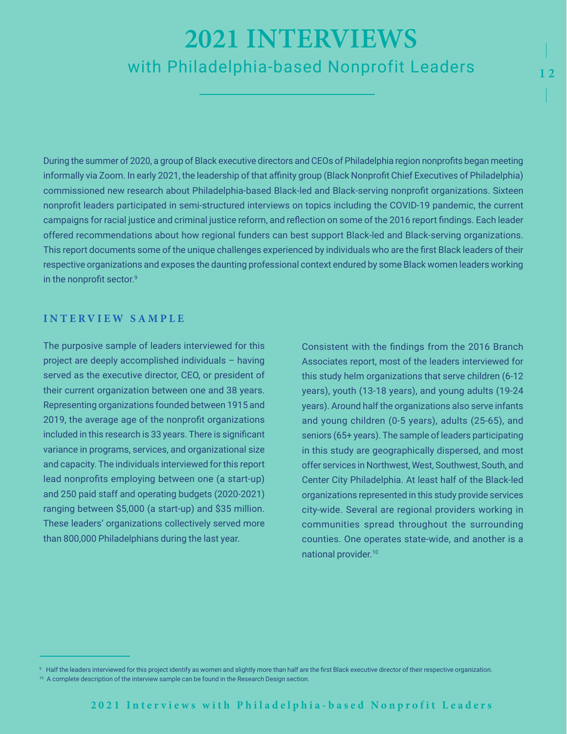# 2021 INTERVIEWS

## with Philadelphia-based Nonprofit Leaders

During the summer of 2020, a group of Black executive directors and CEOs of Philadelphia region nonprofits began meeting informally via Zoom. In early 2021, the leadership of that affinity group (Black Nonprofit Chief Executives of Philadelphia) commissioned new research about Philadelphia-based Black-led and Black-serving nonprofit organizations. Sixteen nonprofit leaders participated in semi-structured interviews on topics including the COVID-19 pandemic, the current campaigns for racial justice and criminal justice reform, and reflection on some of the 2016 report findings. Each leader offered recommendations about how regional funders can best support Black-led and Black-serving organizations. This report documents some of the unique challenges experienced by individuals who are the first Black leaders of their respective organizations and exposes the daunting professional context endured by some Black women leaders working in the nonprofit sector.[9]

### INTERVIEW SAMPLE

The purposive sample of leaders interviewed for this project are deeply accomplished individuals – having served as the executive director, CEO, or president of their current organization between one and 38 years. Representing organizations founded between 1915 and 2019, the average age of the nonprofit organizations included in this research is 33 years. There is significant variance in programs, services, and organizational size and capacity. The individuals interviewed for this report lead nonprofits employing between one (a start-up) and 250 paid staff and operating budgets (2020-2021) ranging between $5,000 (a start-up) and $35 million. These leaders' organizations collectively served more than 800,000 Philadelphians during the last year.

Consistent with the findings from the 2016 Branch Associates report, most of the leaders interviewed for this study helm organizations that serve children (6-12 years), youth (13-18 years), and young adults (19-24 years). Around half the organizations also serve infants and young children (0-5 years), adults (25-65), and seniors (65+ years). The sample of leaders participating in this study are geographically dispersed, and most offer services in Northwest, West, Southwest, South, and Center City Philadelphia. At least half of the Black-led organizations represented in this study provide services city-wide. Several are regional providers working in communities spread throughout the surrounding counties. One operates state-wide, and another is a national provider.[10]

---

[9] Half the leaders interviewed for this project identify as women and slightly more than half are the first Black executive director of their respective organization.

[10] A complete description of the interview sample can be found in the Research Design section.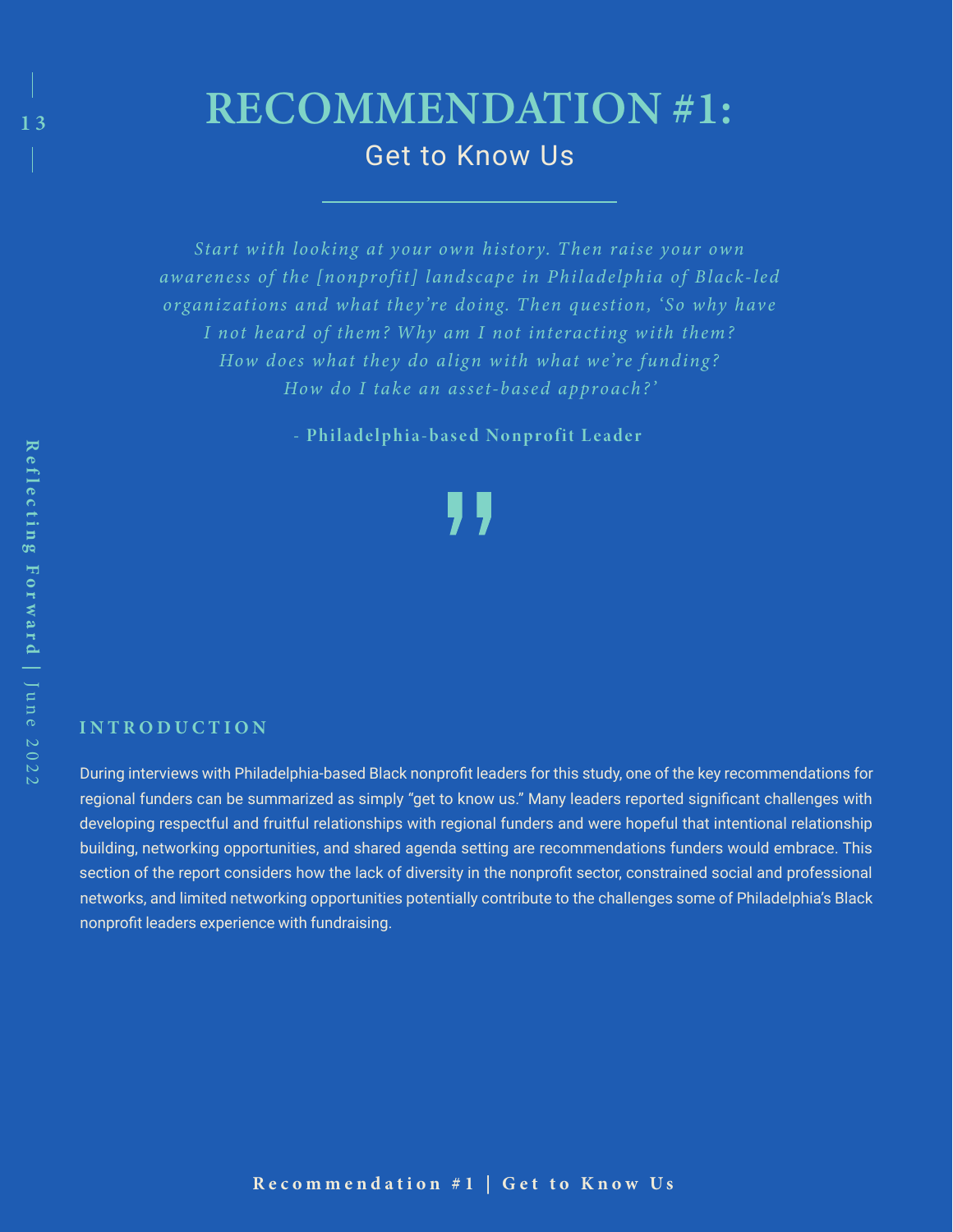# RECOMMENDATION #1:

## Get to Know Us

*Start with looking at your own history. Then raise your own awareness of the [nonprofit] landscape in Philadelphia of Black-led organizations and what they're doing. Then question, 'So why have I not heard of them? Why am I not interacting with them? How does what they do align with what we're funding? How do I take an asset-based approach?'*

**- Philadelphia-based Nonprofit Leader**

### INTRODUCTION

During interviews with Philadelphia-based Black nonprofit leaders for this study, one of the key recommendations for regional funders can be summarized as simply "get to know us." Many leaders reported significant challenges with developing respectful and fruitful relationships with regional funders and were hopeful that intentional relationship building, networking opportunities, and shared agenda setting are recommendations funders would embrace. This section of the report considers how the lack of diversity in the nonprofit sector, constrained social and professional networks, and limited networking opportunities potentially contribute to the challenges some of Philadelphia's Black nonprofit leaders experience with fundraising.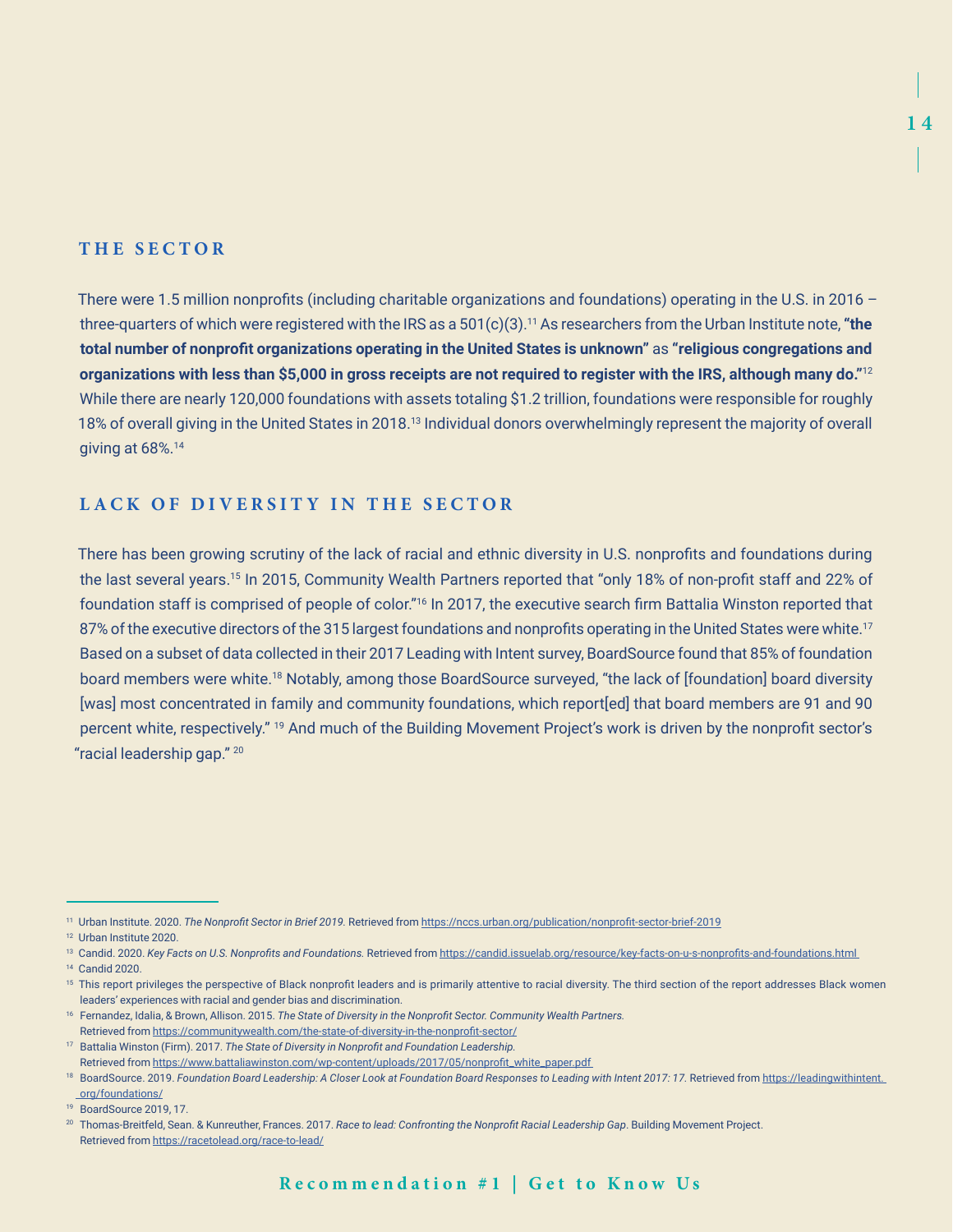## THE SECTOR

There were 1.5 million nonprofits (including charitable organizations and foundations) operating in the U.S. in 2016 – three-quarters of which were registered with the IRS as a 501(c)(3).[11] As researchers from the Urban Institute note, **"the total number of nonprofit organizations operating in the United States is unknown"** as **"religious congregations and organizations with less than $5,000 in gross receipts are not required to register with the IRS, although many do."**[12] While there are nearly 120,000 foundations with assets totaling $1.2 trillion, foundations were responsible for roughly 18% of overall giving in the United States in 2018.[13] Individual donors overwhelmingly represent the majority of overall giving at 68%.[14]

## LACK OF DIVERSITY IN THE SECTOR

There has been growing scrutiny of the lack of racial and ethnic diversity in U.S. nonprofits and foundations during the last several years.[15] In 2015, Community Wealth Partners reported that "only 18% of non-profit staff and 22% of foundation staff is comprised of people of color."[16] In 2017, the executive search firm Battalia Winston reported that 87% of the executive directors of the 315 largest foundations and nonprofits operating in the United States were white.[17] Based on a subset of data collected in their 2017 Leading with Intent survey, BoardSource found that 85% of foundation board members were white.[18] Notably, among those BoardSource surveyed, "the lack of [foundation] board diversity [was] most concentrated in family and community foundations, which report[ed] that board members are 91 and 90 percent white, respectively." [19] And much of the Building Movement Project's work is driven by the nonprofit sector's "racial leadership gap." [20]

---

[11] Urban Institute. 2020. *The Nonprofit Sector in Brief 2019.* Retrieved from https://nccs.urban.org/publication/nonprofit-sector-brief-2019

[12] Urban Institute 2020.

[13] Candid. 2020. *Key Facts on U.S. Nonprofits and Foundations.* Retrieved from https://candid.issuelab.org/resource/key-facts-on-u-s-nonprofits-and-foundations.html

[14] Candid 2020.

[15] This report privileges the perspective of Black nonprofit leaders and is primarily attentive to racial diversity. The third section of the report addresses Black women leaders' experiences with racial and gender bias and discrimination.

[16] Fernandez, Idalia, & Brown, Allison. 2015. *The State of Diversity in the Nonprofit Sector. Community Wealth Partners.* Retrieved from https://communitywealth.com/the-state-of-diversity-in-the-nonprofit-sector/

[17] Battalia Winston (Firm). 2017. *The State of Diversity in Nonprofit and Foundation Leadership.* Retrieved from https://www.battaliawinston.com/wp-content/uploads/2017/05/nonprofit_white_paper.pdf

[18] BoardSource. 2019. *Foundation Board Leadership: A Closer Look at Foundation Board Responses to Leading with Intent 2017: 17.* Retrieved from https://leadingwithintent.org/foundations/

[19] BoardSource 2019, 17.

[20] Thomas-Breitfeld, Sean. & Kunreuther, Frances. 2017. *Race to lead: Confronting the Nonprofit Racial Leadership Gap*. Building Movement Project. Retrieved from https://racetolead.org/race-to-lead/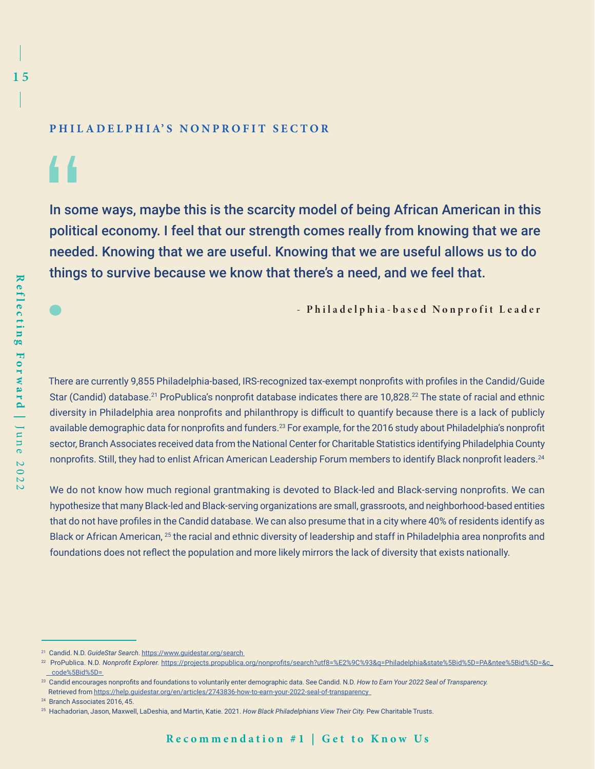## PHILADELPHIA'S NONPROFIT SECTOR

> **In some ways, maybe this is the scarcity model of being African American in this political economy. I feel that our strength comes really from knowing that we are needed. Knowing that we are useful. Knowing that we are useful allows us to do things to survive because we know that there's a need, and we feel that.**
>
> **- Philadelphia-based Nonprofit Leader**

There are currently 9,855 Philadelphia-based, IRS-recognized tax-exempt nonprofits with profiles in the Candid/Guide Star (Candid) database.[21] ProPublica's nonprofit database indicates there are 10,828.[22] The state of racial and ethnic diversity in Philadelphia area nonprofits and philanthropy is difficult to quantify because there is a lack of publicly available demographic data for nonprofits and funders.[23] For example, for the 2016 study about Philadelphia's nonprofit sector, Branch Associates received data from the National Center for Charitable Statistics identifying Philadelphia County nonprofits. Still, they had to enlist African American Leadership Forum members to identify Black nonprofit leaders.[24]

We do not know how much regional grantmaking is devoted to Black-led and Black-serving nonprofits. We can hypothesize that many Black-led and Black-serving organizations are small, grassroots, and neighborhood-based entities that do not have profiles in the Candid database. We can also presume that in a city where 40% of residents identify as Black or African American, [25] the racial and ethnic diversity of leadership and staff in Philadelphia area nonprofits and foundations does not reflect the population and more likely mirrors the lack of diversity that exists nationally.

---

[21] Candid. N.D. *GuideStar Search*. https://www.guidestar.org/search

[22] ProPublica. N.D. *Nonprofit Explorer*. https://projects.propublica.org/nonprofits/search?utf8=%E2%9C%93&q=Philadelphia&state%5Bid%5D=PA&ntee%5Bid%5D=&c_code%5Bid%5D=

[23] Candid encourages nonprofits and foundations to voluntarily enter demographic data. See Candid. N.D. *How to Earn Your 2022 Seal of Transparency*. Retrieved from https://help.guidestar.org/en/articles/2743836-how-to-earn-your-2022-seal-of-transparency

[24] Branch Associates 2016, 45.

[25] Hachadorian, Jason, Maxwell, LaDeshia, and Martin, Katie. 2021. *How Black Philadelphians View Their City.* Pew Charitable Trusts.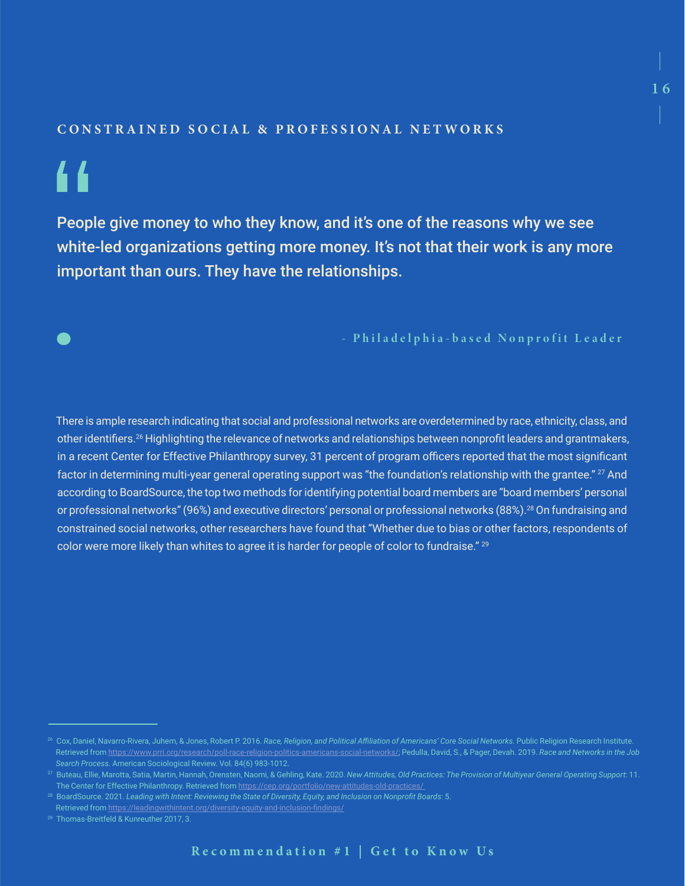## CONSTRAINED SOCIAL & PROFESSIONAL NETWORKS

> **People give money to who they know, and it's one of the reasons why we see white-led organizations getting more money. It's not that their work is any more important than ours. They have the relationships.**
>
> \- Philadelphia-based Nonprofit Leader

There is ample research indicating that social and professional networks are overdetermined by race, ethnicity, class, and other identifiers.[26] Highlighting the relevance of networks and relationships between nonprofit leaders and grantmakers, in a recent Center for Effective Philanthropy survey, 31 percent of program officers reported that the most significant factor in determining multi-year general operating support was "the foundation's relationship with the grantee." [27] And according to BoardSource, the top two methods for identifying potential board members are "board members' personal or professional networks" (96%) and executive directors' personal or professional networks (88%).[28] On fundraising and constrained social networks, other researchers have found that "Whether due to bias or other factors, respondents of color were more likely than whites to agree it is harder for people of color to fundraise." [29]

---

[26] Cox, Daniel, Navarro-Rivera, Juhem, & Jones, Robert P. 2016. *Race, Religion, and Political Affiliation of Americans' Core Social Networks.* Public Religion Research Institute. Retrieved from https://www.prri.org/research/poll-race-religion-politics-americans-social-networks/; Pedulla, David, S., & Pager, Devah. 2019. *Race and Networks in the Job Search Process.* American Sociological Review. Vol. 84(6) 983-1012.

[27] Buteau, Ellie, Marotta, Satia, Martin, Hannah, Orensten, Naomi, & Gehling, Kate. 2020. *New Attitudes, Old Practices: The Provision of Multiyear General Operating Support*: 11. The Center for Effective Philanthropy. Retrieved from https://cep.org/portfolio/new-attitudes-old-practices/

[28] BoardSource. 2021. *Leading with Intent: Reviewing the State of Diversity, Equity, and Inclusion on Nonprofit Boards*: 5. Retrieved from https://leadingwithintent.org/diversity-equity-and-inclusion-findings/

[29] Thomas-Breitfeld & Kunreuther 2017, 3.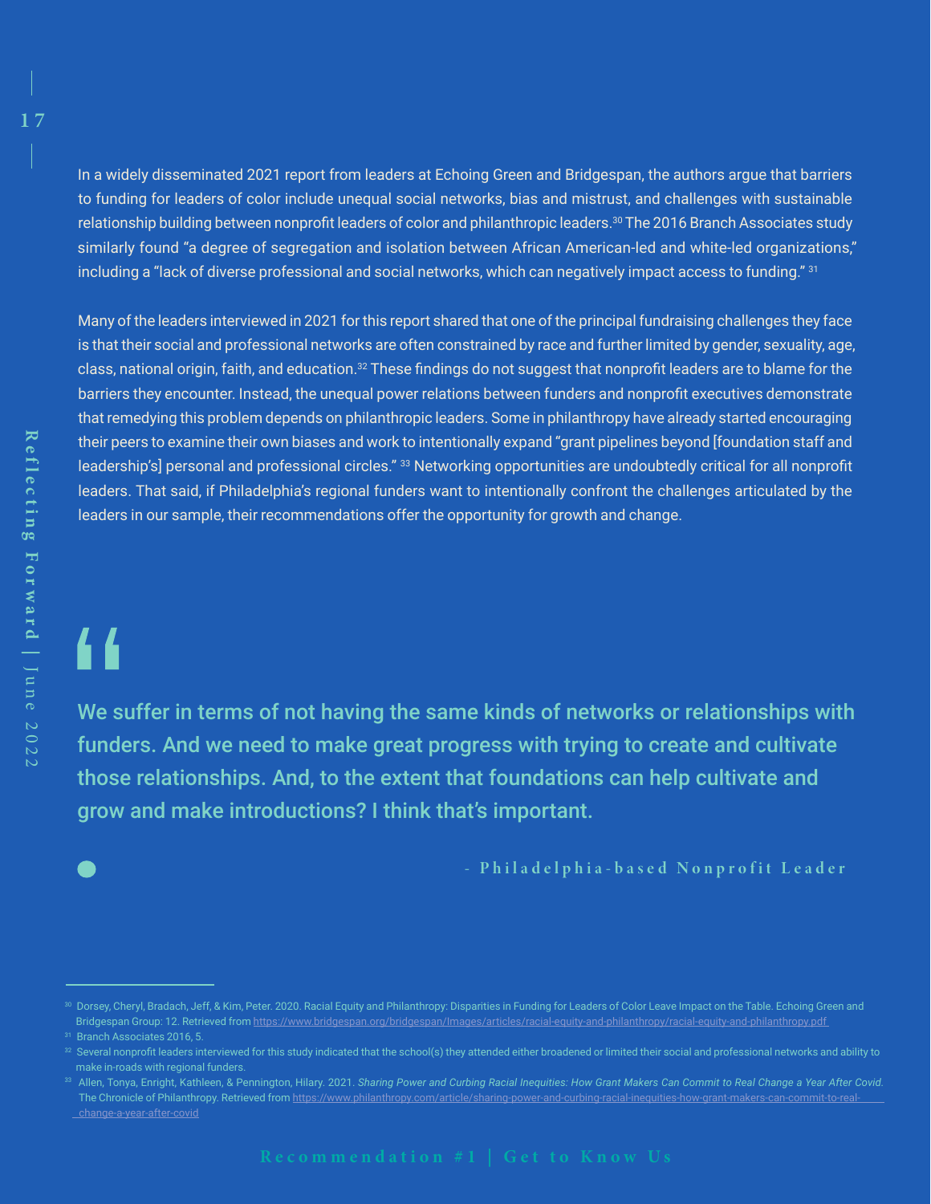In a widely disseminated 2021 report from leaders at Echoing Green and Bridgespan, the authors argue that barriers to funding for leaders of color include unequal social networks, bias and mistrust, and challenges with sustainable relationship building between nonprofit leaders of color and philanthropic leaders.[30] The 2016 Branch Associates study similarly found "a degree of segregation and isolation between African American-led and white-led organizations," including a "lack of diverse professional and social networks, which can negatively impact access to funding." [31]

Many of the leaders interviewed in 2021 for this report shared that one of the principal fundraising challenges they face is that their social and professional networks are often constrained by race and further limited by gender, sexuality, age, class, national origin, faith, and education.[32] These findings do not suggest that nonprofit leaders are to blame for the barriers they encounter. Instead, the unequal power relations between funders and nonprofit executives demonstrate that remedying this problem depends on philanthropic leaders. Some in philanthropy have already started encouraging their peers to examine their own biases and work to intentionally expand "grant pipelines beyond [foundation staff and leadership's] personal and professional circles." [33] Networking opportunities are undoubtedly critical for all nonprofit leaders. That said, if Philadelphia's regional funders want to intentionally confront the challenges articulated by the leaders in our sample, their recommendations offer the opportunity for growth and change.

> **We suffer in terms of not having the same kinds of networks or relationships with funders. And we need to make great progress with trying to create and cultivate those relationships. And, to the extent that foundations can help cultivate and grow and make introductions? I think that's important.**
>
> \- Philadelphia-based Nonprofit Leader

[30] Dorsey, Cheryl, Bradach, Jeff, & Kim, Peter. 2020. Racial Equity and Philanthropy: Disparities in Funding for Leaders of Color Leave Impact on the Table. Echoing Green and Bridgespan Group: 12. Retrieved from https://www.bridgespan.org/bridgespan/Images/articles/racial-equity-and-philanthropy/racial-equity-and-philanthropy.pdf

[31] Branch Associates 2016, 5.

[32] Several nonprofit leaders interviewed for this study indicated that the school(s) they attended either broadened or limited their social and professional networks and ability to make in-roads with regional funders.

[33] Allen, Tonya, Enright, Kathleen, & Pennington, Hilary. 2021. *Sharing Power and Curbing Racial Inequities: How Grant Makers Can Commit to Real Change a Year After Covid.* The Chronicle of Philanthropy. Retrieved from https://www.philanthropy.com/article/sharing-power-and-curbing-racial-inequities-how-grant-makers-can-commit-to-real-change-a-year-after-covid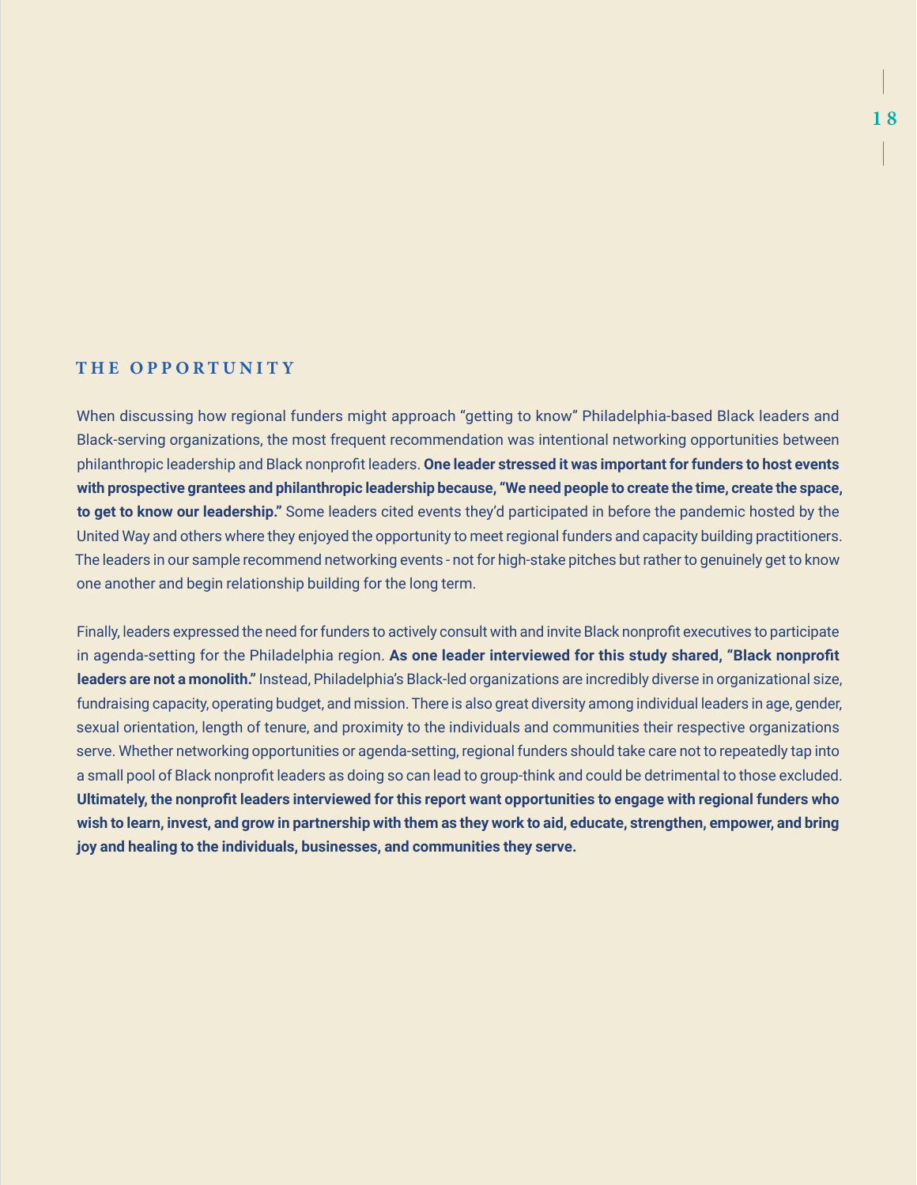## THE OPPORTUNITY

When discussing how regional funders might approach "getting to know" Philadelphia-based Black leaders and Black-serving organizations, the most frequent recommendation was intentional networking opportunities between philanthropic leadership and Black nonprofit leaders. **One leader stressed it was important for funders to host events with prospective grantees and philanthropic leadership because, "We need people to create the time, create the space, to get to know our leadership."** Some leaders cited events they'd participated in before the pandemic hosted by the United Way and others where they enjoyed the opportunity to meet regional funders and capacity building practitioners. The leaders in our sample recommend networking events - not for high-stake pitches but rather to genuinely get to know one another and begin relationship building for the long term.

Finally, leaders expressed the need for funders to actively consult with and invite Black nonprofit executives to participate in agenda-setting for the Philadelphia region. **As one leader interviewed for this study shared, "Black nonprofit leaders are not a monolith."** Instead, Philadelphia's Black-led organizations are incredibly diverse in organizational size, fundraising capacity, operating budget, and mission. There is also great diversity among individual leaders in age, gender, sexual orientation, length of tenure, and proximity to the individuals and communities their respective organizations serve. Whether networking opportunities or agenda-setting, regional funders should take care not to repeatedly tap into a small pool of Black nonprofit leaders as doing so can lead to group-think and could be detrimental to those excluded. **Ultimately, the nonprofit leaders interviewed for this report want opportunities to engage with regional funders who wish to learn, invest, and grow in partnership with them as they work to aid, educate, strengthen, empower, and bring joy and healing to the individuals, businesses, and communities they serve.**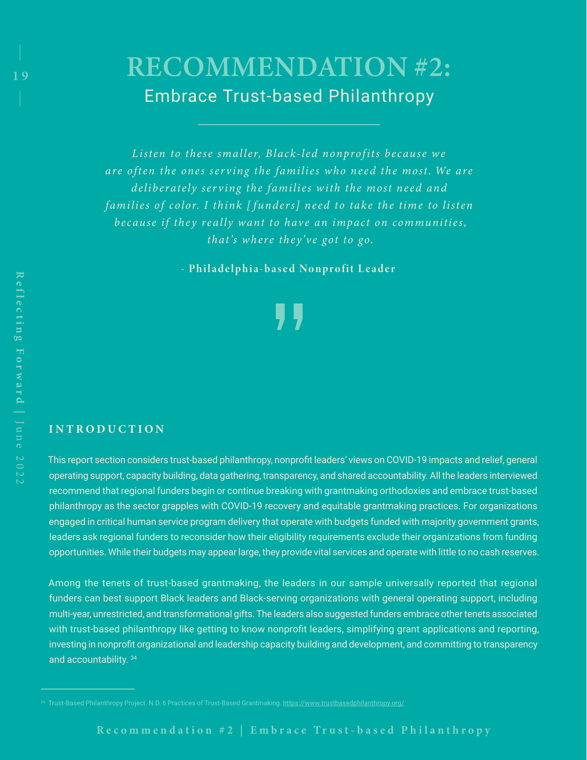# RECOMMENDATION #2:

## Embrace Trust-based Philanthropy

*Listen to these smaller, Black-led nonprofits because we are often the ones serving the families who need the most. We are deliberately serving the families with the most need and families of color. I think [funders] need to take the time to listen because if they really want to have an impact on communities, that's where they've got to go.*

- **Philadelphia-based Nonprofit Leader**

### INTRODUCTION

This report section considers trust-based philanthropy, nonprofit leaders' views on COVID-19 impacts and relief, general operating support, capacity building, data gathering, transparency, and shared accountability. All the leaders interviewed recommend that regional funders begin or continue breaking with grantmaking orthodoxies and embrace trust-based philanthropy as the sector grapples with COVID-19 recovery and equitable grantmaking practices. For organizations engaged in critical human service program delivery that operate with budgets funded with majority government grants, leaders ask regional funders to reconsider how their eligibility requirements exclude their organizations from funding opportunities. While their budgets may appear large, they provide vital services and operate with little to no cash reserves.

Among the tenets of trust-based grantmaking, the leaders in our sample universally reported that regional funders can best support Black leaders and Black-serving organizations with general operating support, including multi-year, unrestricted, and transformational gifts. The leaders also suggested funders embrace other tenets associated with trust-based philanthropy like getting to know nonprofit leaders, simplifying grant applications and reporting, investing in nonprofit organizational and leadership capacity building and development, and committing to transparency and accountability. [34]

[34] Trust-Based Philanthropy Project. N.D. 6 Practices of Trust-Based Grantmaking. https://www.trustbasedphilanthropy.org/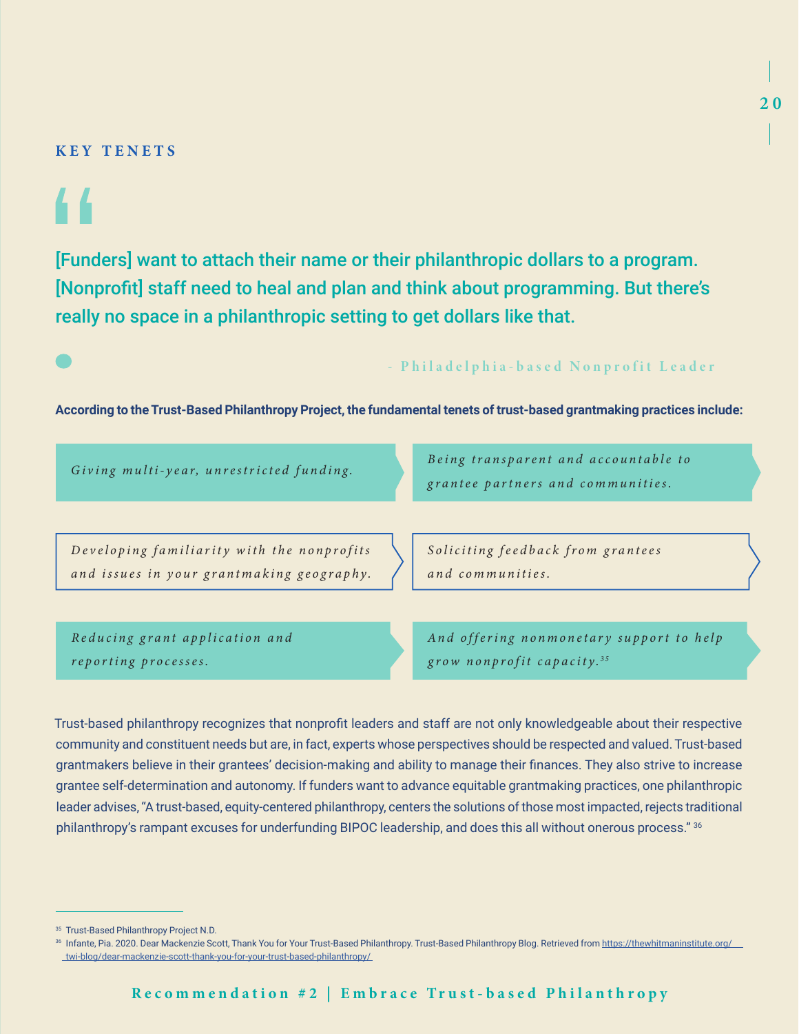## KEY TENETS

> [Funders] want to attach their name or their philanthropic dollars to a program. [Nonprofit] staff need to heal and plan and think about programming. But there's really no space in a philanthropic setting to get dollars like that.
>
> \- Philadelphia-based Nonprofit Leader

**According to the Trust-Based Philanthropy Project, the fundamental tenets of trust-based grantmaking practices include:**

- *Giving multi-year, unrestricted funding.*
- *Being transparent and accountable to grantee partners and communities.*
- *Developing familiarity with the nonprofits and issues in your grantmaking geography.*
- *Soliciting feedback from grantees and communities.*
- *Reducing grant application and reporting processes.*
- *And offering nonmonetary support to help grow nonprofit capacity.*[35]

Trust-based philanthropy recognizes that nonprofit leaders and staff are not only knowledgeable about their respective community and constituent needs but are, in fact, experts whose perspectives should be respected and valued. Trust-based grantmakers believe in their grantees' decision-making and ability to manage their finances. They also strive to increase grantee self-determination and autonomy. If funders want to advance equitable grantmaking practices, one philanthropic leader advises, "A trust-based, equity-centered philanthropy, centers the solutions of those most impacted, rejects traditional philanthropy's rampant excuses for underfunding BIPOC leadership, and does this all without onerous process." [36]

---

[35] Trust-Based Philanthropy Project N.D.

[36] Infante, Pia. 2020. Dear Mackenzie Scott, Thank You for Your Trust-Based Philanthropy. Trust-Based Philanthropy Blog. Retrieved from https://thewhitmaninstitute.org/twi-blog/dear-mackenzie-scott-thank-you-for-your-trust-based-philanthropy/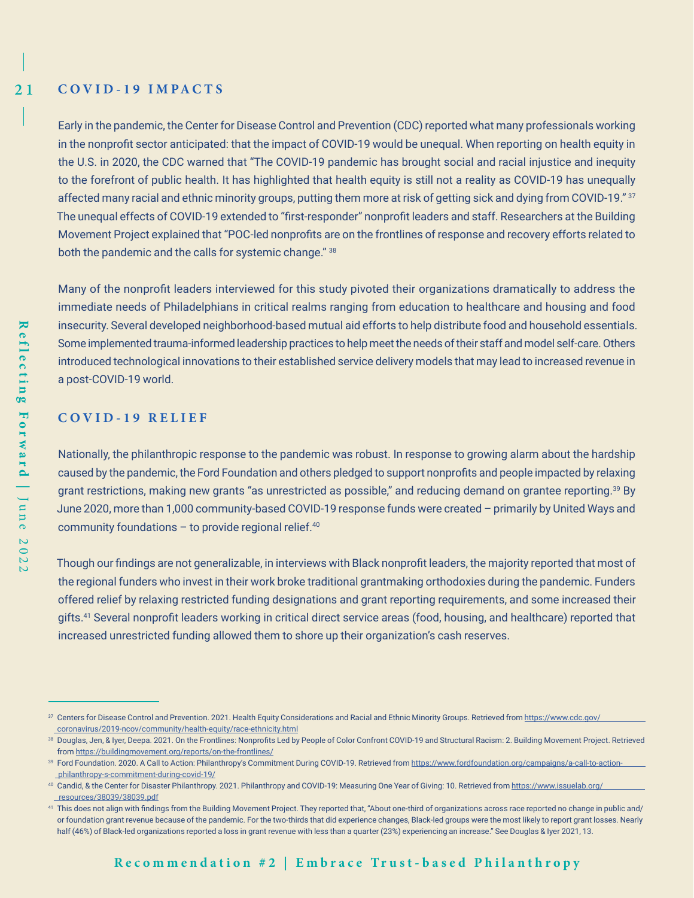## COVID-19 IMPACTS

Early in the pandemic, the Center for Disease Control and Prevention (CDC) reported what many professionals working in the nonprofit sector anticipated: that the impact of COVID-19 would be unequal. When reporting on health equity in the U.S. in 2020, the CDC warned that "The COVID-19 pandemic has brought social and racial injustice and inequity to the forefront of public health. It has highlighted that health equity is still not a reality as COVID-19 has unequally affected many racial and ethnic minority groups, putting them more at risk of getting sick and dying from COVID-19." [37] The unequal effects of COVID-19 extended to "first-responder" nonprofit leaders and staff. Researchers at the Building Movement Project explained that "POC-led nonprofits are on the frontlines of response and recovery efforts related to both the pandemic and the calls for systemic change." [38]

Many of the nonprofit leaders interviewed for this study pivoted their organizations dramatically to address the immediate needs of Philadelphians in critical realms ranging from education to healthcare and housing and food insecurity. Several developed neighborhood-based mutual aid efforts to help distribute food and household essentials. Some implemented trauma-informed leadership practices to help meet the needs of their staff and model self-care. Others introduced technological innovations to their established service delivery models that may lead to increased revenue in a post-COVID-19 world.

## COVID-19 RELIEF

Nationally, the philanthropic response to the pandemic was robust. In response to growing alarm about the hardship caused by the pandemic, the Ford Foundation and others pledged to support nonprofits and people impacted by relaxing grant restrictions, making new grants "as unrestricted as possible," and reducing demand on grantee reporting.[39] By June 2020, more than 1,000 community-based COVID-19 response funds were created – primarily by United Ways and community foundations – to provide regional relief.[40]

Though our findings are not generalizable, in interviews with Black nonprofit leaders, the majority reported that most of the regional funders who invest in their work broke traditional grantmaking orthodoxies during the pandemic. Funders offered relief by relaxing restricted funding designations and grant reporting requirements, and some increased their gifts.[41] Several nonprofit leaders working in critical direct service areas (food, housing, and healthcare) reported that increased unrestricted funding allowed them to shore up their organization's cash reserves.

---

[37] Centers for Disease Control and Prevention. 2021. Health Equity Considerations and Racial and Ethnic Minority Groups. Retrieved from https://www.cdc.gov/coronavirus/2019-ncov/community/health-equity/race-ethnicity.html

[38] Douglas, Jen, & Iyer, Deepa. 2021. On the Frontlines: Nonprofits Led by People of Color Confront COVID-19 and Structural Racism: 2. Building Movement Project. Retrieved from https://buildingmovement.org/reports/on-the-frontlines/

[39] Ford Foundation. 2020. A Call to Action: Philanthropy's Commitment During COVID-19. Retrieved from https://www.fordfoundation.org/campaigns/a-call-to-action-philanthropy-s-commitment-during-covid-19/

[40] Candid, & the Center for Disaster Philanthropy. 2021. Philanthropy and COVID-19: Measuring One Year of Giving: 10. Retrieved from https://www.issuelab.org/resources/38039/38039.pdf

[41] This does not align with findings from the Building Movement Project. They reported that, "About one-third of organizations across race reported no change in public and/or foundation grant revenue because of the pandemic. For the two-thirds that did experience changes, Black-led groups were the most likely to report grant losses. Nearly half (46%) of Black-led organizations reported a loss in grant revenue with less than a quarter (23%) experiencing an increase." See Douglas & Iyer 2021, 13.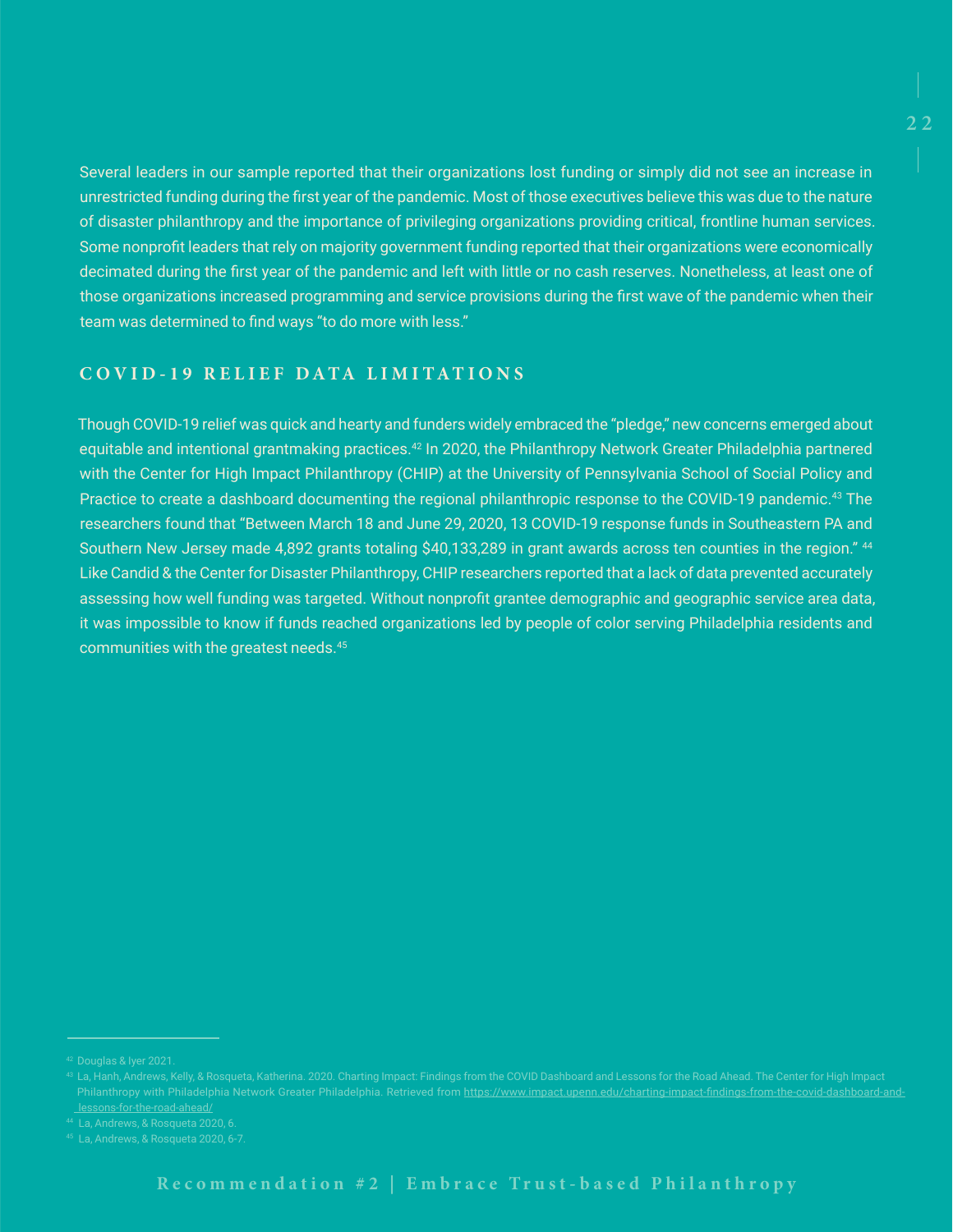Several leaders in our sample reported that their organizations lost funding or simply did not see an increase in unrestricted funding during the first year of the pandemic. Most of those executives believe this was due to the nature of disaster philanthropy and the importance of privileging organizations providing critical, frontline human services. Some nonprofit leaders that rely on majority government funding reported that their organizations were economically decimated during the first year of the pandemic and left with little or no cash reserves. Nonetheless, at least one of those organizations increased programming and service provisions during the first wave of the pandemic when their team was determined to find ways "to do more with less."

## COVID-19 RELIEF DATA LIMITATIONS

Though COVID-19 relief was quick and hearty and funders widely embraced the "pledge," new concerns emerged about equitable and intentional grantmaking practices.[42] In 2020, the Philanthropy Network Greater Philadelphia partnered with the Center for High Impact Philanthropy (CHIP) at the University of Pennsylvania School of Social Policy and Practice to create a dashboard documenting the regional philanthropic response to the COVID-19 pandemic.[43] The researchers found that "Between March 18 and June 29, 2020, 13 COVID-19 response funds in Southeastern PA and Southern New Jersey made 4,892 grants totaling $40,133,289 in grant awards across ten counties in the region." [44] Like Candid & the Center for Disaster Philanthropy, CHIP researchers reported that a lack of data prevented accurately assessing how well funding was targeted. Without nonprofit grantee demographic and geographic service area data, it was impossible to know if funds reached organizations led by people of color serving Philadelphia residents and communities with the greatest needs.[45]

---

[42] Douglas & Iyer 2021.

[43] La, Hanh, Andrews, Kelly, & Rosqueta, Katherina. 2020. Charting Impact: Findings from the COVID Dashboard and Lessons for the Road Ahead. The Center for High Impact Philanthropy with Philadelphia Network Greater Philadelphia. Retrieved from https://www.impact.upenn.edu/charting-impact-findings-from-the-covid-dashboard-and-lessons-for-the-road-ahead/

[44] La, Andrews, & Rosqueta 2020, 6.

[45] La, Andrews, & Rosqueta 2020, 6-7.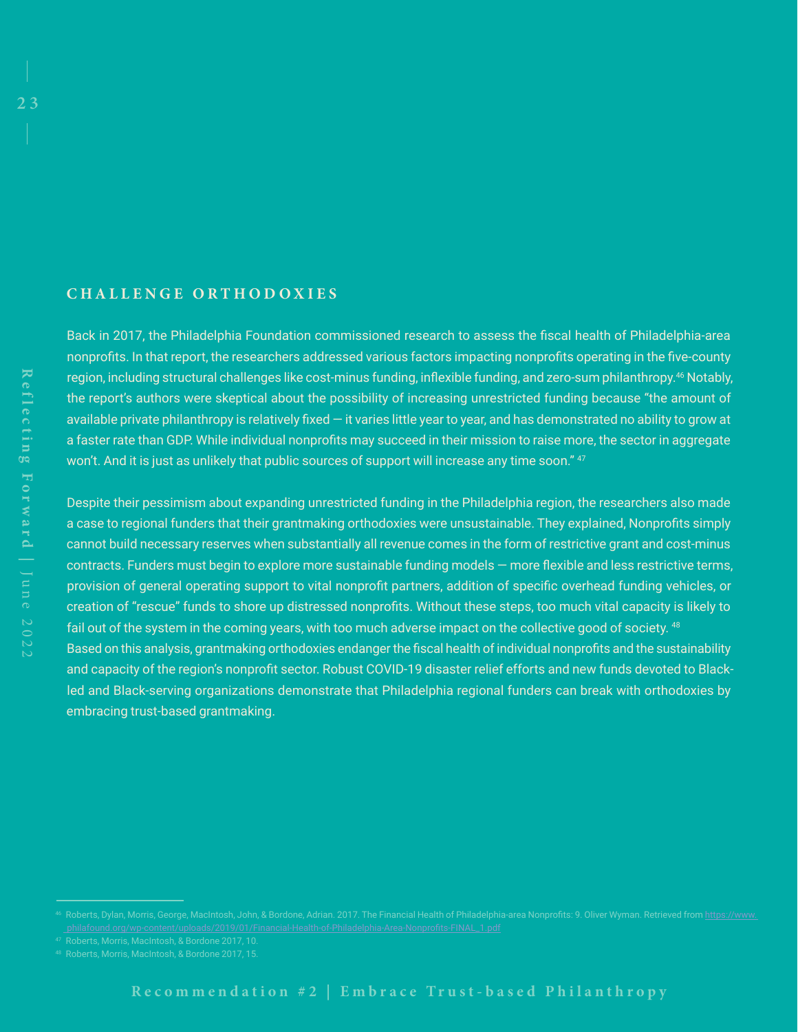## CHALLENGE ORTHODOXIES

Back in 2017, the Philadelphia Foundation commissioned research to assess the fiscal health of Philadelphia-area nonprofits. In that report, the researchers addressed various factors impacting nonprofits operating in the five-county region, including structural challenges like cost-minus funding, inflexible funding, and zero-sum philanthropy.[46] Notably, the report's authors were skeptical about the possibility of increasing unrestricted funding because "the amount of available private philanthropy is relatively fixed — it varies little year to year, and has demonstrated no ability to grow at a faster rate than GDP. While individual nonprofits may succeed in their mission to raise more, the sector in aggregate won't. And it is just as unlikely that public sources of support will increase any time soon." [47]

Despite their pessimism about expanding unrestricted funding in the Philadelphia region, the researchers also made a case to regional funders that their grantmaking orthodoxies were unsustainable. They explained, Nonprofits simply cannot build necessary reserves when substantially all revenue comes in the form of restrictive grant and cost-minus contracts. Funders must begin to explore more sustainable funding models — more flexible and less restrictive terms, provision of general operating support to vital nonprofit partners, addition of specific overhead funding vehicles, or creation of "rescue" funds to shore up distressed nonprofits. Without these steps, too much vital capacity is likely to fail out of the system in the coming years, with too much adverse impact on the collective good of society. [48]
Based on this analysis, grantmaking orthodoxies endanger the fiscal health of individual nonprofits and the sustainability and capacity of the region's nonprofit sector. Robust COVID-19 disaster relief efforts and new funds devoted to Black-led and Black-serving organizations demonstrate that Philadelphia regional funders can break with orthodoxies by embracing trust-based grantmaking.

---

[46] Roberts, Dylan, Morris, George, MacIntosh, John, & Bordone, Adrian. 2017. The Financial Health of Philadelphia-area Nonprofits: 9. Oliver Wyman. Retrieved from https://www.philafound.org/wp-content/uploads/2019/01/Financial-Health-of-Philadelphia-Area-Nonprofits-FINAL_1.pdf

[47] Roberts, Morris, MacIntosh, & Bordone 2017, 10.

[48] Roberts, Morris, MacIntosh, & Bordone 2017, 15.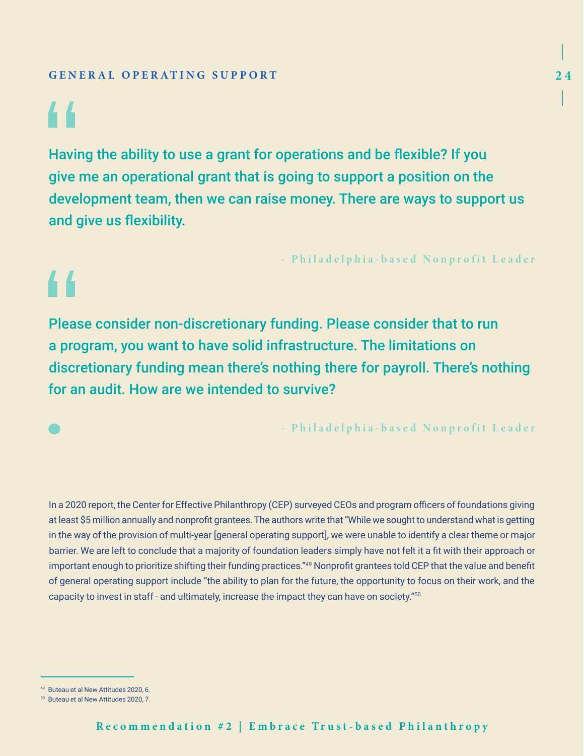## GENERAL OPERATING SUPPORT

> Having the ability to use a grant for operations and be flexible? If you give me an operational grant that is going to support a position on the development team, then we can raise money. There are ways to support us and give us flexibility.
>
> \- Philadelphia-based Nonprofit Leader

> Please consider non-discretionary funding. Please consider that to run a program, you want to have solid infrastructure. The limitations on discretionary funding mean there's nothing there for payroll. There's nothing for an audit. How are we intended to survive?
>
> \- Philadelphia-based Nonprofit Leader

In a 2020 report, the Center for Effective Philanthropy (CEP) surveyed CEOs and program officers of foundations giving at least $5 million annually and nonprofit grantees. The authors write that "While we sought to understand what is getting in the way of the provision of multi-year [general operating support], we were unable to identify a clear theme or major barrier. We are left to conclude that a majority of foundation leaders simply have not felt it a fit with their approach or important enough to prioritize shifting their funding practices."[49] Nonprofit grantees told CEP that the value and benefit of general operating support include "the ability to plan for the future, the opportunity to focus on their work, and the capacity to invest in staff - and ultimately, increase the impact they can have on society."[50]

---

[49] Buteau et al New Attitudes 2020, 6.

[50] Buteau et al New Attitudes 2020, 7.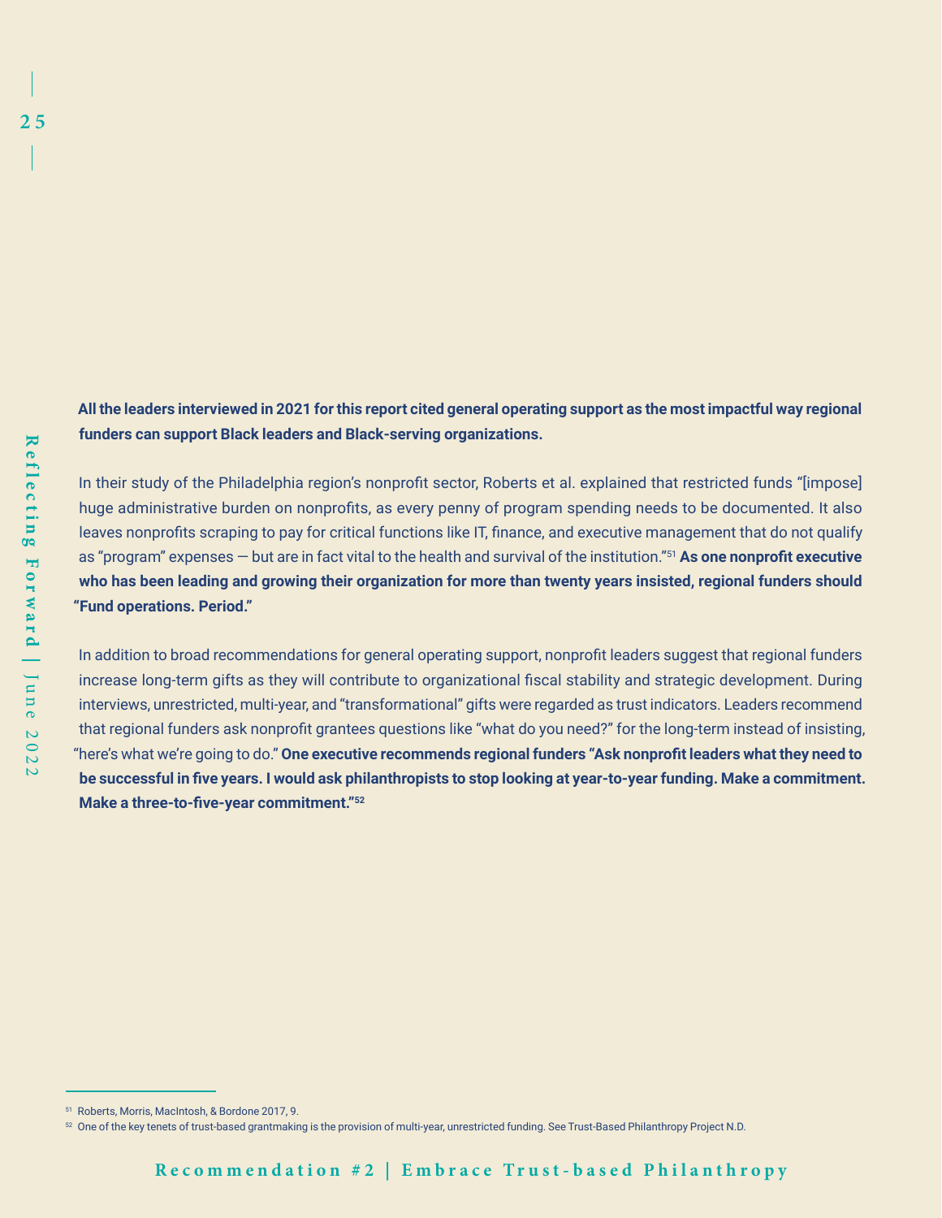**All the leaders interviewed in 2021 for this report cited general operating support as the most impactful way regional funders can support Black leaders and Black-serving organizations.**

In their study of the Philadelphia region's nonprofit sector, Roberts et al. explained that restricted funds "[impose] huge administrative burden on nonprofits, as every penny of program spending needs to be documented. It also leaves nonprofits scraping to pay for critical functions like IT, finance, and executive management that do not qualify as "program" expenses — but are in fact vital to the health and survival of the institution."[51] **As one nonprofit executive who has been leading and growing their organization for more than twenty years insisted, regional funders should "Fund operations. Period."**

In addition to broad recommendations for general operating support, nonprofit leaders suggest that regional funders increase long-term gifts as they will contribute to organizational fiscal stability and strategic development. During interviews, unrestricted, multi-year, and "transformational" gifts were regarded as trust indicators. Leaders recommend that regional funders ask nonprofit grantees questions like "what do you need?" for the long-term instead of insisting, "here's what we're going to do." **One executive recommends regional funders "Ask nonprofit leaders what they need to be successful in five years. I would ask philanthropists to stop looking at year-to-year funding. Make a commitment. Make a three-to-five-year commitment."[52]**

---

[51] Roberts, Morris, MacIntosh, & Bordone 2017, 9.

[52] One of the key tenets of trust-based grantmaking is the provision of multi-year, unrestricted funding. See Trust-Based Philanthropy Project N.D.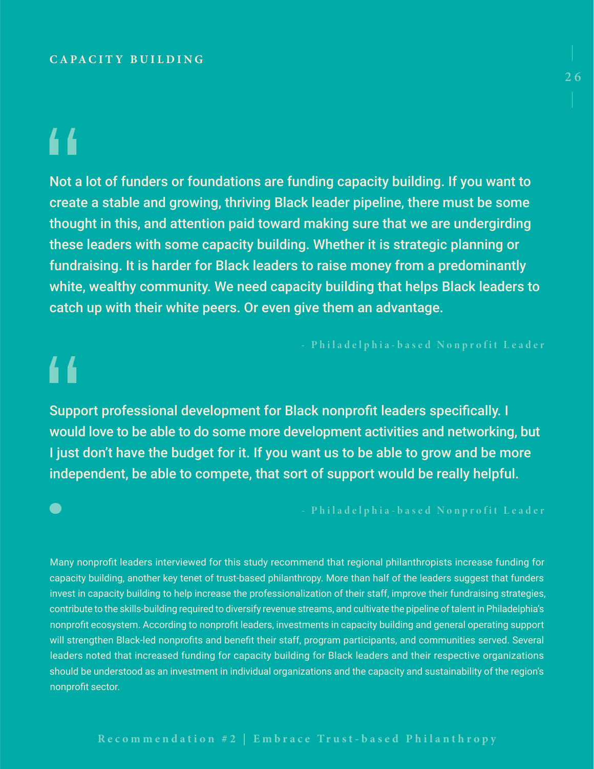## CAPACITY BUILDING

> Not a lot of funders or foundations are funding capacity building. If you want to create a stable and growing, thriving Black leader pipeline, there must be some thought in this, and attention paid toward making sure that we are undergirding these leaders with some capacity building. Whether it is strategic planning or fundraising. It is harder for Black leaders to raise money from a predominantly white, wealthy community. We need capacity building that helps Black leaders to catch up with their white peers. Or even give them an advantage.
>
> \- Philadelphia-based Nonprofit Leader

> Support professional development for Black nonprofit leaders specifically. I would love to be able to do some more development activities and networking, but I just don't have the budget for it. If you want us to be able to grow and be more independent, be able to compete, that sort of support would be really helpful.
>
> \- Philadelphia-based Nonprofit Leader

Many nonprofit leaders interviewed for this study recommend that regional philanthropists increase funding for capacity building, another key tenet of trust-based philanthropy. More than half of the leaders suggest that funders invest in capacity building to help increase the professionalization of their staff, improve their fundraising strategies, contribute to the skills-building required to diversify revenue streams, and cultivate the pipeline of talent in Philadelphia's nonprofit ecosystem. According to nonprofit leaders, investments in capacity building and general operating support will strengthen Black-led nonprofits and benefit their staff, program participants, and communities served. Several leaders noted that increased funding for capacity building for Black leaders and their respective organizations should be understood as an investment in individual organizations and the capacity and sustainability of the region's nonprofit sector.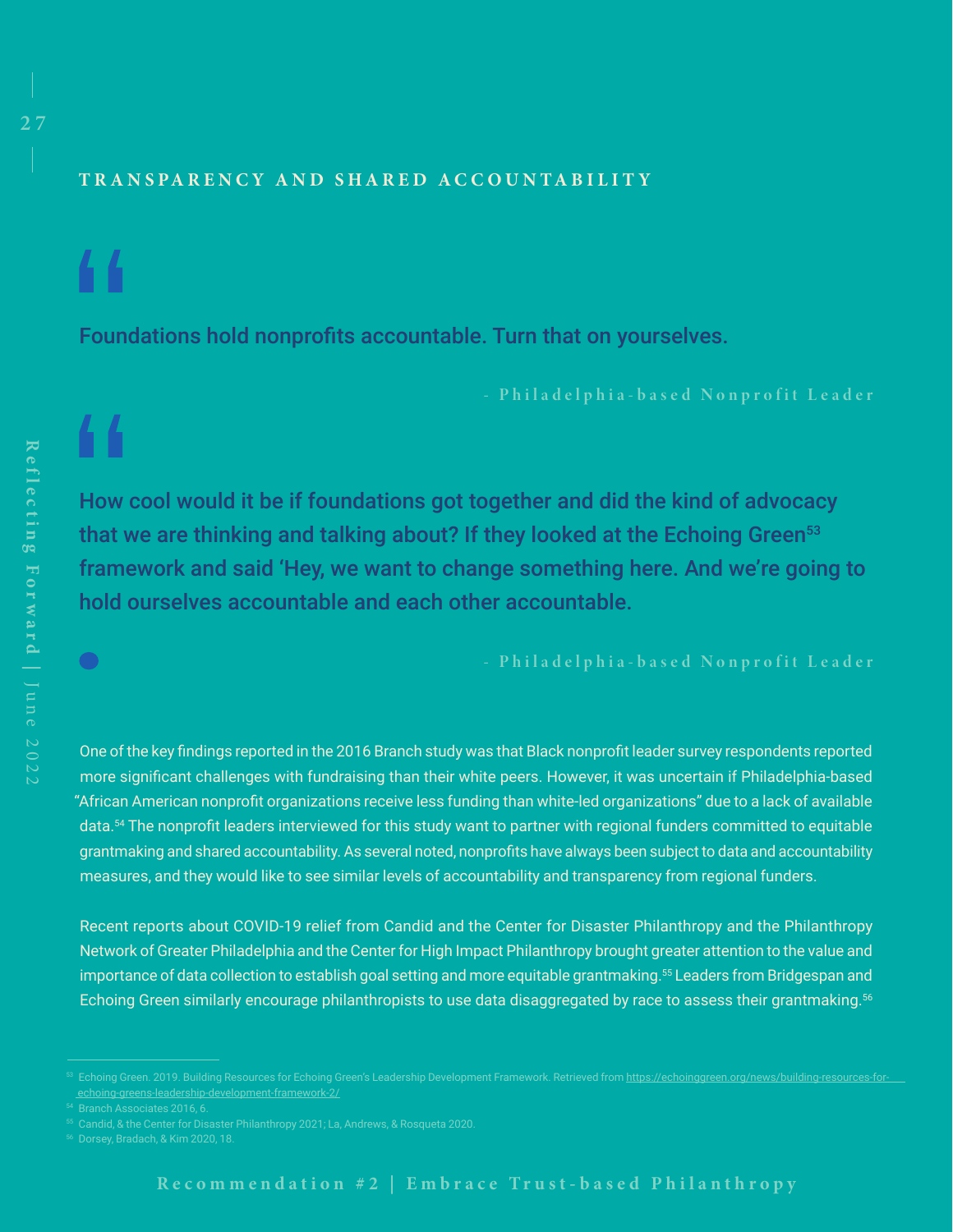## TRANSPARENCY AND SHARED ACCOUNTABILITY

> Foundations hold nonprofits accountable. Turn that on yourselves.
>
> \- Philadelphia-based Nonprofit Leader

> How cool would it be if foundations got together and did the kind of advocacy that we are thinking and talking about? If they looked at the Echoing Green[53] framework and said 'Hey, we want to change something here. And we're going to hold ourselves accountable and each other accountable.
>
> \- Philadelphia-based Nonprofit Leader

One of the key findings reported in the 2016 Branch study was that Black nonprofit leader survey respondents reported more significant challenges with fundraising than their white peers. However, it was uncertain if Philadelphia-based "African American nonprofit organizations receive less funding than white-led organizations" due to a lack of available data.[54] The nonprofit leaders interviewed for this study want to partner with regional funders committed to equitable grantmaking and shared accountability. As several noted, nonprofits have always been subject to data and accountability measures, and they would like to see similar levels of accountability and transparency from regional funders.

Recent reports about COVID-19 relief from Candid and the Center for Disaster Philanthropy and the Philanthropy Network of Greater Philadelphia and the Center for High Impact Philanthropy brought greater attention to the value and importance of data collection to establish goal setting and more equitable grantmaking.[55] Leaders from Bridgespan and Echoing Green similarly encourage philanthropists to use data disaggregated by race to assess their grantmaking.[56]

---

[53] Echoing Green. 2019. Building Resources for Echoing Green's Leadership Development Framework. Retrieved from https://echoinggreen.org/news/building-resources-for-echoing-greens-leadership-development-framework-2/

[54] Branch Associates 2016, 6.

[55] Candid, & the Center for Disaster Philanthropy 2021; La, Andrews, & Rosqueta 2020.

[56] Dorsey, Bradach, & Kim 2020, 18.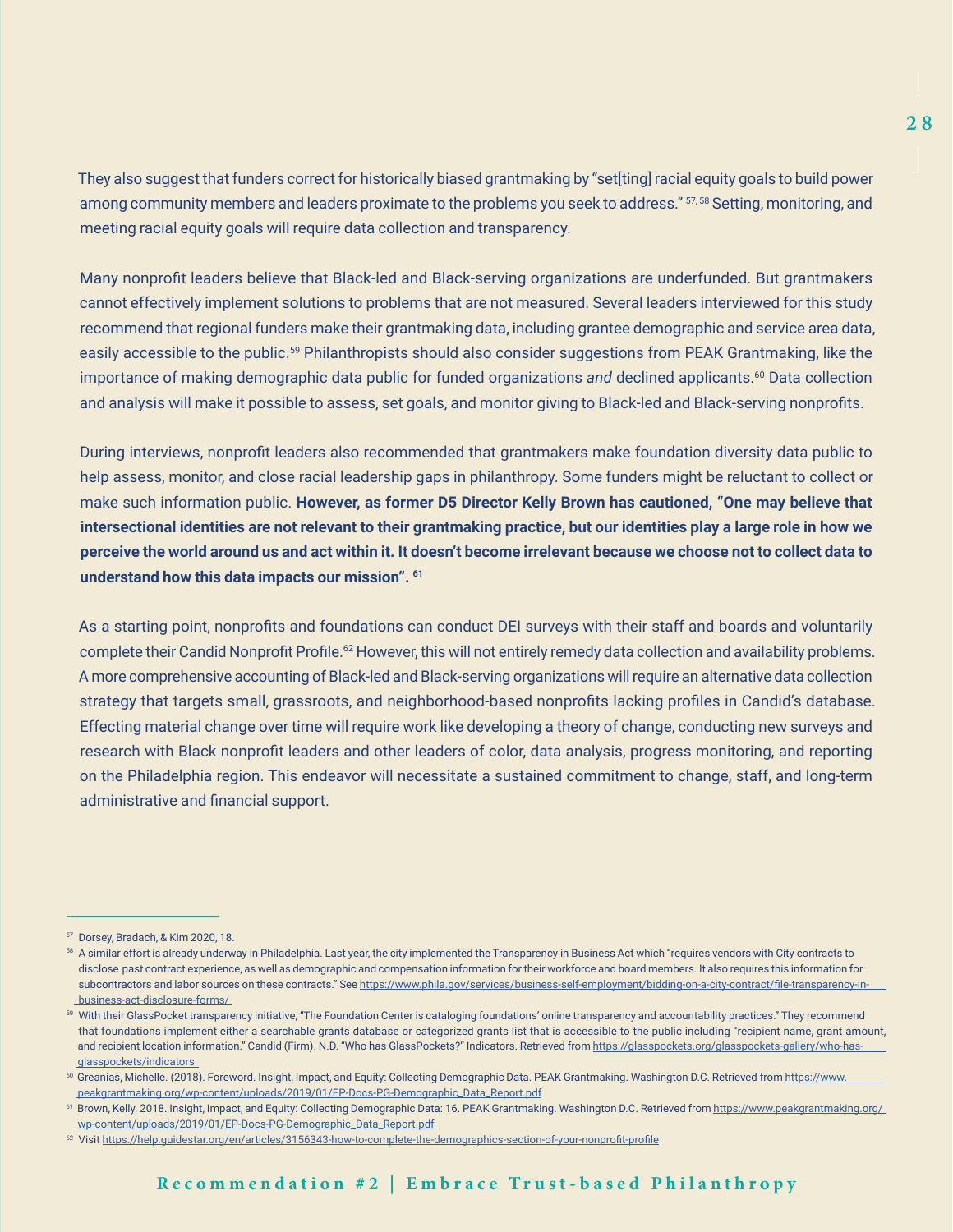They also suggest that funders correct for historically biased grantmaking by "set[ting] racial equity goals to build power among community members and leaders proximate to the problems you seek to address." [57, 58] Setting, monitoring, and meeting racial equity goals will require data collection and transparency.

Many nonprofit leaders believe that Black-led and Black-serving organizations are underfunded. But grantmakers cannot effectively implement solutions to problems that are not measured. Several leaders interviewed for this study recommend that regional funders make their grantmaking data, including grantee demographic and service area data, easily accessible to the public.[59] Philanthropists should also consider suggestions from PEAK Grantmaking, like the importance of making demographic data public for funded organizations *and* declined applicants.[60] Data collection and analysis will make it possible to assess, set goals, and monitor giving to Black-led and Black-serving nonprofits.

During interviews, nonprofit leaders also recommended that grantmakers make foundation diversity data public to help assess, monitor, and close racial leadership gaps in philanthropy. Some funders might be reluctant to collect or make such information public. **However, as former D5 Director Kelly Brown has cautioned, "One may believe that intersectional identities are not relevant to their grantmaking practice, but our identities play a large role in how we perceive the world around us and act within it. It doesn't become irrelevant because we choose not to collect data to understand how this data impacts our mission".** [61]

As a starting point, nonprofits and foundations can conduct DEI surveys with their staff and boards and voluntarily complete their Candid Nonprofit Profile.[62] However, this will not entirely remedy data collection and availability problems. A more comprehensive accounting of Black-led and Black-serving organizations will require an alternative data collection strategy that targets small, grassroots, and neighborhood-based nonprofits lacking profiles in Candid's database. Effecting material change over time will require work like developing a theory of change, conducting new surveys and research with Black nonprofit leaders and other leaders of color, data analysis, progress monitoring, and reporting on the Philadelphia region. This endeavor will necessitate a sustained commitment to change, staff, and long-term administrative and financial support.

---

[57] Dorsey, Bradach, & Kim 2020, 18.

[58] A similar effort is already underway in Philadelphia. Last year, the city implemented the Transparency in Business Act which "requires vendors with City contracts to disclose past contract experience, as well as demographic and compensation information for their workforce and board members. It also requires this information for subcontractors and labor sources on these contracts." See https://www.phila.gov/services/business-self-employment/bidding-on-a-city-contract/file-transparency-in-business-act-disclosure-forms/

[59] With their GlassPocket transparency initiative, "The Foundation Center is cataloging foundations' online transparency and accountability practices." They recommend that foundations implement either a searchable grants database or categorized grants list that is accessible to the public including "recipient name, grant amount, and recipient location information." Candid (Firm). N.D. "Who has GlassPockets?" Indicators. Retrieved from https://glasspockets.org/glasspockets-gallery/who-has-glasspockets/indicators

[60] Greanias, Michelle. (2018). Foreword. Insight, Impact, and Equity: Collecting Demographic Data. PEAK Grantmaking. Washington D.C. Retrieved from https://www.peakgrantmaking.org/wp-content/uploads/2019/01/EP-Docs-PG-Demographic_Data_Report.pdf

[61] Brown, Kelly. 2018. Insight, Impact, and Equity: Collecting Demographic Data: 16. PEAK Grantmaking. Washington D.C. Retrieved from https://www.peakgrantmaking.org/wp-content/uploads/2019/01/EP-Docs-PG-Demographic_Data_Report.pdf

[62] Visit https://help.guidestar.org/en/articles/3156343-how-to-complete-the-demographics-section-of-your-nonprofit-profile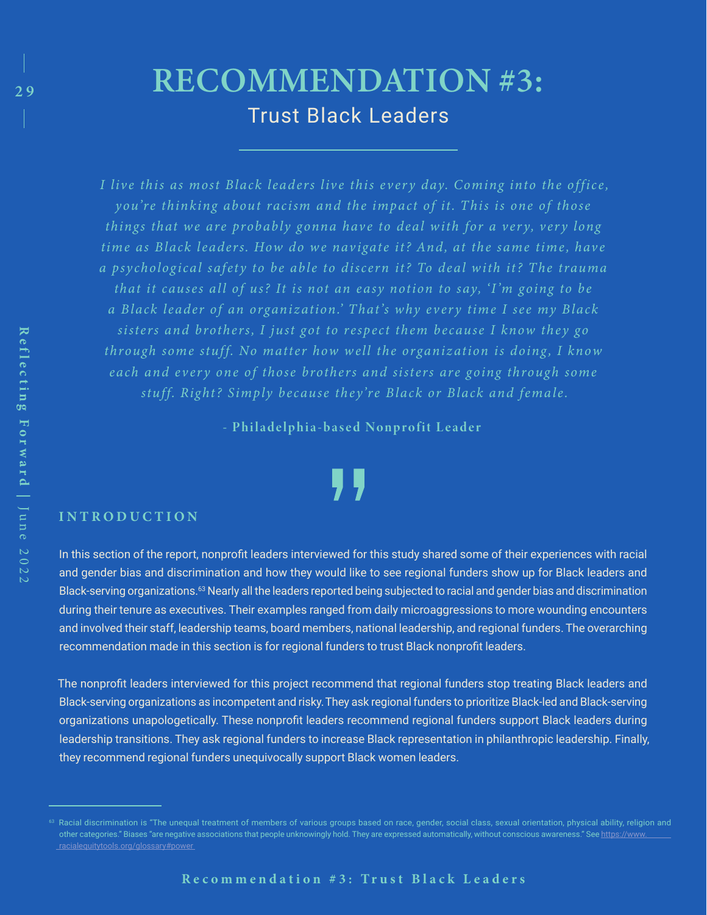# RECOMMENDATION #3:

## Trust Black Leaders

*I live this as most Black leaders live this every day. Coming into the office, you're thinking about racism and the impact of it. This is one of those things that we are probably gonna have to deal with for a very, very long time as Black leaders. How do we navigate it? And, at the same time, have a psychological safety to be able to discern it? To deal with it? The trauma that it causes all of us? It is not an easy notion to say, 'I'm going to be a Black leader of an organization.' That's why every time I see my Black sisters and brothers, I just got to respect them because I know they go through some stuff. No matter how well the organization is doing, I know each and every one of those brothers and sisters are going through some stuff. Right? Simply because they're Black or Black and female.*

**- Philadelphia-based Nonprofit Leader**

### INTRODUCTION

In this section of the report, nonprofit leaders interviewed for this study shared some of their experiences with racial and gender bias and discrimination and how they would like to see regional funders show up for Black leaders and Black-serving organizations.[63] Nearly all the leaders reported being subjected to racial and gender bias and discrimination during their tenure as executives. Their examples ranged from daily microaggressions to more wounding encounters and involved their staff, leadership teams, board members, national leadership, and regional funders. The overarching recommendation made in this section is for regional funders to trust Black nonprofit leaders.

The nonprofit leaders interviewed for this project recommend that regional funders stop treating Black leaders and Black-serving organizations as incompetent and risky. They ask regional funders to prioritize Black-led and Black-serving organizations unapologetically. These nonprofit leaders recommend regional funders support Black leaders during leadership transitions. They ask regional funders to increase Black representation in philanthropic leadership. Finally, they recommend regional funders unequivocally support Black women leaders.

---

[63] Racial discrimination is "The unequal treatment of members of various groups based on race, gender, social class, sexual orientation, physical ability, religion and other categories." Biases "are negative associations that people unknowingly hold. They are expressed automatically, without conscious awareness." See https://www.racialequitytools.org/glossary#power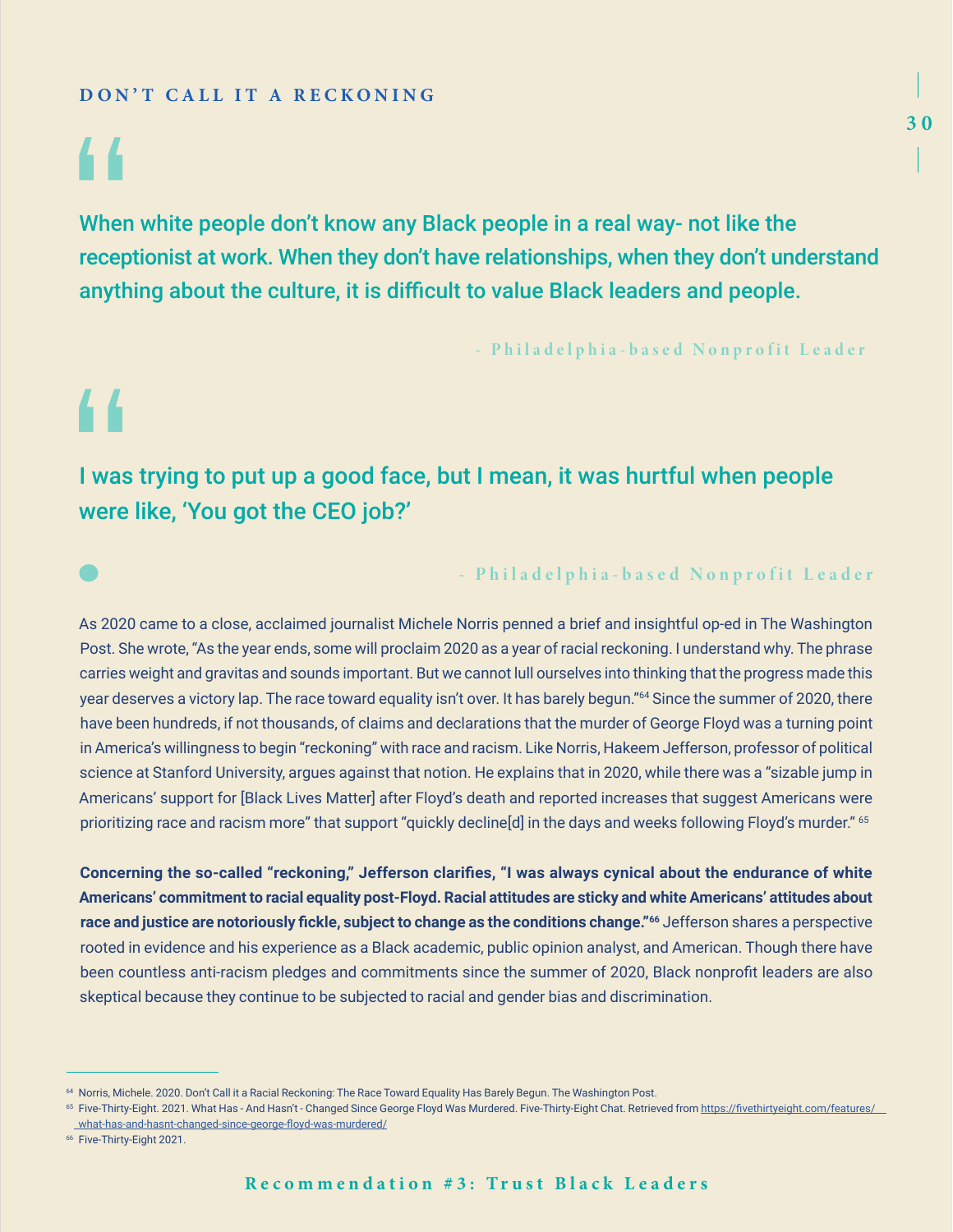## DON'T CALL IT A RECKONING

> When white people don't know any Black people in a real way- not like the receptionist at work. When they don't have relationships, when they don't understand anything about the culture, it is difficult to value Black leaders and people.
>
> \- Philadelphia-based Nonprofit Leader

> I was trying to put up a good face, but I mean, it was hurtful when people were like, 'You got the CEO job?'
>
> \- Philadelphia-based Nonprofit Leader

As 2020 came to a close, acclaimed journalist Michele Norris penned a brief and insightful op-ed in The Washington Post. She wrote, "As the year ends, some will proclaim 2020 as a year of racial reckoning. I understand why. The phrase carries weight and gravitas and sounds important. But we cannot lull ourselves into thinking that the progress made this year deserves a victory lap. The race toward equality isn't over. It has barely begun."[64] Since the summer of 2020, there have been hundreds, if not thousands, of claims and declarations that the murder of George Floyd was a turning point in America's willingness to begin "reckoning" with race and racism. Like Norris, Hakeem Jefferson, professor of political science at Stanford University, argues against that notion. He explains that in 2020, while there was a "sizable jump in Americans' support for [Black Lives Matter] after Floyd's death and reported increases that suggest Americans were prioritizing race and racism more" that support "quickly decline[d] in the days and weeks following Floyd's murder." [65]

**Concerning the so-called "reckoning," Jefferson clarifies, "I was always cynical about the endurance of white Americans' commitment to racial equality post-Floyd. Racial attitudes are sticky and white Americans' attitudes about race and justice are notoriously fickle, subject to change as the conditions change."[66]** Jefferson shares a perspective rooted in evidence and his experience as a Black academic, public opinion analyst, and American. Though there have been countless anti-racism pledges and commitments since the summer of 2020, Black nonprofit leaders are also skeptical because they continue to be subjected to racial and gender bias and discrimination.

---

[64] Norris, Michele. 2020. Don't Call it a Racial Reckoning: The Race Toward Equality Has Barely Begun. The Washington Post.

[65] Five-Thirty-Eight. 2021. What Has - And Hasn't - Changed Since George Floyd Was Murdered. Five-Thirty-Eight Chat. Retrieved from https://fivethirtyeight.com/features/what-has-and-hasnt-changed-since-george-floyd-was-murdered/

[66] Five-Thirty-Eight 2021.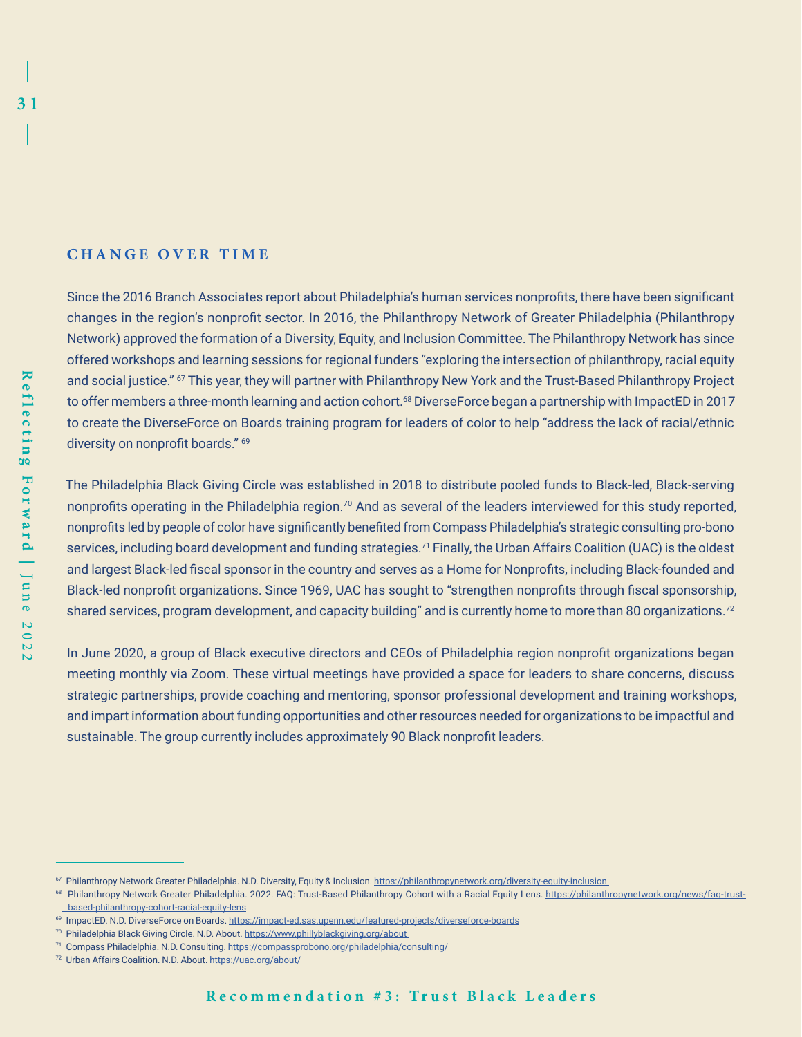## CHANGE OVER TIME

Since the 2016 Branch Associates report about Philadelphia's human services nonprofits, there have been significant changes in the region's nonprofit sector. In 2016, the Philanthropy Network of Greater Philadelphia (Philanthropy Network) approved the formation of a Diversity, Equity, and Inclusion Committee. The Philanthropy Network has since offered workshops and learning sessions for regional funders "exploring the intersection of philanthropy, racial equity and social justice." [67] This year, they will partner with Philanthropy New York and the Trust-Based Philanthropy Project to offer members a three-month learning and action cohort.[68] DiverseForce began a partnership with ImpactED in 2017 to create the DiverseForce on Boards training program for leaders of color to help "address the lack of racial/ethnic diversity on nonprofit boards." [69]

The Philadelphia Black Giving Circle was established in 2018 to distribute pooled funds to Black-led, Black-serving nonprofits operating in the Philadelphia region.[70] And as several of the leaders interviewed for this study reported, nonprofits led by people of color have significantly benefited from Compass Philadelphia's strategic consulting pro-bono services, including board development and funding strategies.[71] Finally, the Urban Affairs Coalition (UAC) is the oldest and largest Black-led fiscal sponsor in the country and serves as a Home for Nonprofits, including Black-founded and Black-led nonprofit organizations. Since 1969, UAC has sought to "strengthen nonprofits through fiscal sponsorship, shared services, program development, and capacity building" and is currently home to more than 80 organizations.[72]

In June 2020, a group of Black executive directors and CEOs of Philadelphia region nonprofit organizations began meeting monthly via Zoom. These virtual meetings have provided a space for leaders to share concerns, discuss strategic partnerships, provide coaching and mentoring, sponsor professional development and training workshops, and impart information about funding opportunities and other resources needed for organizations to be impactful and sustainable. The group currently includes approximately 90 Black nonprofit leaders.

---

[67] Philanthropy Network Greater Philadelphia. N.D. Diversity, Equity & Inclusion. https://philanthropynetwork.org/diversity-equity-inclusion

[68] Philanthropy Network Greater Philadelphia. 2022. FAQ: Trust-Based Philanthropy Cohort with a Racial Equity Lens. https://philanthropynetwork.org/news/faq-trust-based-philanthropy-cohort-racial-equity-lens

[69] ImpactED. N.D. DiverseForce on Boards. https://impact-ed.sas.upenn.edu/featured-projects/diverseforce-boards

[70] Philadelphia Black Giving Circle. N.D. About. https://www.phillyblackgiving.org/about

[71] Compass Philadelphia. N.D. Consulting. https://compassprobono.org/philadelphia/consulting/

[72] Urban Affairs Coalition. N.D. About. https://uac.org/about/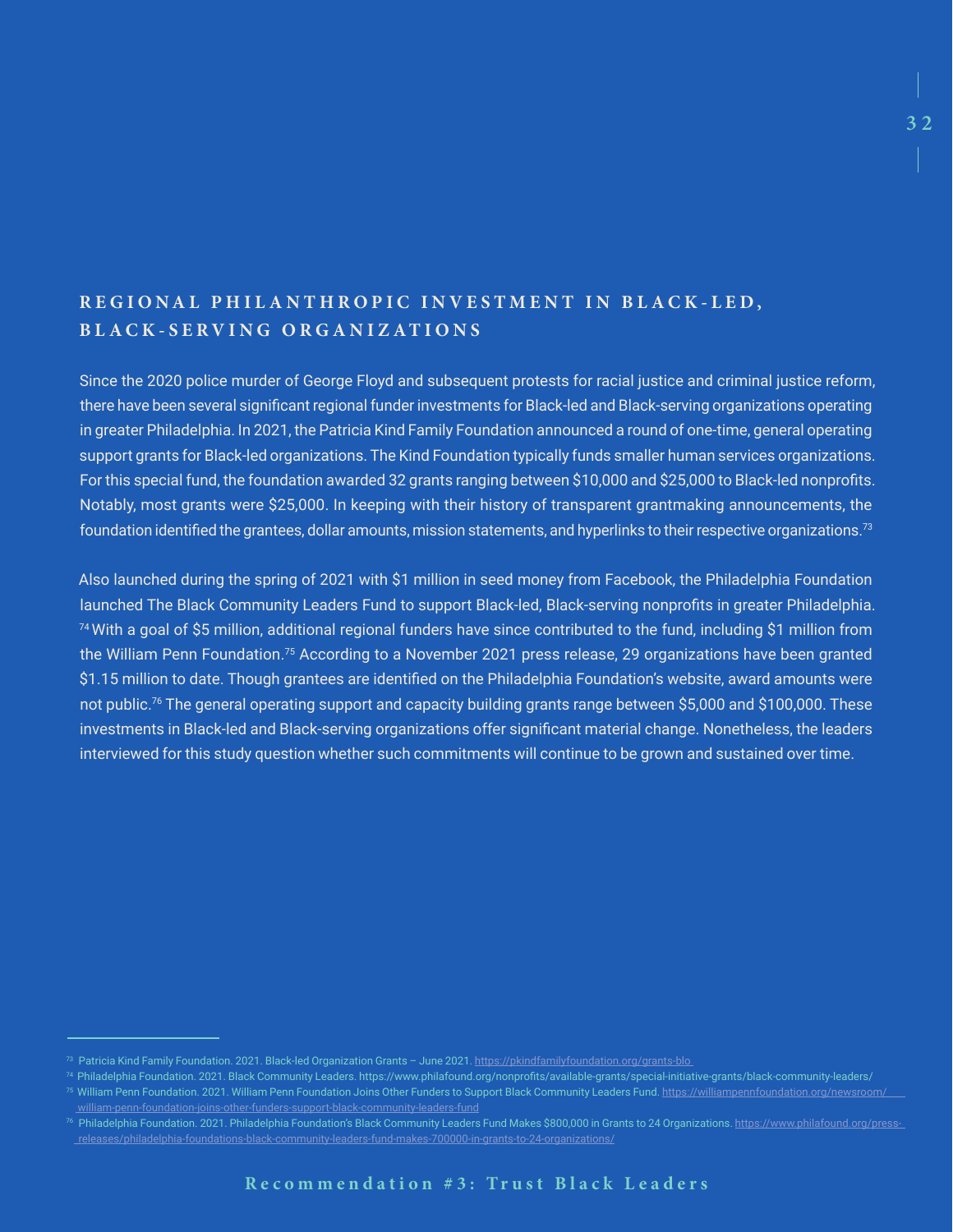## REGIONAL PHILANTHROPIC INVESTMENT IN BLACK-LED, BLACK-SERVING ORGANIZATIONS

Since the 2020 police murder of George Floyd and subsequent protests for racial justice and criminal justice reform, there have been several significant regional funder investments for Black-led and Black-serving organizations operating in greater Philadelphia. In 2021, the Patricia Kind Family Foundation announced a round of one-time, general operating support grants for Black-led organizations. The Kind Foundation typically funds smaller human services organizations. For this special fund, the foundation awarded 32 grants ranging between $10,000 and $25,000 to Black-led nonprofits. Notably, most grants were $25,000. In keeping with their history of transparent grantmaking announcements, the foundation identified the grantees, dollar amounts, mission statements, and hyperlinks to their respective organizations.[73]

Also launched during the spring of 2021 with $1 million in seed money from Facebook, the Philadelphia Foundation launched The Black Community Leaders Fund to support Black-led, Black-serving nonprofits in greater Philadelphia.[74] With a goal of $5 million, additional regional funders have since contributed to the fund, including $1 million from the William Penn Foundation.[75] According to a November 2021 press release, 29 organizations have been granted $1.15 million to date. Though grantees are identified on the Philadelphia Foundation's website, award amounts were not public.[76] The general operating support and capacity building grants range between $5,000 and $100,000. These investments in Black-led and Black-serving organizations offer significant material change. Nonetheless, the leaders interviewed for this study question whether such commitments will continue to be grown and sustained over time.

---

[73] Patricia Kind Family Foundation. 2021. Black-led Organization Grants – June 2021. https://pkindfamilyfoundation.org/grants-blo

[74] Philadelphia Foundation. 2021. Black Community Leaders. https://www.philafound.org/nonprofits/available-grants/special-initiative-grants/black-community-leaders/

[75] William Penn Foundation. 2021. William Penn Foundation Joins Other Funders to Support Black Community Leaders Fund. https://williampennfoundation.org/newsroom/william-penn-foundation-joins-other-funders-support-black-community-leaders-fund

[76] Philadelphia Foundation. 2021. Philadelphia Foundation's Black Community Leaders Fund Makes $800,000 in Grants to 24 Organizations. https://www.philafound.org/press-releases/philadelphia-foundations-black-community-leaders-fund-makes-700000-in-grants-to-24-organizations/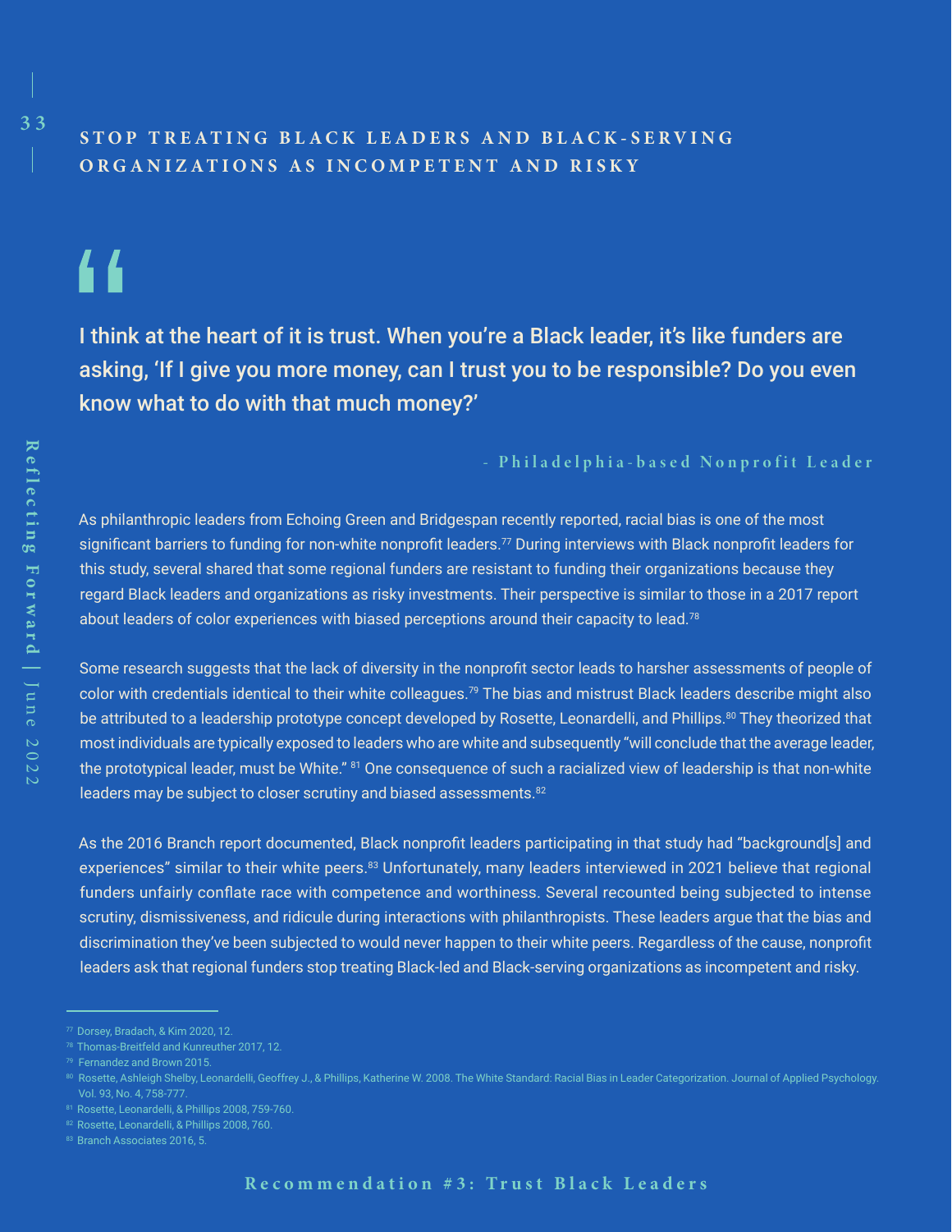## STOP TREATING BLACK LEADERS AND BLACK-SERVING ORGANIZATIONS AS INCOMPETENT AND RISKY

> I think at the heart of it is trust. When you're a Black leader, it's like funders are asking, 'If I give you more money, can I trust you to be responsible? Do you even know what to do with that much money?'
>
> \- Philadelphia-based Nonprofit Leader

As philanthropic leaders from Echoing Green and Bridgespan recently reported, racial bias is one of the most significant barriers to funding for non-white nonprofit leaders.[77] During interviews with Black nonprofit leaders for this study, several shared that some regional funders are resistant to funding their organizations because they regard Black leaders and organizations as risky investments. Their perspective is similar to those in a 2017 report about leaders of color experiences with biased perceptions around their capacity to lead.[78]

Some research suggests that the lack of diversity in the nonprofit sector leads to harsher assessments of people of color with credentials identical to their white colleagues.[79] The bias and mistrust Black leaders describe might also be attributed to a leadership prototype concept developed by Rosette, Leonardelli, and Phillips.[80] They theorized that most individuals are typically exposed to leaders who are white and subsequently "will conclude that the average leader, the prototypical leader, must be White." [81] One consequence of such a racialized view of leadership is that non-white leaders may be subject to closer scrutiny and biased assessments.[82]

As the 2016 Branch report documented, Black nonprofit leaders participating in that study had "background[s] and experiences" similar to their white peers.[83] Unfortunately, many leaders interviewed in 2021 believe that regional funders unfairly conflate race with competence and worthiness. Several recounted being subjected to intense scrutiny, dismissiveness, and ridicule during interactions with philanthropists. These leaders argue that the bias and discrimination they've been subjected to would never happen to their white peers. Regardless of the cause, nonprofit leaders ask that regional funders stop treating Black-led and Black-serving organizations as incompetent and risky.

---

[77] Dorsey, Bradach, & Kim 2020, 12.

[78] Thomas-Breitfeld and Kunreuther 2017, 12.

[79] Fernandez and Brown 2015.

[80] Rosette, Ashleigh Shelby, Leonardelli, Geoffrey J., & Phillips, Katherine W. 2008. The White Standard: Racial Bias in Leader Categorization. Journal of Applied Psychology. Vol. 93, No. 4, 758-777.

[81] Rosette, Leonardelli, & Phillips 2008, 759-760.

[82] Rosette, Leonardelli, & Phillips 2008, 760.

[83] Branch Associates 2016, 5.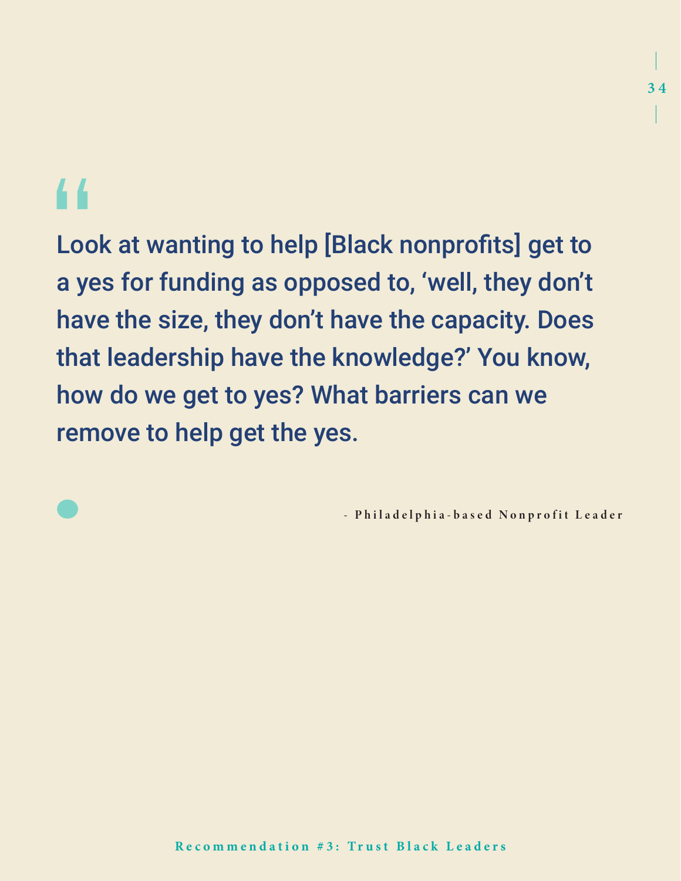> Look at wanting to help [Black nonprofits] get to a yes for funding as opposed to, ‘well, they don’t have the size, they don’t have the capacity. Does that leadership have the knowledge?’ You know, how do we get to yes? What barriers can we remove to help get the yes.

- Philadelphia-based Nonprofit Leader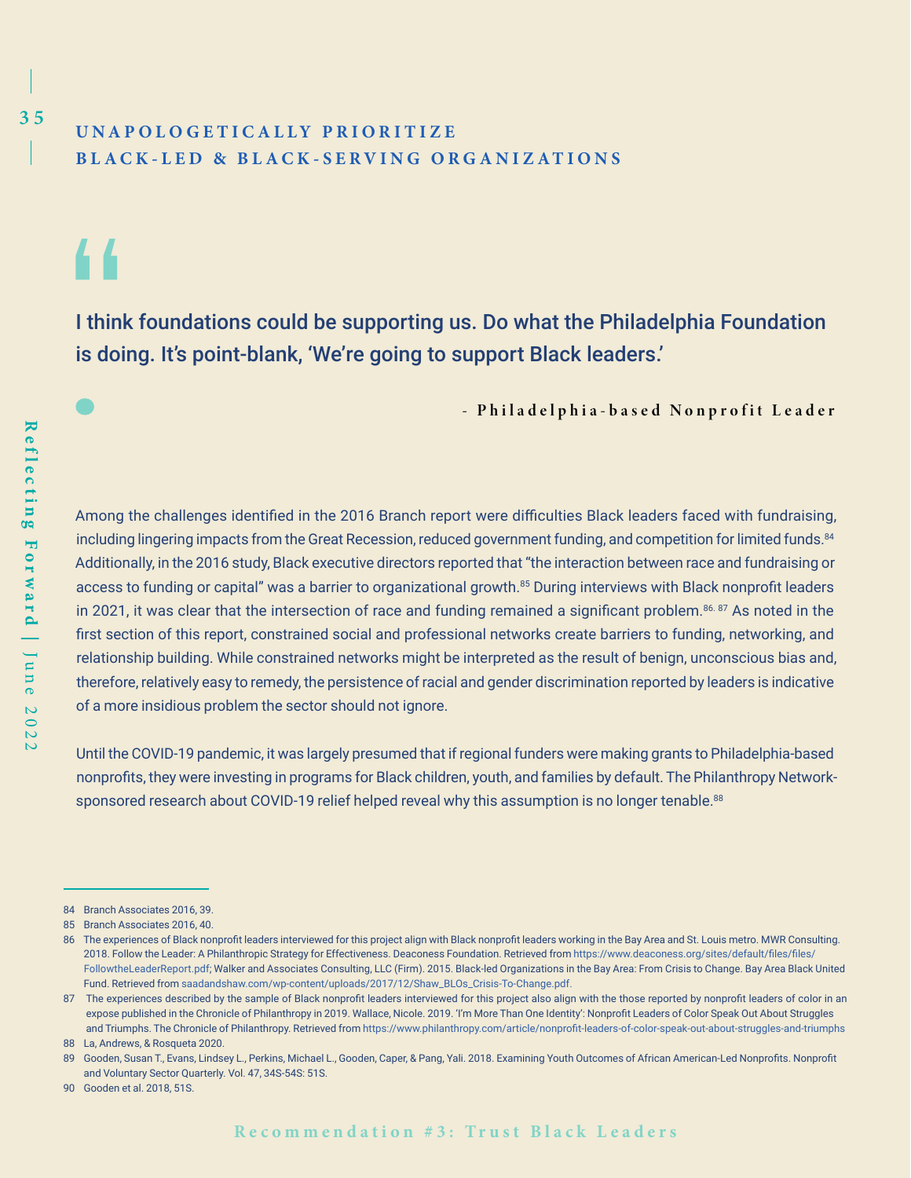## UNAPOLOGETICALLY PRIORITIZE BLACK-LED & BLACK-SERVING ORGANIZATIONS

> **I think foundations could be supporting us. Do what the Philadelphia Foundation is doing. It's point-blank, 'We're going to support Black leaders.'**
>
> **- Philadelphia-based Nonprofit Leader**

Among the challenges identified in the 2016 Branch report were difficulties Black leaders faced with fundraising, including lingering impacts from the Great Recession, reduced government funding, and competition for limited funds.[84] Additionally, in the 2016 study, Black executive directors reported that "the interaction between race and fundraising or access to funding or capital" was a barrier to organizational growth.[85] During interviews with Black nonprofit leaders in 2021, it was clear that the intersection of race and funding remained a significant problem.[86, 87] As noted in the first section of this report, constrained social and professional networks create barriers to funding, networking, and relationship building. While constrained networks might be interpreted as the result of benign, unconscious bias and, therefore, relatively easy to remedy, the persistence of racial and gender discrimination reported by leaders is indicative of a more insidious problem the sector should not ignore.

Until the COVID-19 pandemic, it was largely presumed that if regional funders were making grants to Philadelphia-based nonprofits, they were investing in programs for Black children, youth, and families by default. The Philanthropy Network-sponsored research about COVID-19 relief helped reveal why this assumption is no longer tenable.[88]

---

84 Branch Associates 2016, 39.

85 Branch Associates 2016, 40.

86 The experiences of Black nonprofit leaders interviewed for this project align with Black nonprofit leaders working in the Bay Area and St. Louis metro. MWR Consulting. 2018. Follow the Leader: A Philanthropic Strategy for Effectiveness. Deaconess Foundation. Retrieved from https://www.deaconess.org/sites/default/files/files/FollowtheLeaderReport.pdf; Walker and Associates Consulting, LLC (Firm). 2015. Black-led Organizations in the Bay Area: From Crisis to Change. Bay Area Black United Fund. Retrieved from saadandshaw.com/wp-content/uploads/2017/12/Shaw_BLOs_Crisis-To-Change.pdf.

87 The experiences described by the sample of Black nonprofit leaders interviewed for this project also align with the those reported by nonprofit leaders of color in an expose published in the Chronicle of Philanthropy in 2019. Wallace, Nicole. 2019. 'I'm More Than One Identity': Nonprofit Leaders of Color Speak Out About Struggles and Triumphs. The Chronicle of Philanthropy. Retrieved from https://www.philanthropy.com/article/nonprofit-leaders-of-color-speak-out-about-struggles-and-triumphs

88 La, Andrews, & Rosqueta 2020.

89 Gooden, Susan T., Evans, Lindsey L., Perkins, Michael L., Gooden, Caper, & Pang, Yali. 2018. Examining Youth Outcomes of African American-Led Nonprofits. Nonprofit and Voluntary Sector Quarterly. Vol. 47, 34S-54S: 51S.

90 Gooden et al. 2018, 51S.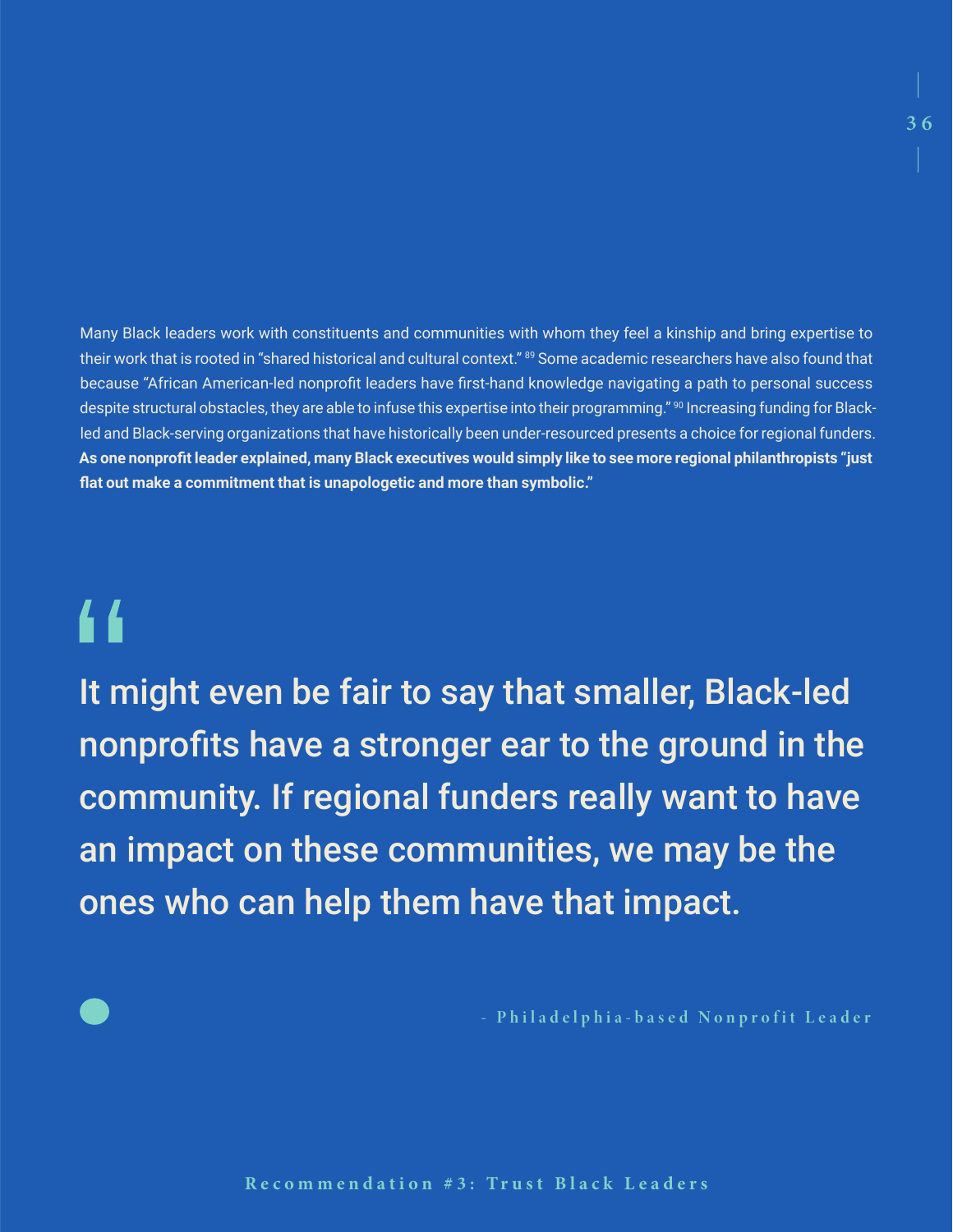Many Black leaders work with constituents and communities with whom they feel a kinship and bring expertise to their work that is rooted in "shared historical and cultural context."[89] Some academic researchers have also found that because "African American-led nonprofit leaders have first-hand knowledge navigating a path to personal success despite structural obstacles, they are able to infuse this expertise into their programming."[90] Increasing funding for Black-led and Black-serving organizations that have historically been under-resourced presents a choice for regional funders. **As one nonprofit leader explained, many Black executives would simply like to see more regional philanthropists "just flat out make a commitment that is unapologetic and more than symbolic."**

> It might even be fair to say that smaller, Black-led nonprofits have a stronger ear to the ground in the community. If regional funders really want to have an impact on these communities, we may be the ones who can help them have that impact.
>
> \- Philadelphia-based Nonprofit Leader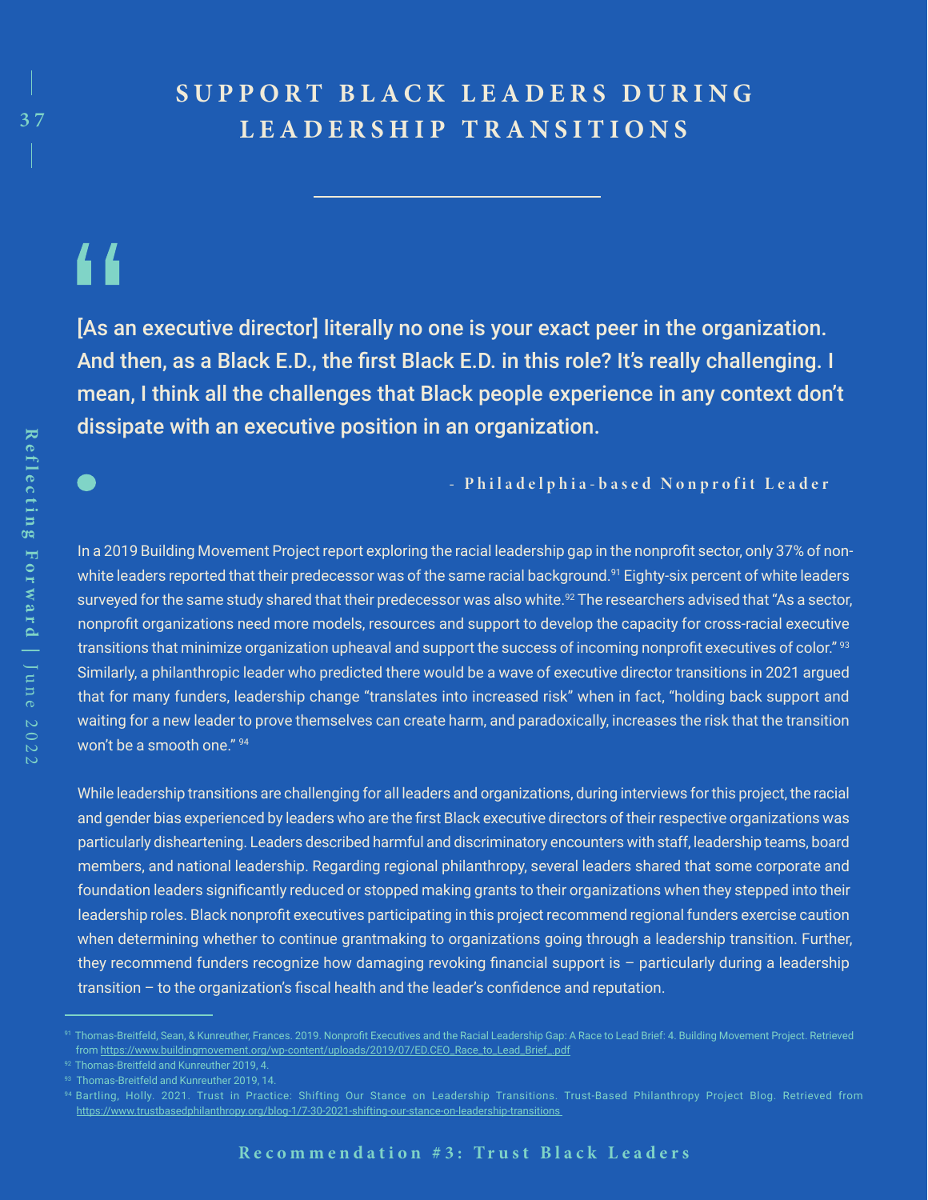## SUPPORT BLACK LEADERS DURING LEADERSHIP TRANSITIONS

> [As an executive director] literally no one is your exact peer in the organization. And then, as a Black E.D., the first Black E.D. in this role? It's really challenging. I mean, I think all the challenges that Black people experience in any context don't dissipate with an executive position in an organization.
>
> \- **Philadelphia-based Nonprofit Leader**

In a 2019 Building Movement Project report exploring the racial leadership gap in the nonprofit sector, only 37% of non-white leaders reported that their predecessor was of the same racial background.[91] Eighty-six percent of white leaders surveyed for the same study shared that their predecessor was also white.[92] The researchers advised that "As a sector, nonprofit organizations need more models, resources and support to develop the capacity for cross-racial executive transitions that minimize organization upheaval and support the success of incoming nonprofit executives of color."[93] Similarly, a philanthropic leader who predicted there would be a wave of executive director transitions in 2021 argued that for many funders, leadership change "translates into increased risk" when in fact, "holding back support and waiting for a new leader to prove themselves can create harm, and paradoxically, increases the risk that the transition won't be a smooth one."[94]

While leadership transitions are challenging for all leaders and organizations, during interviews for this project, the racial and gender bias experienced by leaders who are the first Black executive directors of their respective organizations was particularly disheartening. Leaders described harmful and discriminatory encounters with staff, leadership teams, board members, and national leadership. Regarding regional philanthropy, several leaders shared that some corporate and foundation leaders significantly reduced or stopped making grants to their organizations when they stepped into their leadership roles. Black nonprofit executives participating in this project recommend regional funders exercise caution when determining whether to continue grantmaking to organizations going through a leadership transition. Further, they recommend funders recognize how damaging revoking financial support is – particularly during a leadership transition – to the organization's fiscal health and the leader's confidence and reputation.

---

[91] Thomas-Breitfeld, Sean, & Kunreuther, Frances. 2019. Nonprofit Executives and the Racial Leadership Gap: A Race to Lead Brief: 4. Building Movement Project. Retrieved from https://www.buildingmovement.org/wp-content/uploads/2019/07/ED.CEO_Race_to_Lead_Brief_.pdf

[92] Thomas-Breitfeld and Kunreuther 2019, 4.

[93] Thomas-Breitfeld and Kunreuther 2019, 14.

[94] Bartling, Holly. 2021. Trust in Practice: Shifting Our Stance on Leadership Transitions. Trust-Based Philanthropy Project Blog. Retrieved from https://www.trustbasedphilanthropy.org/blog-1/7-30-2021-shifting-our-stance-on-leadership-transitions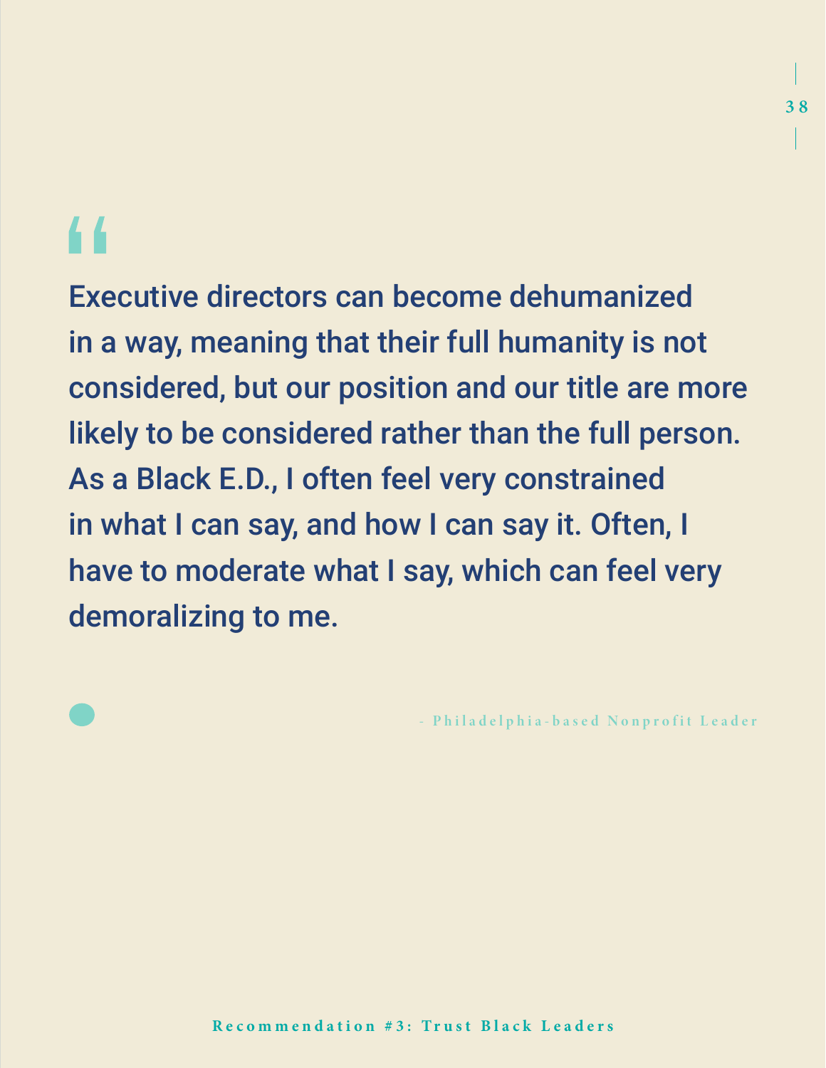> Executive directors can become dehumanized in a way, meaning that their full humanity is not considered, but our position and our title are more likely to be considered rather than the full person. As a Black E.D., I often feel very constrained in what I can say, and how I can say it. Often, I have to moderate what I say, which can feel very demoralizing to me.
>
> \- Philadelphia-based Nonprofit Leader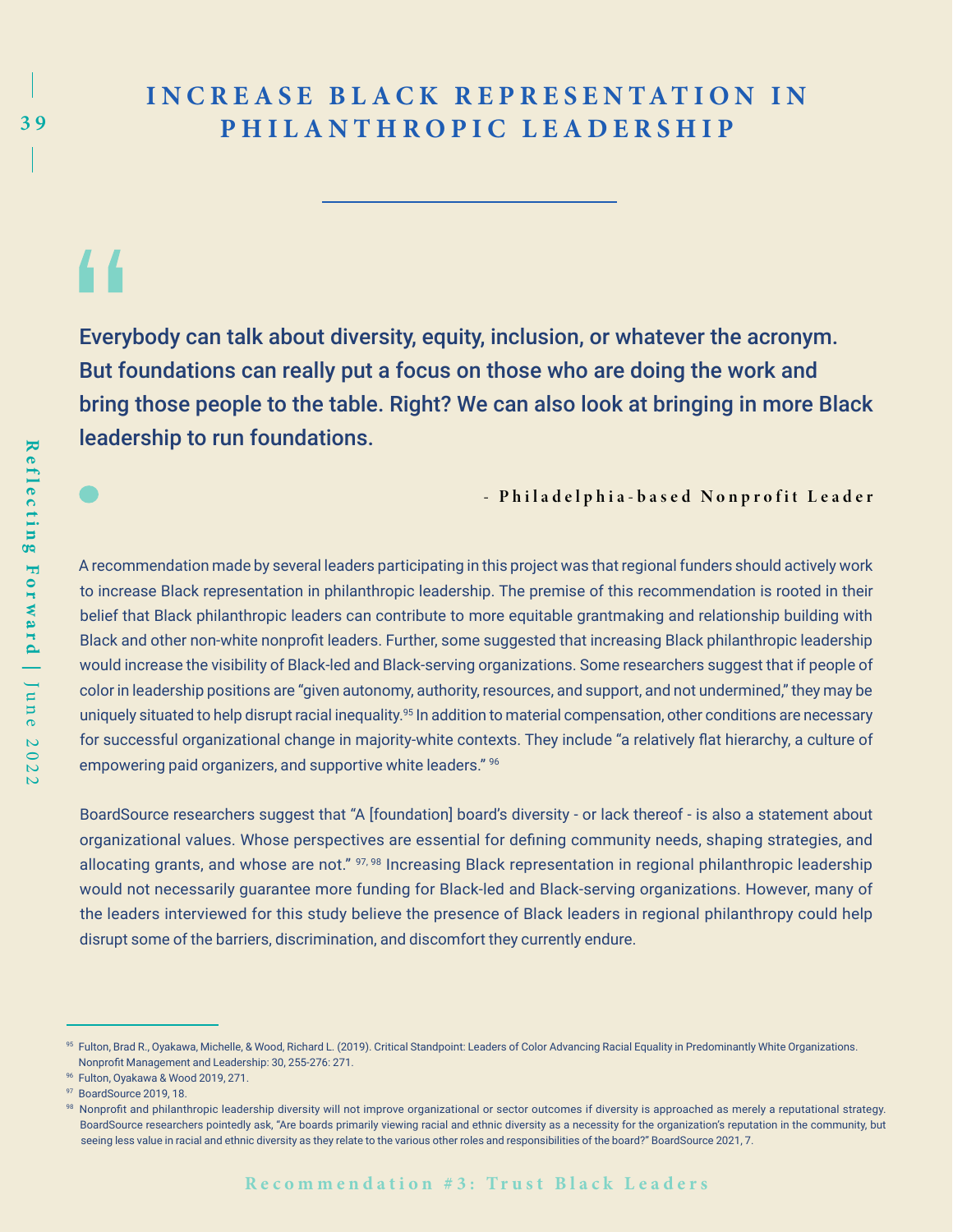# INCREASE BLACK REPRESENTATION IN PHILANTHROPIC LEADERSHIP

> Everybody can talk about diversity, equity, inclusion, or whatever the acronym. But foundations can really put a focus on those who are doing the work and bring those people to the table. Right? We can also look at bringing in more Black leadership to run foundations.
>
> **- Philadelphia-based Nonprofit Leader**

A recommendation made by several leaders participating in this project was that regional funders should actively work to increase Black representation in philanthropic leadership. The premise of this recommendation is rooted in their belief that Black philanthropic leaders can contribute to more equitable grantmaking and relationship building with Black and other non-white nonprofit leaders. Further, some suggested that increasing Black philanthropic leadership would increase the visibility of Black-led and Black-serving organizations. Some researchers suggest that if people of color in leadership positions are "given autonomy, authority, resources, and support, and not undermined," they may be uniquely situated to help disrupt racial inequality.[95] In addition to material compensation, other conditions are necessary for successful organizational change in majority-white contexts. They include "a relatively flat hierarchy, a culture of empowering paid organizers, and supportive white leaders." [96]

BoardSource researchers suggest that "A [foundation] board's diversity - or lack thereof - is also a statement about organizational values. Whose perspectives are essential for defining community needs, shaping strategies, and allocating grants, and whose are not." [97, 98] Increasing Black representation in regional philanthropic leadership would not necessarily guarantee more funding for Black-led and Black-serving organizations. However, many of the leaders interviewed for this study believe the presence of Black leaders in regional philanthropy could help disrupt some of the barriers, discrimination, and discomfort they currently endure.

---

[95] Fulton, Brad R., Oyakawa, Michelle, & Wood, Richard L. (2019). Critical Standpoint: Leaders of Color Advancing Racial Equality in Predominantly White Organizations. Nonprofit Management and Leadership: 30, 255-276: 271.

[96] Fulton, Oyakawa & Wood 2019, 271.

[97] BoardSource 2019, 18.

[98] Nonprofit and philanthropic leadership diversity will not improve organizational or sector outcomes if diversity is approached as merely a reputational strategy. BoardSource researchers pointedly ask, "Are boards primarily viewing racial and ethnic diversity as a necessity for the organization's reputation in the community, but seeing less value in racial and ethnic diversity as they relate to the various other roles and responsibilities of the board?" BoardSource 2021, 7.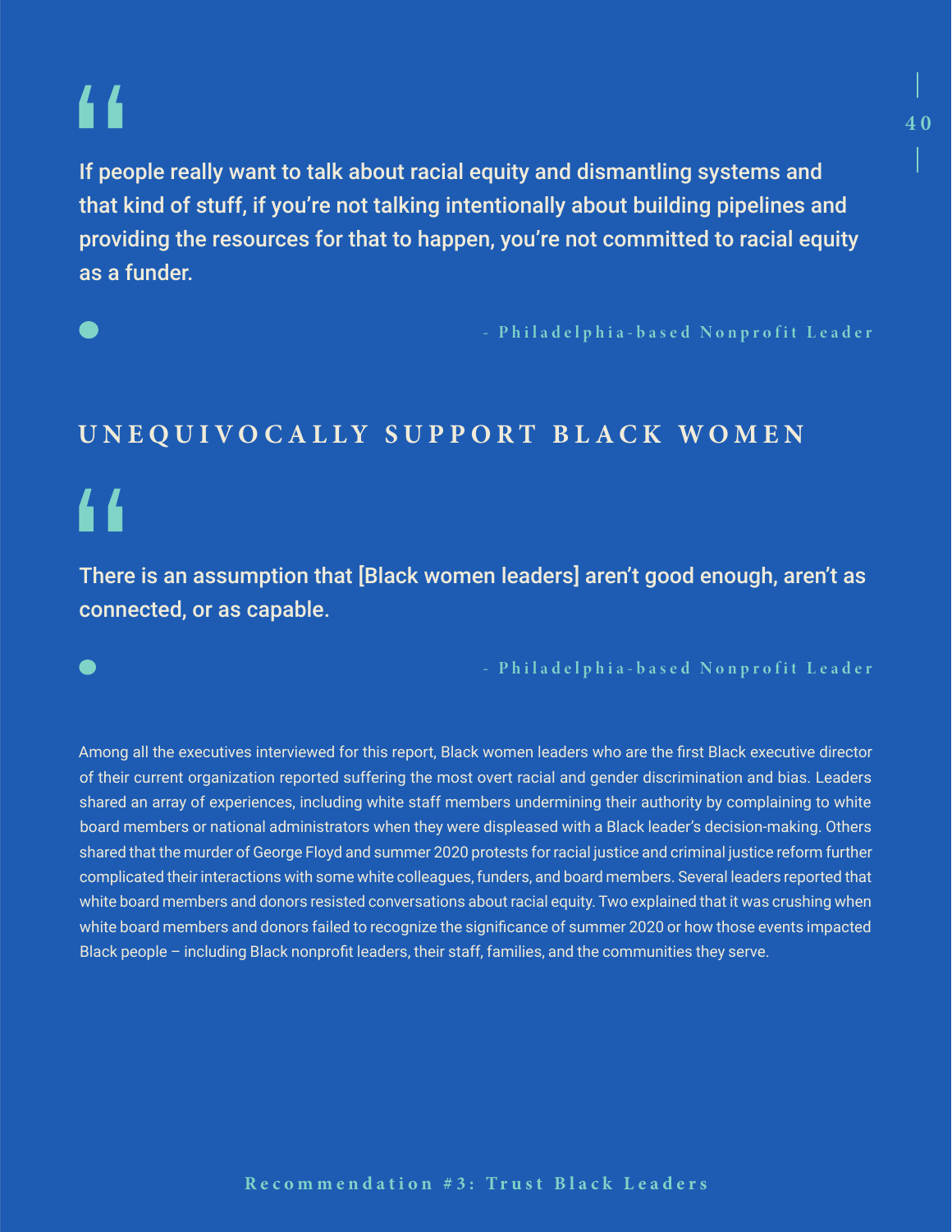> If people really want to talk about racial equity and dismantling systems and that kind of stuff, if you're not talking intentionally about building pipelines and providing the resources for that to happen, you're not committed to racial equity as a funder.
>
> \- Philadelphia-based Nonprofit Leader

## UNEQUIVOCALLY SUPPORT BLACK WOMEN

> There is an assumption that [Black women leaders] aren't good enough, aren't as connected, or as capable.
>
> \- Philadelphia-based Nonprofit Leader

Among all the executives interviewed for this report, Black women leaders who are the first Black executive director of their current organization reported suffering the most overt racial and gender discrimination and bias. Leaders shared an array of experiences, including white staff members undermining their authority by complaining to white board members or national administrators when they were displeased with a Black leader's decision-making. Others shared that the murder of George Floyd and summer 2020 protests for racial justice and criminal justice reform further complicated their interactions with some white colleagues, funders, and board members. Several leaders reported that white board members and donors resisted conversations about racial equity. Two explained that it was crushing when white board members and donors failed to recognize the significance of summer 2020 or how those events impacted Black people – including Black nonprofit leaders, their staff, families, and the communities they serve.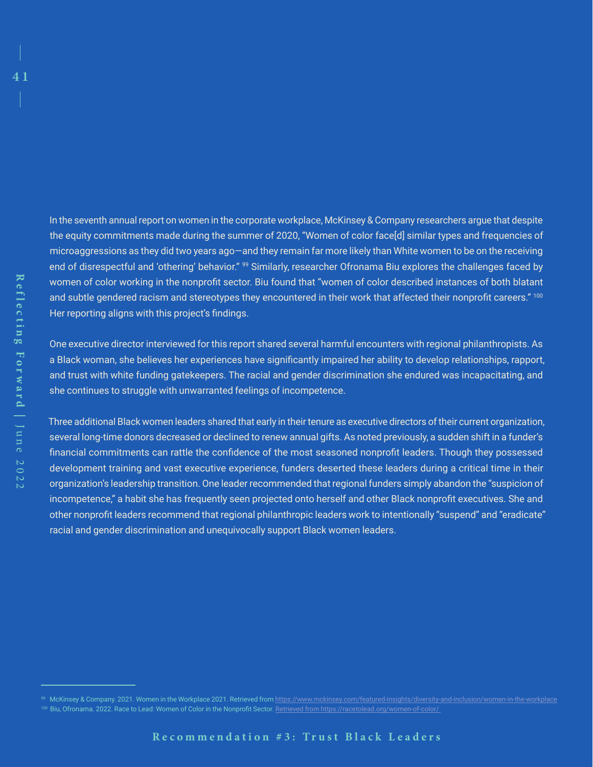In the seventh annual report on women in the corporate workplace, McKinsey & Company researchers argue that despite the equity commitments made during the summer of 2020, "Women of color face[d] similar types and frequencies of microaggressions as they did two years ago—and they remain far more likely than White women to be on the receiving end of disrespectful and 'othering' behavior." [99] Similarly, researcher Ofronama Biu explores the challenges faced by women of color working in the nonprofit sector. Biu found that "women of color described instances of both blatant and subtle gendered racism and stereotypes they encountered in their work that affected their nonprofit careers." [100] Her reporting aligns with this project's findings.

One executive director interviewed for this report shared several harmful encounters with regional philanthropists. As a Black woman, she believes her experiences have significantly impaired her ability to develop relationships, rapport, and trust with white funding gatekeepers. The racial and gender discrimination she endured was incapacitating, and she continues to struggle with unwarranted feelings of incompetence.

Three additional Black women leaders shared that early in their tenure as executive directors of their current organization, several long-time donors decreased or declined to renew annual gifts. As noted previously, a sudden shift in a funder's financial commitments can rattle the confidence of the most seasoned nonprofit leaders. Though they possessed development training and vast executive experience, funders deserted these leaders during a critical time in their organization's leadership transition. One leader recommended that regional funders simply abandon the "suspicion of incompetence," a habit she has frequently seen projected onto herself and other Black nonprofit executives. She and other nonprofit leaders recommend that regional philanthropic leaders work to intentionally "suspend" and "eradicate" racial and gender discrimination and unequivocally support Black women leaders.

---

[99] McKinsey & Company. 2021. Women in the Workplace 2021. Retrieved from https://www.mckinsey.com/featured-insights/diversity-and-inclusion/women-in-the-workplace

[100] Biu, Ofronama. 2022. Race to Lead: Women of Color in the Nonprofit Sector. Retrieved from https://racetolead.org/women-of-color/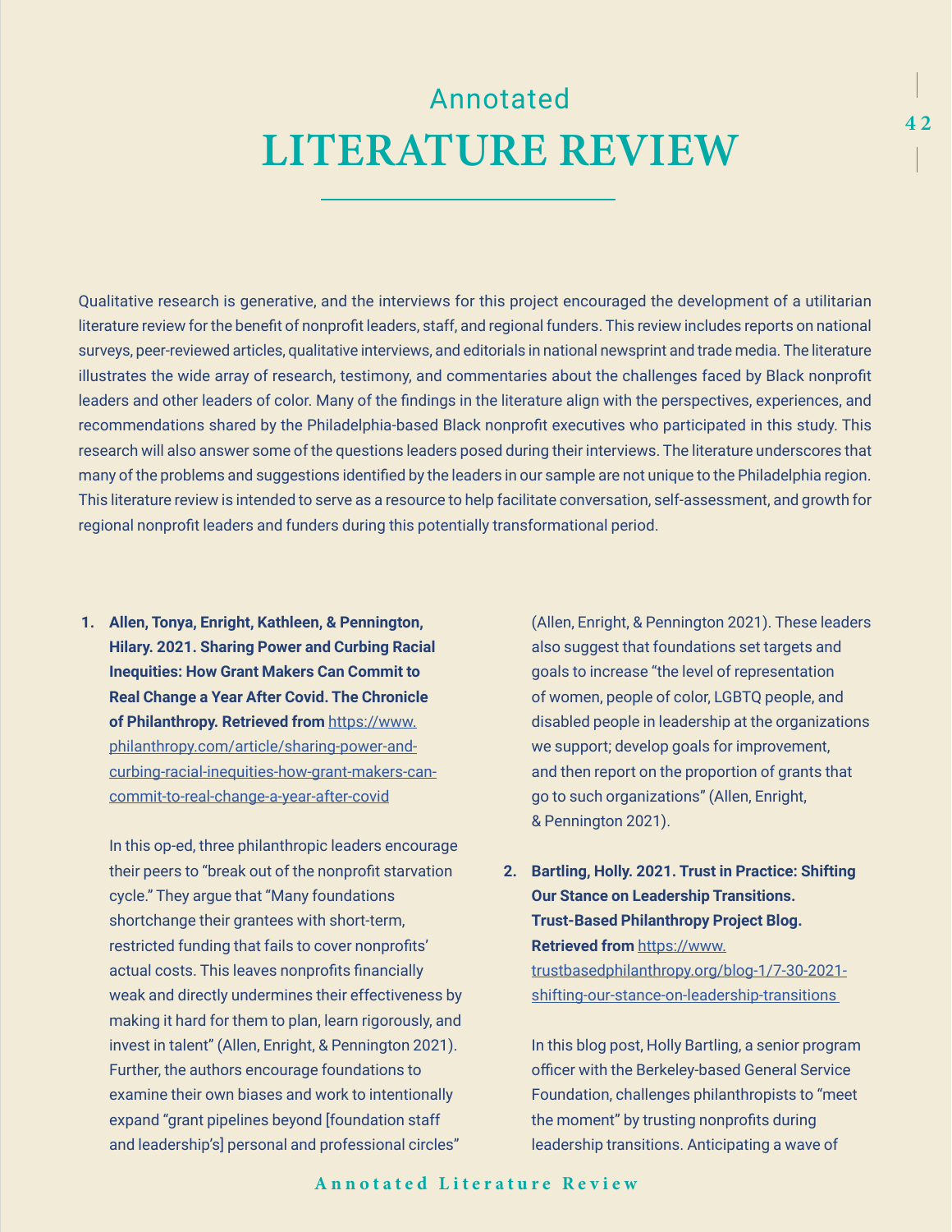# Annotated LITERATURE REVIEW

Qualitative research is generative, and the interviews for this project encouraged the development of a utilitarian literature review for the benefit of nonprofit leaders, staff, and regional funders. This review includes reports on national surveys, peer-reviewed articles, qualitative interviews, and editorials in national newsprint and trade media. The literature illustrates the wide array of research, testimony, and commentaries about the challenges faced by Black nonprofit leaders and other leaders of color. Many of the findings in the literature align with the perspectives, experiences, and recommendations shared by the Philadelphia-based Black nonprofit executives who participated in this study. This research will also answer some of the questions leaders posed during their interviews. The literature underscores that many of the problems and suggestions identified by the leaders in our sample are not unique to the Philadelphia region. This literature review is intended to serve as a resource to help facilitate conversation, self-assessment, and growth for regional nonprofit leaders and funders during this potentially transformational period.

1. **Allen, Tonya, Enright, Kathleen, & Pennington, Hilary. 2021. Sharing Power and Curbing Racial Inequities: How Grant Makers Can Commit to Real Change a Year After Covid. The Chronicle of Philanthropy. Retrieved from** https://www.philanthropy.com/article/sharing-power-and-curbing-racial-inequities-how-grant-makers-can-commit-to-real-change-a-year-after-covid

   In this op-ed, three philanthropic leaders encourage their peers to "break out of the nonprofit starvation cycle." They argue that "Many foundations shortchange their grantees with short-term, restricted funding that fails to cover nonprofits' actual costs. This leaves nonprofits financially weak and directly undermines their effectiveness by making it hard for them to plan, learn rigorously, and invest in talent" (Allen, Enright, & Pennington 2021). Further, the authors encourage foundations to examine their own biases and work to intentionally expand "grant pipelines beyond [foundation staff and leadership's] personal and professional circles" (Allen, Enright, & Pennington 2021). These leaders also suggest that foundations set targets and goals to increase "the level of representation of women, people of color, LGBTQ people, and disabled people in leadership at the organizations we support; develop goals for improvement, and then report on the proportion of grants that go to such organizations" (Allen, Enright, & Pennington 2021).

2. **Bartling, Holly. 2021. Trust in Practice: Shifting Our Stance on Leadership Transitions. Trust-Based Philanthropy Project Blog. Retrieved from** https://www.trustbasedphilanthropy.org/blog-1/7-30-2021-shifting-our-stance-on-leadership-transitions

   In this blog post, Holly Bartling, a senior program officer with the Berkeley-based General Service Foundation, challenges philanthropists to "meet the moment" by trusting nonprofits during leadership transitions. Anticipating a wave of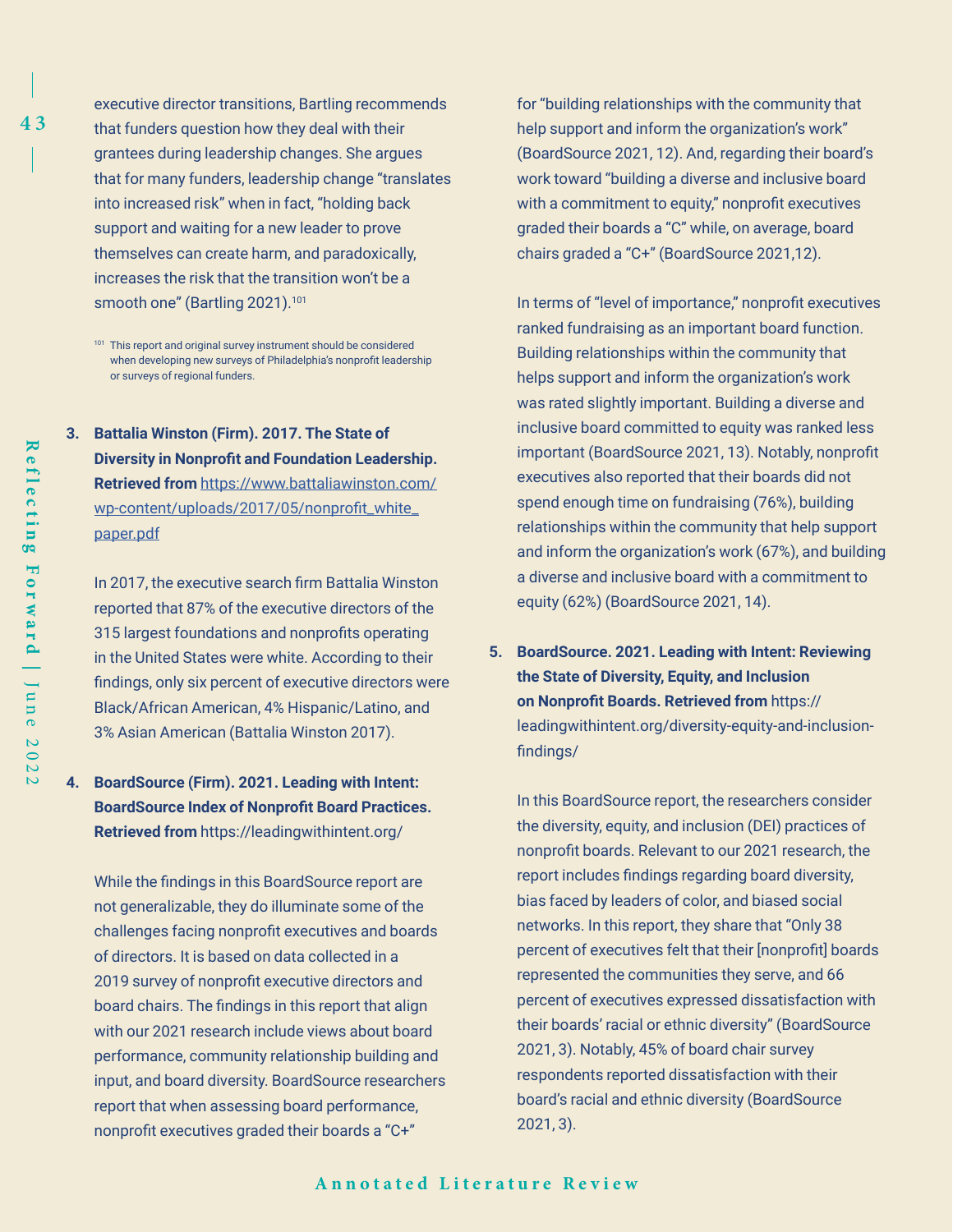executive director transitions, Bartling recommends that funders question how they deal with their grantees during leadership changes. She argues that for many funders, leadership change "translates into increased risk" when in fact, "holding back support and waiting for a new leader to prove themselves can create harm, and paradoxically, increases the risk that the transition won't be a smooth one" (Bartling 2021).[101]

[101] This report and original survey instrument should be considered when developing new surveys of Philadelphia's nonprofit leadership or surveys of regional funders.

3. **Battalia Winston (Firm). 2017. The State of Diversity in Nonprofit and Foundation Leadership. Retrieved from** https://www.battaliawinston.com/wp-content/uploads/2017/05/nonprofit_white_paper.pdf

   In 2017, the executive search firm Battalia Winston reported that 87% of the executive directors of the 315 largest foundations and nonprofits operating in the United States were white. According to their findings, only six percent of executive directors were Black/African American, 4% Hispanic/Latino, and 3% Asian American (Battalia Winston 2017).

4. **BoardSource (Firm). 2021. Leading with Intent: BoardSource Index of Nonprofit Board Practices. Retrieved from** https://leadingwithintent.org/

   While the findings in this BoardSource report are not generalizable, they do illuminate some of the challenges facing nonprofit executives and boards of directors. It is based on data collected in a 2019 survey of nonprofit executive directors and board chairs. The findings in this report that align with our 2021 research include views about board performance, community relationship building and input, and board diversity. BoardSource researchers report that when assessing board performance, nonprofit executives graded their boards a "C+" for "building relationships with the community that help support and inform the organization's work" (BoardSource 2021, 12). And, regarding their board's work toward "building a diverse and inclusive board with a commitment to equity," nonprofit executives graded their boards a "C" while, on average, board chairs graded a "C+" (BoardSource 2021,12).

   In terms of "level of importance," nonprofit executives ranked fundraising as an important board function. Building relationships within the community that helps support and inform the organization's work was rated slightly important. Building a diverse and inclusive board committed to equity was ranked less important (BoardSource 2021, 13). Notably, nonprofit executives also reported that their boards did not spend enough time on fundraising (76%), building relationships within the community that help support and inform the organization's work (67%), and building a diverse and inclusive board with a commitment to equity (62%) (BoardSource 2021, 14).

5. **BoardSource. 2021. Leading with Intent: Reviewing the State of Diversity, Equity, and Inclusion on Nonprofit Boards. Retrieved from** https://leadingwithintent.org/diversity-equity-and-inclusion-findings/

   In this BoardSource report, the researchers consider the diversity, equity, and inclusion (DEI) practices of nonprofit boards. Relevant to our 2021 research, the report includes findings regarding board diversity, bias faced by leaders of color, and biased social networks. In this report, they share that "Only 38 percent of executives felt that their [nonprofit] boards represented the communities they serve, and 66 percent of executives expressed dissatisfaction with their boards' racial or ethnic diversity" (BoardSource 2021, 3). Notably, 45% of board chair survey respondents reported dissatisfaction with their board's racial and ethnic diversity (BoardSource 2021, 3).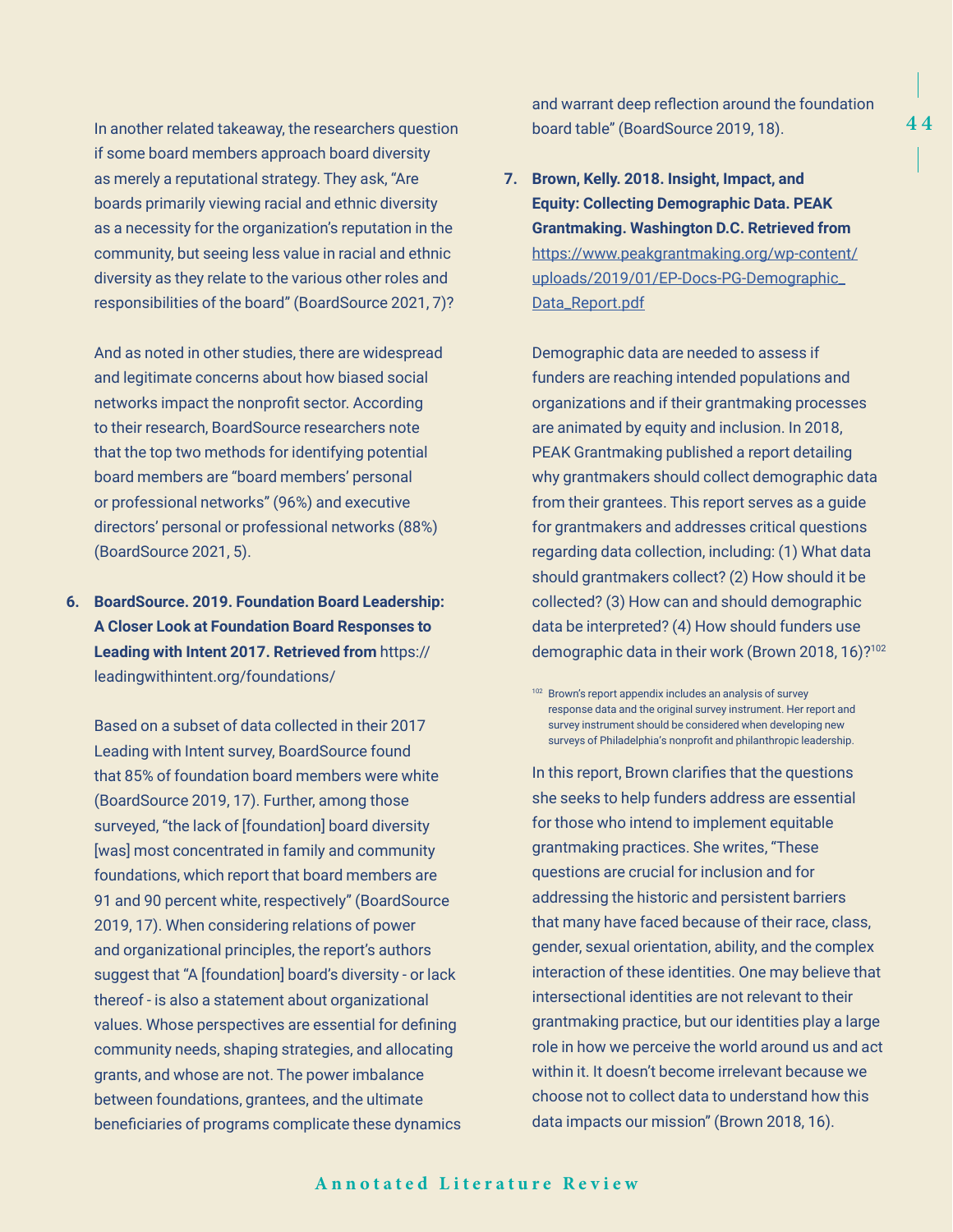In another related takeaway, the researchers question if some board members approach board diversity as merely a reputational strategy. They ask, "Are boards primarily viewing racial and ethnic diversity as a necessity for the organization's reputation in the community, but seeing less value in racial and ethnic diversity as they relate to the various other roles and responsibilities of the board" (BoardSource 2021, 7)?

And as noted in other studies, there are widespread and legitimate concerns about how biased social networks impact the nonprofit sector. According to their research, BoardSource researchers note that the top two methods for identifying potential board members are "board members' personal or professional networks" (96%) and executive directors' personal or professional networks (88%) (BoardSource 2021, 5).

6. **BoardSource. 2019. Foundation Board Leadership: A Closer Look at Foundation Board Responses to Leading with Intent 2017. Retrieved from** https://leadingwithintent.org/foundations/

Based on a subset of data collected in their 2017 Leading with Intent survey, BoardSource found that 85% of foundation board members were white (BoardSource 2019, 17). Further, among those surveyed, "the lack of [foundation] board diversity [was] most concentrated in family and community foundations, which report that board members are 91 and 90 percent white, respectively" (BoardSource 2019, 17). When considering relations of power and organizational principles, the report's authors suggest that "A [foundation] board's diversity - or lack thereof - is also a statement about organizational values. Whose perspectives are essential for defining community needs, shaping strategies, and allocating grants, and whose are not. The power imbalance between foundations, grantees, and the ultimate beneficiaries of programs complicate these dynamics and warrant deep reflection around the foundation board table" (BoardSource 2019, 18).

7. **Brown, Kelly. 2018. Insight, Impact, and Equity: Collecting Demographic Data. PEAK Grantmaking. Washington D.C. Retrieved from** https://www.peakgrantmaking.org/wp-content/uploads/2019/01/EP-Docs-PG-Demographic_Data_Report.pdf

Demographic data are needed to assess if funders are reaching intended populations and organizations and if their grantmaking processes are animated by equity and inclusion. In 2018, PEAK Grantmaking published a report detailing why grantmakers should collect demographic data from their grantees. This report serves as a guide for grantmakers and addresses critical questions regarding data collection, including: (1) What data should grantmakers collect? (2) How should it be collected? (3) How can and should demographic data be interpreted? (4) How should funders use demographic data in their work (Brown 2018, 16)?[102]

[102] Brown's report appendix includes an analysis of survey response data and the original survey instrument. Her report and survey instrument should be considered when developing new surveys of Philadelphia's nonprofit and philanthropic leadership.

In this report, Brown clarifies that the questions she seeks to help funders address are essential for those who intend to implement equitable grantmaking practices. She writes, "These questions are crucial for inclusion and for addressing the historic and persistent barriers that many have faced because of their race, class, gender, sexual orientation, ability, and the complex interaction of these identities. One may believe that intersectional identities are not relevant to their grantmaking practice, but our identities play a large role in how we perceive the world around us and act within it. It doesn't become irrelevant because we choose not to collect data to understand how this data impacts our mission" (Brown 2018, 16).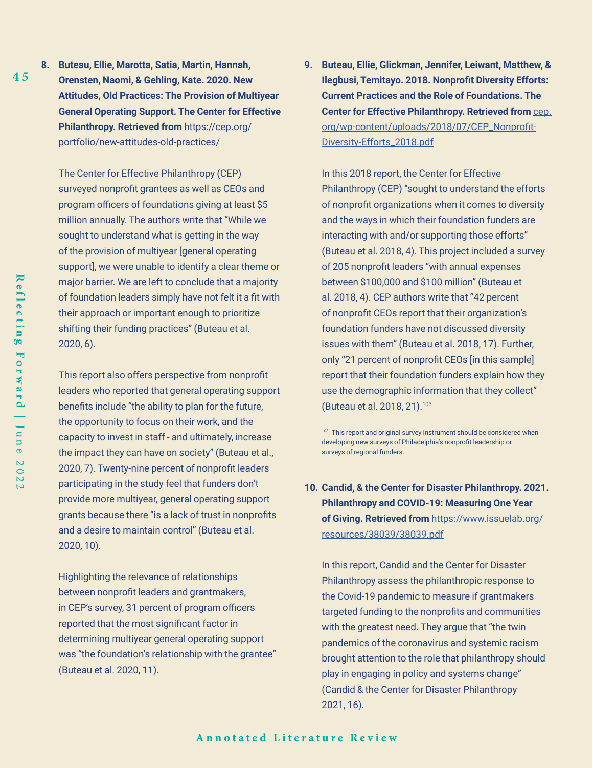8. **Buteau, Ellie, Marotta, Satia, Martin, Hannah, Orensten, Naomi, & Gehling, Kate. 2020. New Attitudes, Old Practices: The Provision of Multiyear General Operating Support. The Center for Effective Philanthropy. Retrieved from** https://cep.org/portfolio/new-attitudes-old-practices/

   The Center for Effective Philanthropy (CEP) surveyed nonprofit grantees as well as CEOs and program officers of foundations giving at least $5 million annually. The authors write that "While we sought to understand what is getting in the way of the provision of multiyear [general operating support], we were unable to identify a clear theme or major barrier. We are left to conclude that a majority of foundation leaders simply have not felt it a fit with their approach or important enough to prioritize shifting their funding practices" (Buteau et al. 2020, 6).

   This report also offers perspective from nonprofit leaders who reported that general operating support benefits include "the ability to plan for the future, the opportunity to focus on their work, and the capacity to invest in staff - and ultimately, increase the impact they can have on society" (Buteau et al., 2020, 7). Twenty-nine percent of nonprofit leaders participating in the study feel that funders don't provide more multiyear, general operating support grants because there "is a lack of trust in nonprofits and a desire to maintain control" (Buteau et al. 2020, 10).

   Highlighting the relevance of relationships between nonprofit leaders and grantmakers, in CEP's survey, 31 percent of program officers reported that the most significant factor in determining multiyear general operating support was "the foundation's relationship with the grantee" (Buteau et al. 2020, 11).

9. **Buteau, Ellie, Glickman, Jennifer, Leiwant, Matthew, & Ilegbusi, Temitayo. 2018. Nonprofit Diversity Efforts: Current Practices and the Role of Foundations. The Center for Effective Philanthropy. Retrieved from** cep.org/wp-content/uploads/2018/07/CEP_Nonprofit-Diversity-Efforts_2018.pdf

   In this 2018 report, the Center for Effective Philanthropy (CEP) "sought to understand the efforts of nonprofit organizations when it comes to diversity and the ways in which their foundation funders are interacting with and/or supporting those efforts" (Buteau et al. 2018, 4). This project included a survey of 205 nonprofit leaders "with annual expenses between $100,000 and $100 million" (Buteau et al. 2018, 4). CEP authors write that "42 percent of nonprofit CEOs report that their organization's foundation funders have not discussed diversity issues with them" (Buteau et al. 2018, 17). Further, only "21 percent of nonprofit CEOs [in this sample] report that their foundation funders explain how they use the demographic information that they collect" (Buteau et al. 2018, 21).[103]

   [103] This report and original survey instrument should be considered when developing new surveys of Philadelphia's nonprofit leadership or surveys of regional funders.

10. **Candid, & the Center for Disaster Philanthropy. 2021. Philanthropy and COVID-19: Measuring One Year of Giving. Retrieved from** https://www.issuelab.org/resources/38039/38039.pdf

    In this report, Candid and the Center for Disaster Philanthropy assess the philanthropic response to the Covid-19 pandemic to measure if grantmakers targeted funding to the nonprofits and communities with the greatest need. They argue that "the twin pandemics of the coronavirus and systemic racism brought attention to the role that philanthropy should play in engaging in policy and systems change" (Candid & the Center for Disaster Philanthropy 2021, 16).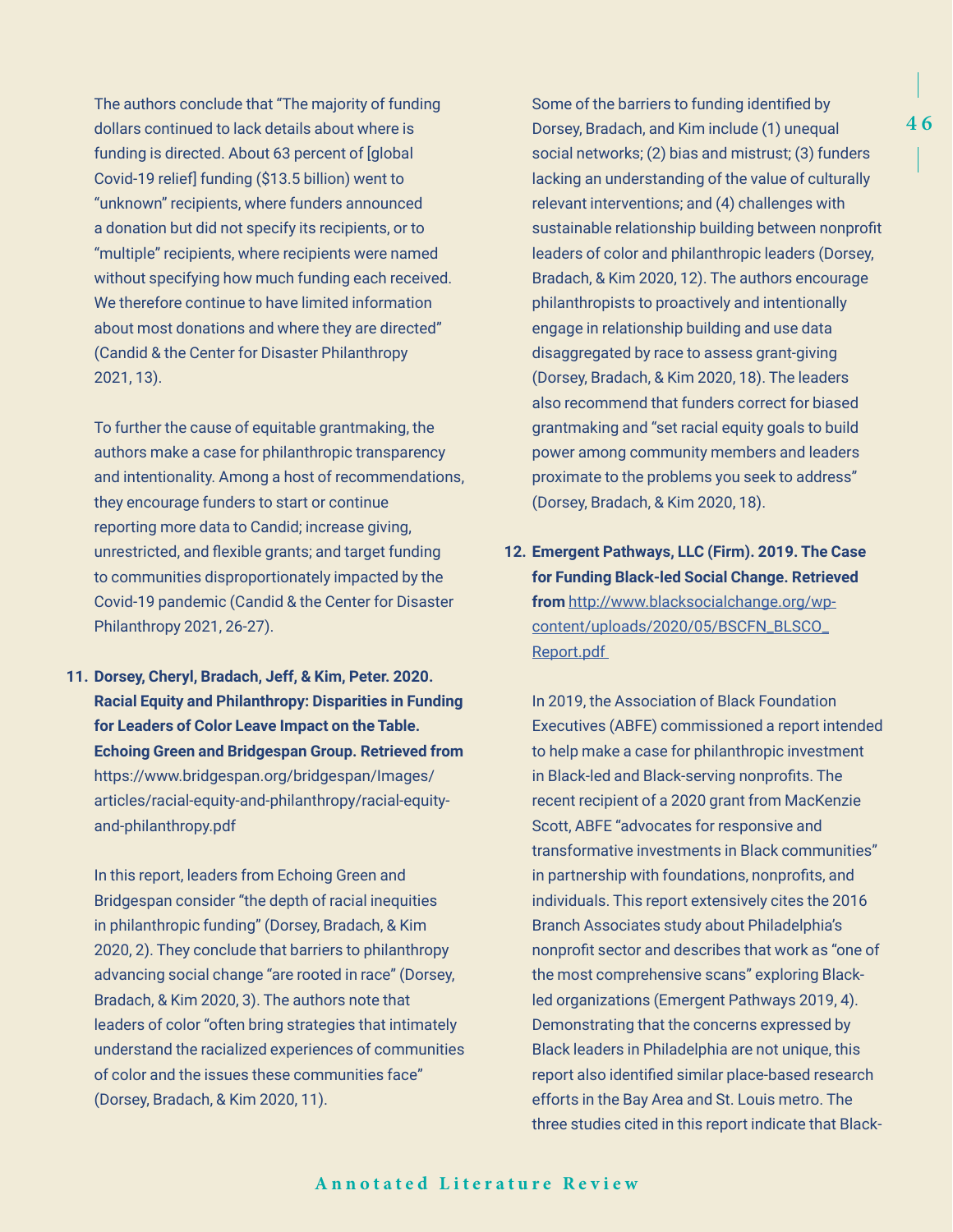The authors conclude that "The majority of funding dollars continued to lack details about where is funding is directed. About 63 percent of [global Covid-19 relief] funding ($13.5 billion) went to "unknown" recipients, where funders announced a donation but did not specify its recipients, or to "multiple" recipients, where recipients were named without specifying how much funding each received. We therefore continue to have limited information about most donations and where they are directed" (Candid & the Center for Disaster Philanthropy 2021, 13).

To further the cause of equitable grantmaking, the authors make a case for philanthropic transparency and intentionality. Among a host of recommendations, they encourage funders to start or continue reporting more data to Candid; increase giving, unrestricted, and flexible grants; and target funding to communities disproportionately impacted by the Covid-19 pandemic (Candid & the Center for Disaster Philanthropy 2021, 26-27).

11. **Dorsey, Cheryl, Bradach, Jeff, & Kim, Peter. 2020. Racial Equity and Philanthropy: Disparities in Funding for Leaders of Color Leave Impact on the Table. Echoing Green and Bridgespan Group. Retrieved from** https://www.bridgespan.org/bridgespan/Images/articles/racial-equity-and-philanthropy/racial-equity-and-philanthropy.pdf

    In this report, leaders from Echoing Green and Bridgespan consider "the depth of racial inequities in philanthropic funding" (Dorsey, Bradach, & Kim 2020, 2). They conclude that barriers to philanthropy advancing social change "are rooted in race" (Dorsey, Bradach, & Kim 2020, 3). The authors note that leaders of color "often bring strategies that intimately understand the racialized experiences of communities of color and the issues these communities face" (Dorsey, Bradach, & Kim 2020, 11).

    Some of the barriers to funding identified by Dorsey, Bradach, and Kim include (1) unequal social networks; (2) bias and mistrust; (3) funders lacking an understanding of the value of culturally relevant interventions; and (4) challenges with sustainable relationship building between nonprofit leaders of color and philanthropic leaders (Dorsey, Bradach, & Kim 2020, 12). The authors encourage philanthropists to proactively and intentionally engage in relationship building and use data disaggregated by race to assess grant-giving (Dorsey, Bradach, & Kim 2020, 18). The leaders also recommend that funders correct for biased grantmaking and "set racial equity goals to build power among community members and leaders proximate to the problems you seek to address" (Dorsey, Bradach, & Kim 2020, 18).

12. **Emergent Pathways, LLC (Firm). 2019. The Case for Funding Black-led Social Change. Retrieved from** [http://www.blacksocialchange.org/wp-content/uploads/2020/05/BSCFN_BLSCO_Report.pdf](http://www.blacksocialchange.org/wp-content/uploads/2020/05/BSCFN_BLSCO_Report.pdf)

    In 2019, the Association of Black Foundation Executives (ABFE) commissioned a report intended to help make a case for philanthropic investment in Black-led and Black-serving nonprofits. The recent recipient of a 2020 grant from MacKenzie Scott, ABFE "advocates for responsive and transformative investments in Black communities" in partnership with foundations, nonprofits, and individuals. This report extensively cites the 2016 Branch Associates study about Philadelphia's nonprofit sector and describes that work as "one of the most comprehensive scans" exploring Black-led organizations (Emergent Pathways 2019, 4). Demonstrating that the concerns expressed by Black leaders in Philadelphia are not unique, this report also identified similar place-based research efforts in the Bay Area and St. Louis metro. The three studies cited in this report indicate that Black-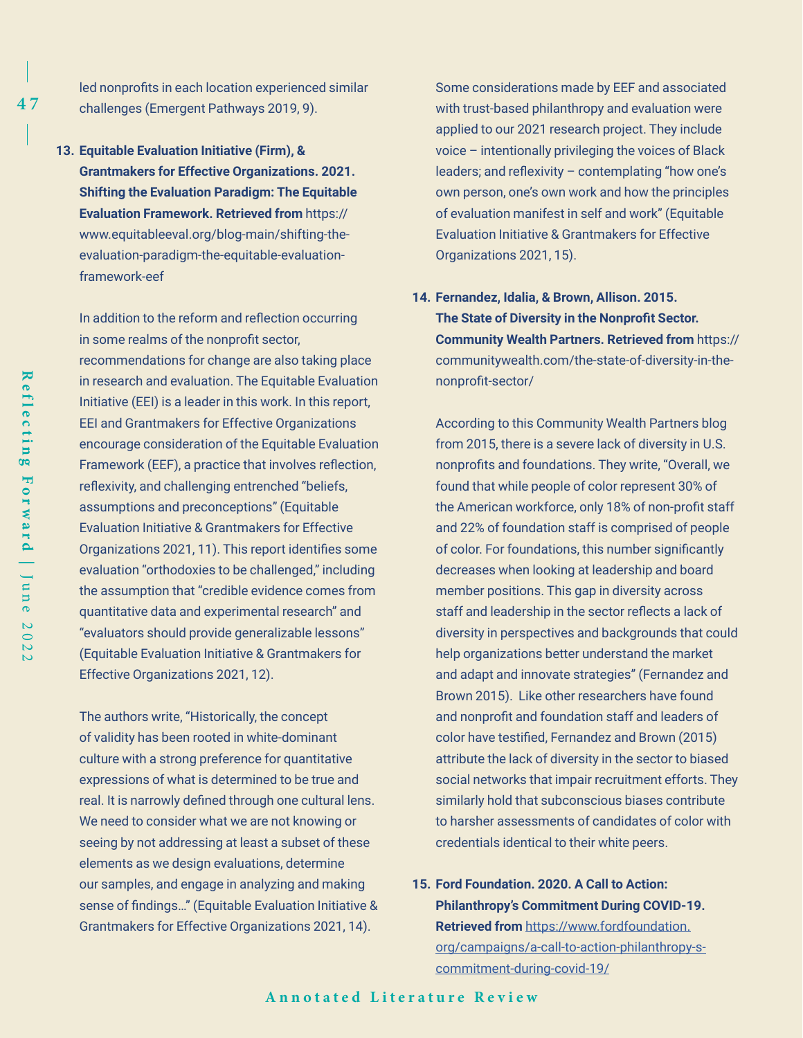led nonprofits in each location experienced similar challenges (Emergent Pathways 2019, 9).

13. **Equitable Evaluation Initiative (Firm), & Grantmakers for Effective Organizations. 2021. Shifting the Evaluation Paradigm: The Equitable Evaluation Framework. Retrieved from** https://www.equitableeval.org/blog-main/shifting-the-evaluation-paradigm-the-equitable-evaluation-framework-eef

    In addition to the reform and reflection occurring in some realms of the nonprofit sector, recommendations for change are also taking place in research and evaluation. The Equitable Evaluation Initiative (EEI) is a leader in this work. In this report, EEI and Grantmakers for Effective Organizations encourage consideration of the Equitable Evaluation Framework (EEF), a practice that involves reflection, reflexivity, and challenging entrenched "beliefs, assumptions and preconceptions" (Equitable Evaluation Initiative & Grantmakers for Effective Organizations 2021, 11). This report identifies some evaluation "orthodoxies to be challenged," including the assumption that "credible evidence comes from quantitative data and experimental research" and "evaluators should provide generalizable lessons" (Equitable Evaluation Initiative & Grantmakers for Effective Organizations 2021, 12).

    The authors write, "Historically, the concept of validity has been rooted in white-dominant culture with a strong preference for quantitative expressions of what is determined to be true and real. It is narrowly defined through one cultural lens. We need to consider what we are not knowing or seeing by not addressing at least a subset of these elements as we design evaluations, determine our samples, and engage in analyzing and making sense of findings…" (Equitable Evaluation Initiative & Grantmakers for Effective Organizations 2021, 14).

    Some considerations made by EEF and associated with trust-based philanthropy and evaluation were applied to our 2021 research project. They include voice – intentionally privileging the voices of Black leaders; and reflexivity – contemplating "how one's own person, one's own work and how the principles of evaluation manifest in self and work" (Equitable Evaluation Initiative & Grantmakers for Effective Organizations 2021, 15).

14. **Fernandez, Idalia, & Brown, Allison. 2015. The State of Diversity in the Nonprofit Sector. Community Wealth Partners. Retrieved from** https://communitywealth.com/the-state-of-diversity-in-the-nonprofit-sector/

    According to this Community Wealth Partners blog from 2015, there is a severe lack of diversity in U.S. nonprofits and foundations. They write, "Overall, we found that while people of color represent 30% of the American workforce, only 18% of non-profit staff and 22% of foundation staff is comprised of people of color. For foundations, this number significantly decreases when looking at leadership and board member positions. This gap in diversity across staff and leadership in the sector reflects a lack of diversity in perspectives and backgrounds that could help organizations better understand the market and adapt and innovate strategies" (Fernandez and Brown 2015). Like other researchers have found and nonprofit and foundation staff and leaders of color have testified, Fernandez and Brown (2015) attribute the lack of diversity in the sector to biased social networks that impair recruitment efforts. They similarly hold that subconscious biases contribute to harsher assessments of candidates of color with credentials identical to their white peers.

15. **Ford Foundation. 2020. A Call to Action: Philanthropy's Commitment During COVID-19. Retrieved from** https://www.fordfoundation.org/campaigns/a-call-to-action-philanthropy-s-commitment-during-covid-19/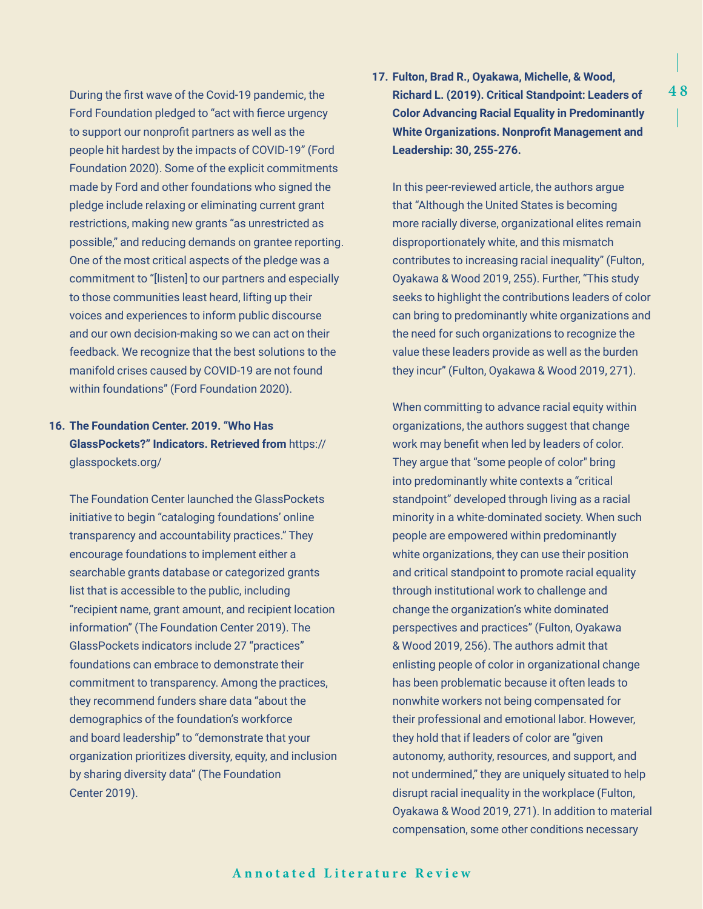During the first wave of the Covid-19 pandemic, the Ford Foundation pledged to "act with fierce urgency to support our nonprofit partners as well as the people hit hardest by the impacts of COVID-19" (Ford Foundation 2020). Some of the explicit commitments made by Ford and other foundations who signed the pledge include relaxing or eliminating current grant restrictions, making new grants "as unrestricted as possible," and reducing demands on grantee reporting. One of the most critical aspects of the pledge was a commitment to "[listen] to our partners and especially to those communities least heard, lifting up their voices and experiences to inform public discourse and our own decision-making so we can act on their feedback. We recognize that the best solutions to the manifold crises caused by COVID-19 are not found within foundations" (Ford Foundation 2020).

16. **The Foundation Center. 2019. "Who Has GlassPockets?" Indicators. Retrieved from** https://glasspockets.org/

    The Foundation Center launched the GlassPockets initiative to begin "cataloging foundations' online transparency and accountability practices." They encourage foundations to implement either a searchable grants database or categorized grants list that is accessible to the public, including "recipient name, grant amount, and recipient location information" (The Foundation Center 2019). The GlassPockets indicators include 27 "practices" foundations can embrace to demonstrate their commitment to transparency. Among the practices, they recommend funders share data "about the demographics of the foundation's workforce and board leadership" to "demonstrate that your organization prioritizes diversity, equity, and inclusion by sharing diversity data" (The Foundation Center 2019).

17. **Fulton, Brad R., Oyakawa, Michelle, & Wood, Richard L. (2019). Critical Standpoint: Leaders of Color Advancing Racial Equality in Predominantly White Organizations. Nonprofit Management and Leadership: 30, 255-276.**

    In this peer-reviewed article, the authors argue that "Although the United States is becoming more racially diverse, organizational elites remain disproportionately white, and this mismatch contributes to increasing racial inequality" (Fulton, Oyakawa & Wood 2019, 255). Further, "This study seeks to highlight the contributions leaders of color can bring to predominantly white organizations and the need for such organizations to recognize the value these leaders provide as well as the burden they incur" (Fulton, Oyakawa & Wood 2019, 271).

    When committing to advance racial equity within organizations, the authors suggest that change work may benefit when led by leaders of color. They argue that "some people of color" bring into predominantly white contexts a "critical standpoint" developed through living as a racial minority in a white-dominated society. When such people are empowered within predominantly white organizations, they can use their position and critical standpoint to promote racial equality through institutional work to challenge and change the organization's white dominated perspectives and practices" (Fulton, Oyakawa & Wood 2019, 256). The authors admit that enlisting people of color in organizational change has been problematic because it often leads to nonwhite workers not being compensated for their professional and emotional labor. However, they hold that if leaders of color are "given autonomy, authority, resources, and support, and not undermined," they are uniquely situated to help disrupt racial inequality in the workplace (Fulton, Oyakawa & Wood 2019, 271). In addition to material compensation, some other conditions necessary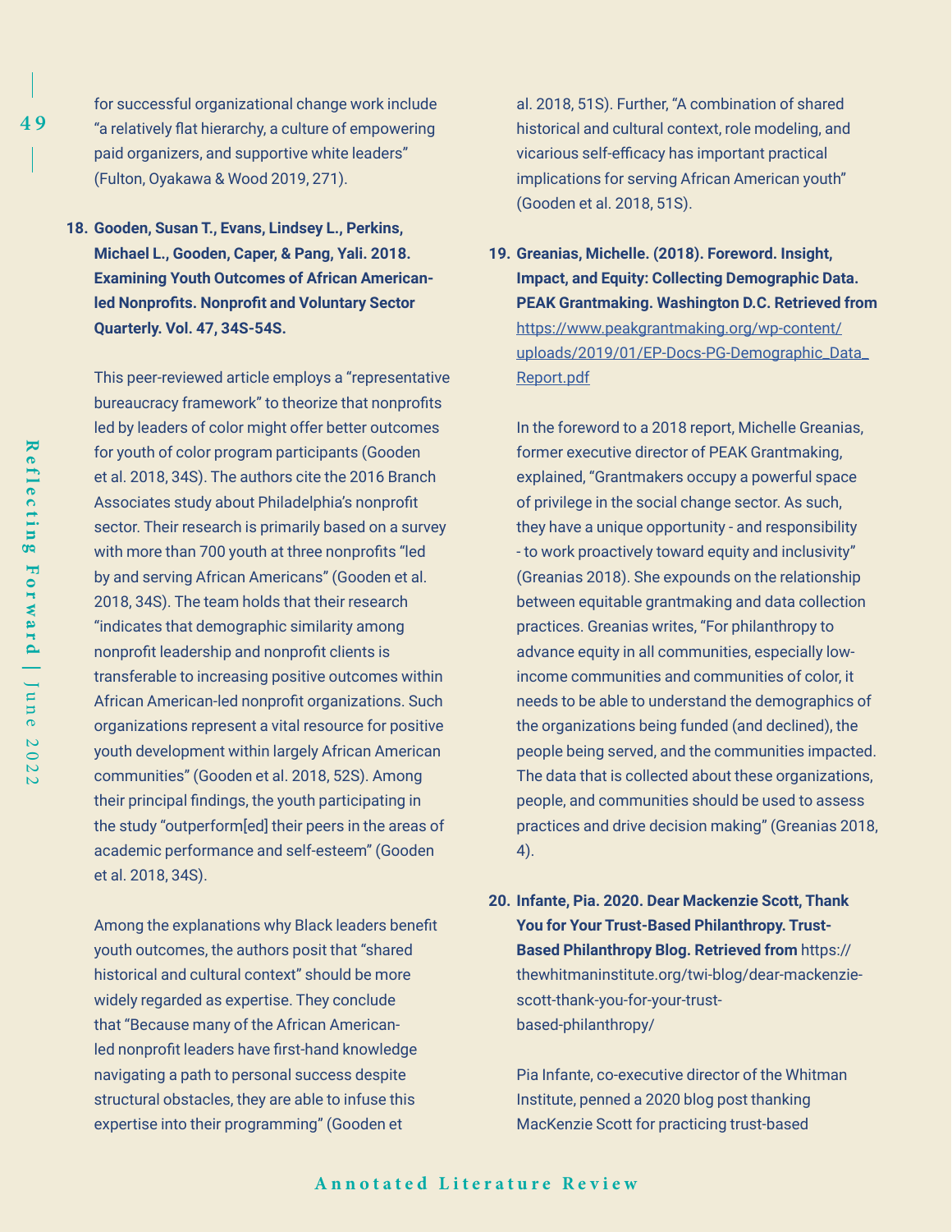for successful organizational change work include "a relatively flat hierarchy, a culture of empowering paid organizers, and supportive white leaders" (Fulton, Oyakawa & Wood 2019, 271).

18. **Gooden, Susan T., Evans, Lindsey L., Perkins, Michael L., Gooden, Caper, & Pang, Yali. 2018. Examining Youth Outcomes of African American-led Nonprofits. Nonprofit and Voluntary Sector Quarterly. Vol. 47, 34S-54S.**

    This peer-reviewed article employs a "representative bureaucracy framework" to theorize that nonprofits led by leaders of color might offer better outcomes for youth of color program participants (Gooden et al. 2018, 34S). The authors cite the 2016 Branch Associates study about Philadelphia's nonprofit sector. Their research is primarily based on a survey with more than 700 youth at three nonprofits "led by and serving African Americans" (Gooden et al. 2018, 34S). The team holds that their research "indicates that demographic similarity among nonprofit leadership and nonprofit clients is transferable to increasing positive outcomes within African American-led nonprofit organizations. Such organizations represent a vital resource for positive youth development within largely African American communities" (Gooden et al. 2018, 52S). Among their principal findings, the youth participating in the study "outperform[ed] their peers in the areas of academic performance and self-esteem" (Gooden et al. 2018, 34S).

    Among the explanations why Black leaders benefit youth outcomes, the authors posit that "shared historical and cultural context" should be more widely regarded as expertise. They conclude that "Because many of the African American-led nonprofit leaders have first-hand knowledge navigating a path to personal success despite structural obstacles, they are able to infuse this expertise into their programming" (Gooden et al. 2018, 51S). Further, "A combination of shared historical and cultural context, role modeling, and vicarious self-efficacy has important practical implications for serving African American youth" (Gooden et al. 2018, 51S).

19. **Greanias, Michelle. (2018). Foreword. Insight, Impact, and Equity: Collecting Demographic Data. PEAK Grantmaking. Washington D.C. Retrieved from** https://www.peakgrantmaking.org/wp-content/uploads/2019/01/EP-Docs-PG-Demographic_Data_Report.pdf

    In the foreword to a 2018 report, Michelle Greanias, former executive director of PEAK Grantmaking, explained, "Grantmakers occupy a powerful space of privilege in the social change sector. As such, they have a unique opportunity - and responsibility - to work proactively toward equity and inclusivity" (Greanias 2018). She expounds on the relationship between equitable grantmaking and data collection practices. Greanias writes, "For philanthropy to advance equity in all communities, especially low-income communities and communities of color, it needs to be able to understand the demographics of the organizations being funded (and declined), the people being served, and the communities impacted. The data that is collected about these organizations, people, and communities should be used to assess practices and drive decision making" (Greanias 2018, 4).

20. **Infante, Pia. 2020. Dear Mackenzie Scott, Thank You for Your Trust-Based Philanthropy. Trust-Based Philanthropy Blog. Retrieved from** https://thewhitmaninstitute.org/twi-blog/dear-mackenzie-scott-thank-you-for-your-trust-based-philanthropy/

    Pia Infante, co-executive director of the Whitman Institute, penned a 2020 blog post thanking MacKenzie Scott for practicing trust-based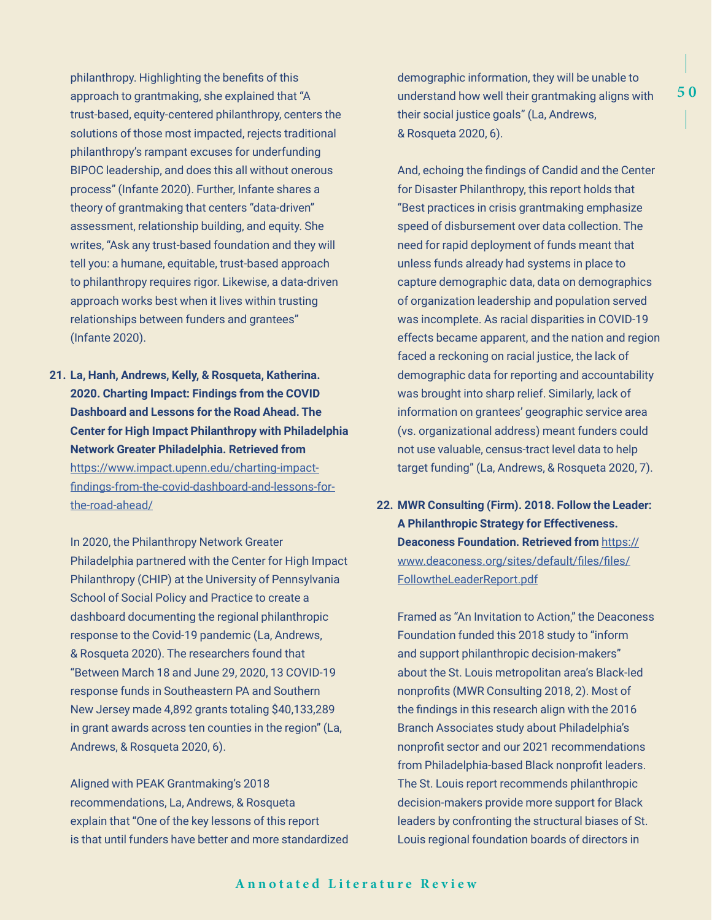philanthropy. Highlighting the benefits of this approach to grantmaking, she explained that "A trust-based, equity-centered philanthropy, centers the solutions of those most impacted, rejects traditional philanthropy's rampant excuses for underfunding BIPOC leadership, and does this all without onerous process" (Infante 2020). Further, Infante shares a theory of grantmaking that centers "data-driven" assessment, relationship building, and equity. She writes, "Ask any trust-based foundation and they will tell you: a humane, equitable, trust-based approach to philanthropy requires rigor. Likewise, a data-driven approach works best when it lives within trusting relationships between funders and grantees" (Infante 2020).

21. **La, Hanh, Andrews, Kelly, & Rosqueta, Katherina. 2020. Charting Impact: Findings from the COVID Dashboard and Lessons for the Road Ahead. The Center for High Impact Philanthropy with Philadelphia Network Greater Philadelphia. Retrieved from** https://www.impact.upenn.edu/charting-impact-findings-from-the-covid-dashboard-and-lessons-for-the-road-ahead/

In 2020, the Philanthropy Network Greater Philadelphia partnered with the Center for High Impact Philanthropy (CHIP) at the University of Pennsylvania School of Social Policy and Practice to create a dashboard documenting the regional philanthropic response to the Covid-19 pandemic (La, Andrews, & Rosqueta 2020). The researchers found that "Between March 18 and June 29, 2020, 13 COVID-19 response funds in Southeastern PA and Southern New Jersey made 4,892 grants totaling $40,133,289 in grant awards across ten counties in the region" (La, Andrews, & Rosqueta 2020, 6).

Aligned with PEAK Grantmaking's 2018 recommendations, La, Andrews, & Rosqueta explain that "One of the key lessons of this report is that until funders have better and more standardized demographic information, they will be unable to understand how well their grantmaking aligns with their social justice goals" (La, Andrews, & Rosqueta 2020, 6).

And, echoing the findings of Candid and the Center for Disaster Philanthropy, this report holds that "Best practices in crisis grantmaking emphasize speed of disbursement over data collection. The need for rapid deployment of funds meant that unless funds already had systems in place to capture demographic data, data on demographics of organization leadership and population served was incomplete. As racial disparities in COVID-19 effects became apparent, and the nation and region faced a reckoning on racial justice, the lack of demographic data for reporting and accountability was brought into sharp relief. Similarly, lack of information on grantees' geographic service area (vs. organizational address) meant funders could not use valuable, census-tract level data to help target funding" (La, Andrews, & Rosqueta 2020, 7).

22. **MWR Consulting (Firm). 2018. Follow the Leader: A Philanthropic Strategy for Effectiveness. Deaconess Foundation. Retrieved from** https://www.deaconess.org/sites/default/files/files/FollowtheLeaderReport.pdf

Framed as "An Invitation to Action," the Deaconess Foundation funded this 2018 study to "inform and support philanthropic decision-makers" about the St. Louis metropolitan area's Black-led nonprofits (MWR Consulting 2018, 2). Most of the findings in this research align with the 2016 Branch Associates study about Philadelphia's nonprofit sector and our 2021 recommendations from Philadelphia-based Black nonprofit leaders. The St. Louis report recommends philanthropic decision-makers provide more support for Black leaders by confronting the structural biases of St. Louis regional foundation boards of directors in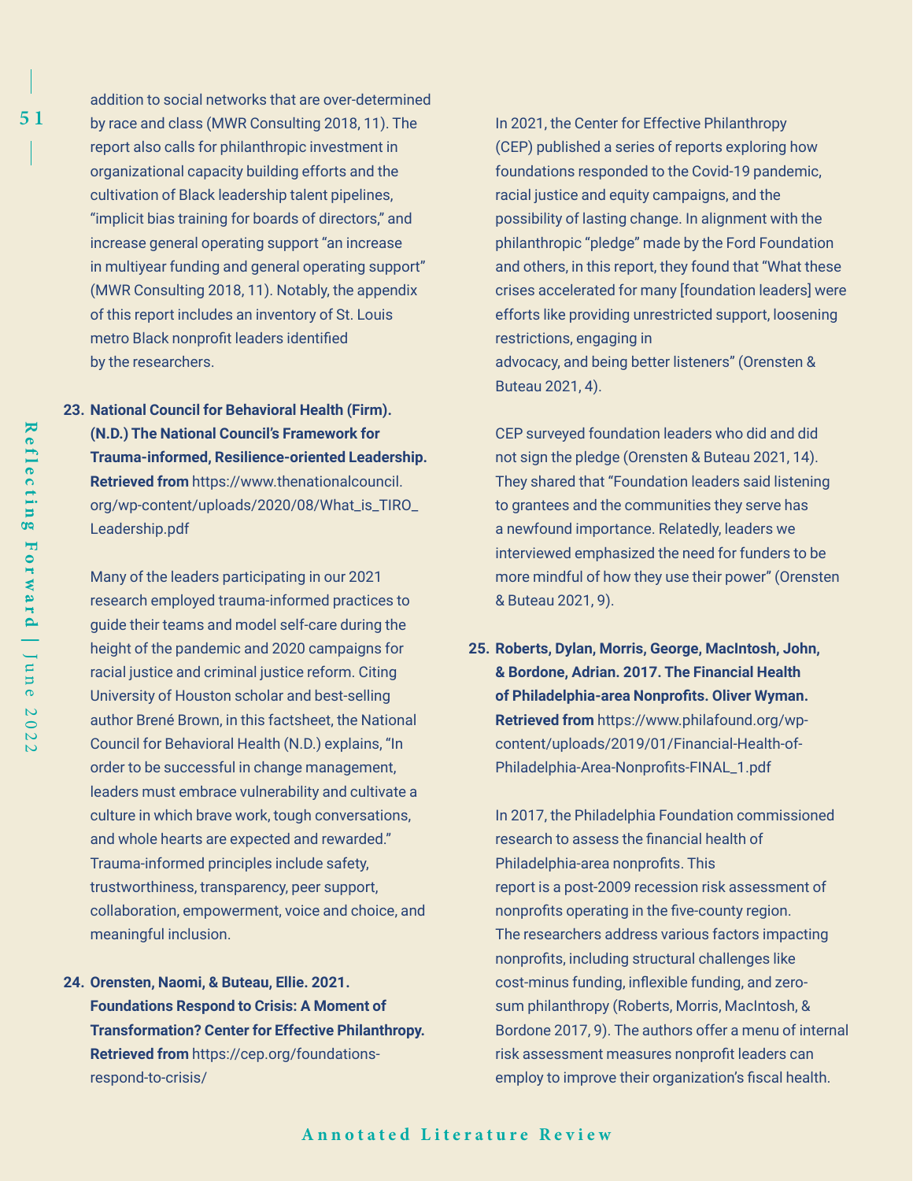addition to social networks that are over-determined by race and class (MWR Consulting 2018, 11). The report also calls for philanthropic investment in organizational capacity building efforts and the cultivation of Black leadership talent pipelines, "implicit bias training for boards of directors," and increase general operating support "an increase in multiyear funding and general operating support" (MWR Consulting 2018, 11). Notably, the appendix of this report includes an inventory of St. Louis metro Black nonprofit leaders identified by the researchers.

23. **National Council for Behavioral Health (Firm). (N.D.) The National Council's Framework for Trauma-informed, Resilience-oriented Leadership. Retrieved from** https://www.thenationalcouncil.org/wp-content/uploads/2020/08/What_is_TIRO_Leadership.pdf

    Many of the leaders participating in our 2021 research employed trauma-informed practices to guide their teams and model self-care during the height of the pandemic and 2020 campaigns for racial justice and criminal justice reform. Citing University of Houston scholar and best-selling author Brené Brown, in this factsheet, the National Council for Behavioral Health (N.D.) explains, "In order to be successful in change management, leaders must embrace vulnerability and cultivate a culture in which brave work, tough conversations, and whole hearts are expected and rewarded." Trauma-informed principles include safety, trustworthiness, transparency, peer support, collaboration, empowerment, voice and choice, and meaningful inclusion.

24. **Orensten, Naomi, & Buteau, Ellie. 2021. Foundations Respond to Crisis: A Moment of Transformation? Center for Effective Philanthropy. Retrieved from** https://cep.org/foundations-respond-to-crisis/

    In 2021, the Center for Effective Philanthropy (CEP) published a series of reports exploring how foundations responded to the Covid-19 pandemic, racial justice and equity campaigns, and the possibility of lasting change. In alignment with the philanthropic "pledge" made by the Ford Foundation and others, in this report, they found that "What these crises accelerated for many [foundation leaders] were efforts like providing unrestricted support, loosening restrictions, engaging in advocacy, and being better listeners" (Orensten & Buteau 2021, 4).

    CEP surveyed foundation leaders who did and did not sign the pledge (Orensten & Buteau 2021, 14). They shared that "Foundation leaders said listening to grantees and the communities they serve has a newfound importance. Relatedly, leaders we interviewed emphasized the need for funders to be more mindful of how they use their power" (Orensten & Buteau 2021, 9).

25. **Roberts, Dylan, Morris, George, MacIntosh, John, & Bordone, Adrian. 2017. The Financial Health of Philadelphia-area Nonprofits. Oliver Wyman. Retrieved from** https://www.philafound.org/wp-content/uploads/2019/01/Financial-Health-of-Philadelphia-Area-Nonprofits-FINAL_1.pdf

    In 2017, the Philadelphia Foundation commissioned research to assess the financial health of Philadelphia-area nonprofits. This report is a post-2009 recession risk assessment of nonprofits operating in the five-county region. The researchers address various factors impacting nonprofits, including structural challenges like cost-minus funding, inflexible funding, and zero-sum philanthropy (Roberts, Morris, MacIntosh, & Bordone 2017, 9). The authors offer a menu of internal risk assessment measures nonprofit leaders can employ to improve their organization's fiscal health.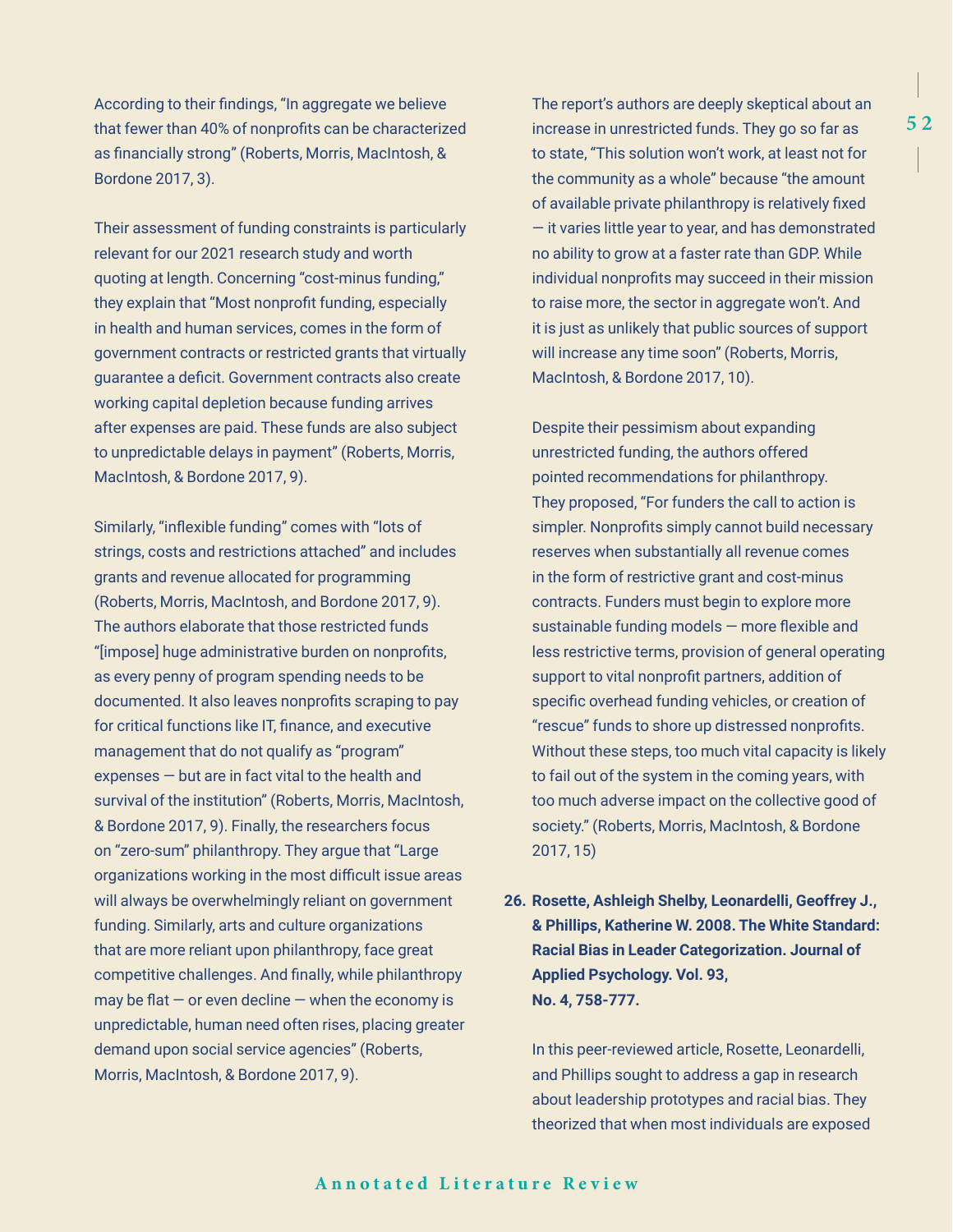According to their findings, “In aggregate we believe that fewer than 40% of nonprofits can be characterized as financially strong” (Roberts, Morris, MacIntosh, & Bordone 2017, 3).

Their assessment of funding constraints is particularly relevant for our 2021 research study and worth quoting at length. Concerning “cost-minus funding,” they explain that “Most nonprofit funding, especially in health and human services, comes in the form of government contracts or restricted grants that virtually guarantee a deficit. Government contracts also create working capital depletion because funding arrives after expenses are paid. These funds are also subject to unpredictable delays in payment” (Roberts, Morris, MacIntosh, & Bordone 2017, 9).

Similarly, “inflexible funding” comes with “lots of strings, costs and restrictions attached” and includes grants and revenue allocated for programming (Roberts, Morris, MacIntosh, and Bordone 2017, 9). The authors elaborate that those restricted funds “[impose] huge administrative burden on nonprofits, as every penny of program spending needs to be documented. It also leaves nonprofits scraping to pay for critical functions like IT, finance, and executive management that do not qualify as “program” expenses — but are in fact vital to the health and survival of the institution” (Roberts, Morris, MacIntosh, & Bordone 2017, 9). Finally, the researchers focus on “zero-sum” philanthropy. They argue that “Large organizations working in the most difficult issue areas will always be overwhelmingly reliant on government funding. Similarly, arts and culture organizations that are more reliant upon philanthropy, face great competitive challenges. And finally, while philanthropy may be flat — or even decline — when the economy is unpredictable, human need often rises, placing greater demand upon social service agencies” (Roberts, Morris, MacIntosh, & Bordone 2017, 9).

The report’s authors are deeply skeptical about an increase in unrestricted funds. They go so far as to state, “This solution won’t work, at least not for the community as a whole” because “the amount of available private philanthropy is relatively fixed — it varies little year to year, and has demonstrated no ability to grow at a faster rate than GDP. While individual nonprofits may succeed in their mission to raise more, the sector in aggregate won’t. And it is just as unlikely that public sources of support will increase any time soon” (Roberts, Morris, MacIntosh, & Bordone 2017, 10).

Despite their pessimism about expanding unrestricted funding, the authors offered pointed recommendations for philanthropy. They proposed, “For funders the call to action is simpler. Nonprofits simply cannot build necessary reserves when substantially all revenue comes in the form of restrictive grant and cost-minus contracts. Funders must begin to explore more sustainable funding models — more flexible and less restrictive terms, provision of general operating support to vital nonprofit partners, addition of specific overhead funding vehicles, or creation of “rescue” funds to shore up distressed nonprofits. Without these steps, too much vital capacity is likely to fail out of the system in the coming years, with too much adverse impact on the collective good of society.” (Roberts, Morris, MacIntosh, & Bordone 2017, 15)

**26. Rosette, Ashleigh Shelby, Leonardelli, Geoffrey J., & Phillips, Katherine W. 2008. The White Standard: Racial Bias in Leader Categorization. Journal of Applied Psychology. Vol. 93, No. 4, 758-777.**

In this peer-reviewed article, Rosette, Leonardelli, and Phillips sought to address a gap in research about leadership prototypes and racial bias. They theorized that when most individuals are exposed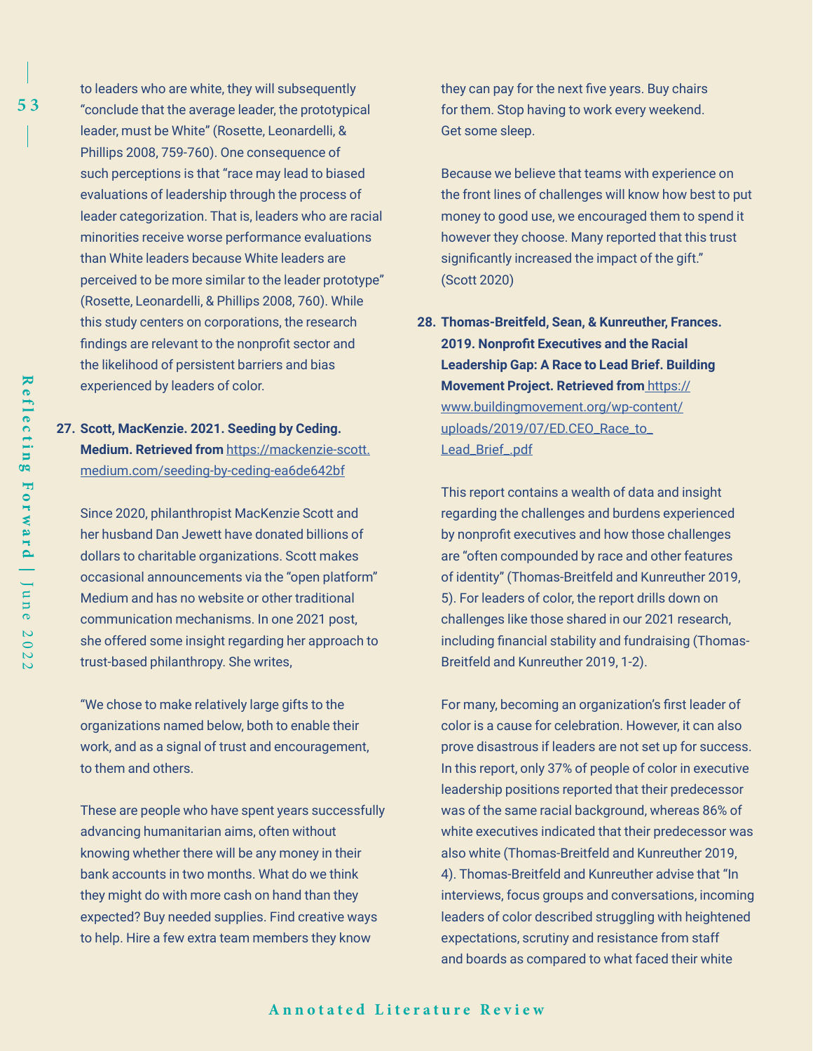to leaders who are white, they will subsequently "conclude that the average leader, the prototypical leader, must be White" (Rosette, Leonardelli, & Phillips 2008, 759-760). One consequence of such perceptions is that "race may lead to biased evaluations of leadership through the process of leader categorization. That is, leaders who are racial minorities receive worse performance evaluations than White leaders because White leaders are perceived to be more similar to the leader prototype" (Rosette, Leonardelli, & Phillips 2008, 760). While this study centers on corporations, the research findings are relevant to the nonprofit sector and the likelihood of persistent barriers and bias experienced by leaders of color.

27. **Scott, MacKenzie. 2021. Seeding by Ceding. Medium. Retrieved from** [https://mackenzie-scott.medium.com/seeding-by-ceding-ea6de642bf](https://mackenzie-scott.medium.com/seeding-by-ceding-ea6de642bf)

Since 2020, philanthropist MacKenzie Scott and her husband Dan Jewett have donated billions of dollars to charitable organizations. Scott makes occasional announcements via the "open platform" Medium and has no website or other traditional communication mechanisms. In one 2021 post, she offered some insight regarding her approach to trust-based philanthropy. She writes,

"We chose to make relatively large gifts to the organizations named below, both to enable their work, and as a signal of trust and encouragement, to them and others.

These are people who have spent years successfully advancing humanitarian aims, often without knowing whether there will be any money in their bank accounts in two months. What do we think they might do with more cash on hand than they expected? Buy needed supplies. Find creative ways to help. Hire a few extra team members they know they can pay for the next five years. Buy chairs for them. Stop having to work every weekend. Get some sleep.

Because we believe that teams with experience on the front lines of challenges will know how best to put money to good use, we encouraged them to spend it however they choose. Many reported that this trust significantly increased the impact of the gift." (Scott 2020)

28. **Thomas-Breitfeld, Sean, & Kunreuther, Frances. 2019. Nonprofit Executives and the Racial Leadership Gap: A Race to Lead Brief. Building Movement Project. Retrieved from** [https://www.buildingmovement.org/wp-content/uploads/2019/07/ED.CEO_Race_to_Lead_Brief_.pdf](https://www.buildingmovement.org/wp-content/uploads/2019/07/ED.CEO_Race_to_Lead_Brief_.pdf)

This report contains a wealth of data and insight regarding the challenges and burdens experienced by nonprofit executives and how those challenges are "often compounded by race and other features of identity" (Thomas-Breitfeld and Kunreuther 2019, 5). For leaders of color, the report drills down on challenges like those shared in our 2021 research, including financial stability and fundraising (Thomas-Breitfeld and Kunreuther 2019, 1-2).

For many, becoming an organization's first leader of color is a cause for celebration. However, it can also prove disastrous if leaders are not set up for success. In this report, only 37% of people of color in executive leadership positions reported that their predecessor was of the same racial background, whereas 86% of white executives indicated that their predecessor was also white (Thomas-Breitfeld and Kunreuther 2019, 4). Thomas-Breitfeld and Kunreuther advise that "In interviews, focus groups and conversations, incoming leaders of color described struggling with heightened expectations, scrutiny and resistance from staff and boards as compared to what faced their white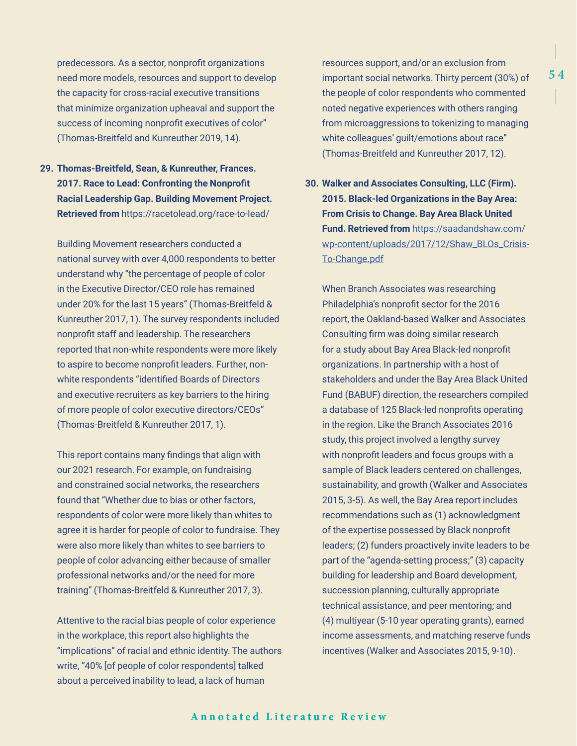predecessors. As a sector, nonprofit organizations need more models, resources and support to develop the capacity for cross-racial executive transitions that minimize organization upheaval and support the success of incoming nonprofit executives of color" (Thomas-Breitfeld and Kunreuther 2019, 14).

**29. Thomas-Breitfeld, Sean, & Kunreuther, Frances. 2017. Race to Lead: Confronting the Nonprofit Racial Leadership Gap. Building Movement Project. Retrieved from** https://racetolead.org/race-to-lead/

Building Movement researchers conducted a national survey with over 4,000 respondents to better understand why "the percentage of people of color in the Executive Director/CEO role has remained under 20% for the last 15 years" (Thomas-Breitfeld & Kunreuther 2017, 1). The survey respondents included nonprofit staff and leadership. The researchers reported that non-white respondents were more likely to aspire to become nonprofit leaders. Further, non-white respondents "identified Boards of Directors and executive recruiters as key barriers to the hiring of more people of color executive directors/CEOs" (Thomas-Breitfeld & Kunreuther 2017, 1).

This report contains many findings that align with our 2021 research. For example, on fundraising and constrained social networks, the researchers found that "Whether due to bias or other factors, respondents of color were more likely than whites to agree it is harder for people of color to fundraise. They were also more likely than whites to see barriers to people of color advancing either because of smaller professional networks and/or the need for more training" (Thomas-Breitfeld & Kunreuther 2017, 3).

Attentive to the racial bias people of color experience in the workplace, this report also highlights the "implications" of racial and ethnic identity. The authors write, "40% [of people of color respondents] talked about a perceived inability to lead, a lack of human resources support, and/or an exclusion from important social networks. Thirty percent (30%) of the people of color respondents who commented noted negative experiences with others ranging from microaggressions to tokenizing to managing white colleagues' guilt/emotions about race" (Thomas-Breitfeld and Kunreuther 2017, 12).

**30. Walker and Associates Consulting, LLC (Firm). 2015. Black-led Organizations in the Bay Area: From Crisis to Change. Bay Area Black United Fund. Retrieved from** https://saadandshaw.com/wp-content/uploads/2017/12/Shaw_BLOs_Crisis-To-Change.pdf

When Branch Associates was researching Philadelphia's nonprofit sector for the 2016 report, the Oakland-based Walker and Associates Consulting firm was doing similar research for a study about Bay Area Black-led nonprofit organizations. In partnership with a host of stakeholders and under the Bay Area Black United Fund (BABUF) direction, the researchers compiled a database of 125 Black-led nonprofits operating in the region. Like the Branch Associates 2016 study, this project involved a lengthy survey with nonprofit leaders and focus groups with a sample of Black leaders centered on challenges, sustainability, and growth (Walker and Associates 2015, 3-5). As well, the Bay Area report includes recommendations such as (1) acknowledgment of the expertise possessed by Black nonprofit leaders; (2) funders proactively invite leaders to be part of the "agenda-setting process;" (3) capacity building for leadership and Board development, succession planning, culturally appropriate technical assistance, and peer mentoring; and (4) multiyear (5-10 year operating grants), earned income assessments, and matching reserve funds incentives (Walker and Associates 2015, 9-10).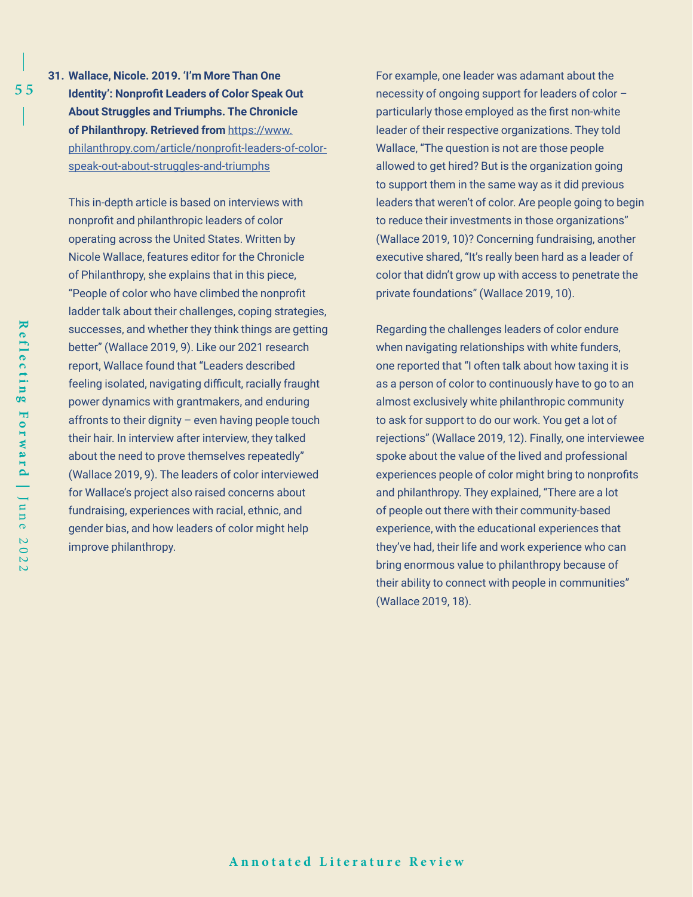31. **Wallace, Nicole. 2019. 'I'm More Than One Identity': Nonprofit Leaders of Color Speak Out About Struggles and Triumphs. The Chronicle of Philanthropy. Retrieved from** https://www.philanthropy.com/article/nonprofit-leaders-of-color-speak-out-about-struggles-and-triumphs

This in-depth article is based on interviews with nonprofit and philanthropic leaders of color operating across the United States. Written by Nicole Wallace, features editor for the Chronicle of Philanthropy, she explains that in this piece, "People of color who have climbed the nonprofit ladder talk about their challenges, coping strategies, successes, and whether they think things are getting better" (Wallace 2019, 9). Like our 2021 research report, Wallace found that "Leaders described feeling isolated, navigating difficult, racially fraught power dynamics with grantmakers, and enduring affronts to their dignity – even having people touch their hair. In interview after interview, they talked about the need to prove themselves repeatedly" (Wallace 2019, 9). The leaders of color interviewed for Wallace's project also raised concerns about fundraising, experiences with racial, ethnic, and gender bias, and how leaders of color might help improve philanthropy.

For example, one leader was adamant about the necessity of ongoing support for leaders of color – particularly those employed as the first non-white leader of their respective organizations. They told Wallace, "The question is not are those people allowed to get hired? But is the organization going to support them in the same way as it did previous leaders that weren't of color. Are people going to begin to reduce their investments in those organizations" (Wallace 2019, 10)? Concerning fundraising, another executive shared, "It's really been hard as a leader of color that didn't grow up with access to penetrate the private foundations" (Wallace 2019, 10).

Regarding the challenges leaders of color endure when navigating relationships with white funders, one reported that "I often talk about how taxing it is as a person of color to continuously have to go to an almost exclusively white philanthropic community to ask for support to do our work. You get a lot of rejections" (Wallace 2019, 12). Finally, one interviewee spoke about the value of the lived and professional experiences people of color might bring to nonprofits and philanthropy. They explained, "There are a lot of people out there with their community-based experience, with the educational experiences that they've had, their life and work experience who can bring enormous value to philanthropy because of their ability to connect with people in communities" (Wallace 2019, 18).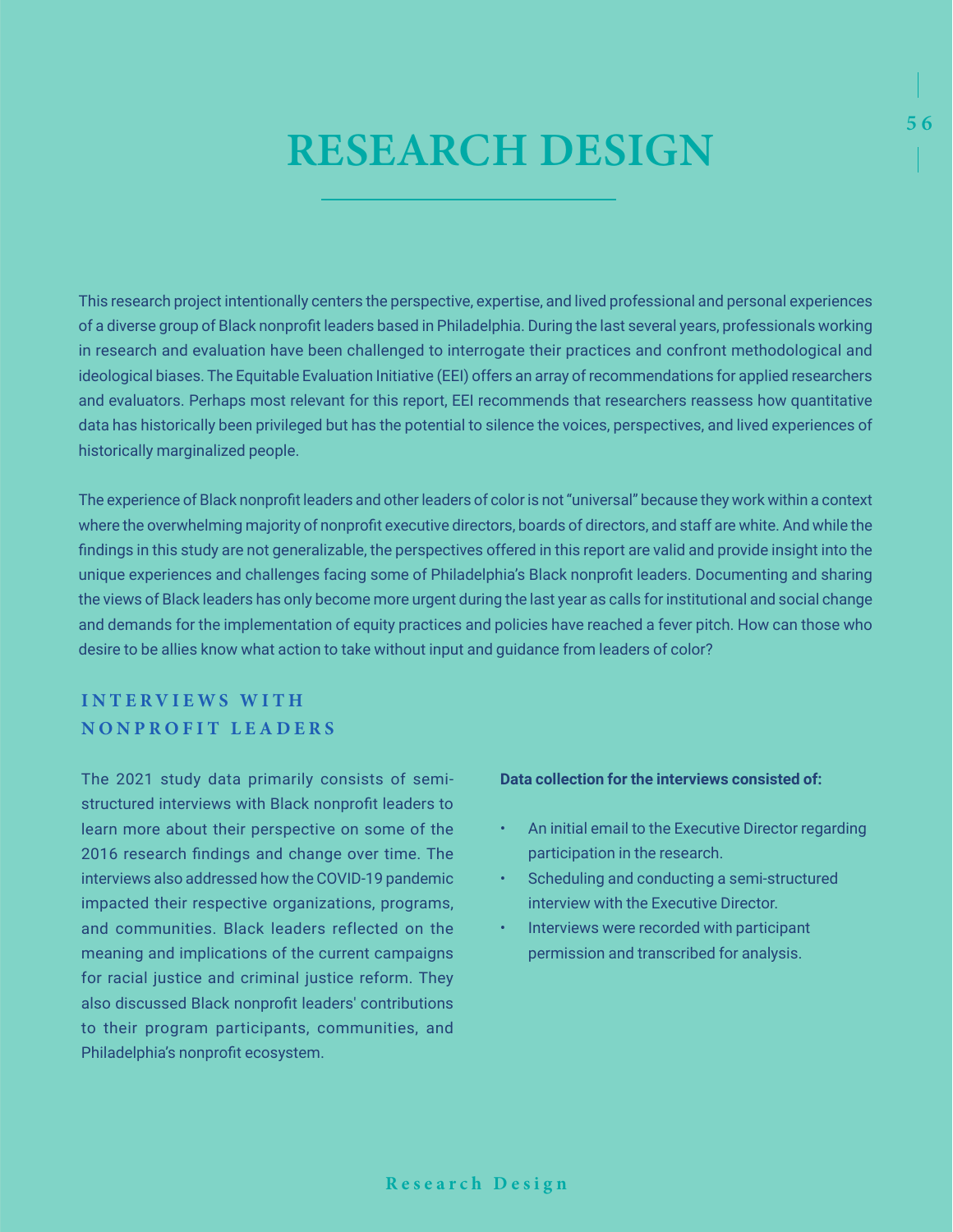# RESEARCH DESIGN

This research project intentionally centers the perspective, expertise, and lived professional and personal experiences of a diverse group of Black nonprofit leaders based in Philadelphia. During the last several years, professionals working in research and evaluation have been challenged to interrogate their practices and confront methodological and ideological biases. The Equitable Evaluation Initiative (EEI) offers an array of recommendations for applied researchers and evaluators. Perhaps most relevant for this report, EEI recommends that researchers reassess how quantitative data has historically been privileged but has the potential to silence the voices, perspectives, and lived experiences of historically marginalized people.

The experience of Black nonprofit leaders and other leaders of color is not "universal" because they work within a context where the overwhelming majority of nonprofit executive directors, boards of directors, and staff are white. And while the findings in this study are not generalizable, the perspectives offered in this report are valid and provide insight into the unique experiences and challenges facing some of Philadelphia's Black nonprofit leaders. Documenting and sharing the views of Black leaders has only become more urgent during the last year as calls for institutional and social change and demands for the implementation of equity practices and policies have reached a fever pitch. How can those who desire to be allies know what action to take without input and guidance from leaders of color?

## INTERVIEWS WITH NONPROFIT LEADERS

The 2021 study data primarily consists of semi-structured interviews with Black nonprofit leaders to learn more about their perspective on some of the 2016 research findings and change over time. The interviews also addressed how the COVID-19 pandemic impacted their respective organizations, programs, and communities. Black leaders reflected on the meaning and implications of the current campaigns for racial justice and criminal justice reform. They also discussed Black nonprofit leaders' contributions to their program participants, communities, and Philadelphia's nonprofit ecosystem.

**Data collection for the interviews consisted of:**

- An initial email to the Executive Director regarding participation in the research.
- Scheduling and conducting a semi-structured interview with the Executive Director.
- Interviews were recorded with participant permission and transcribed for analysis.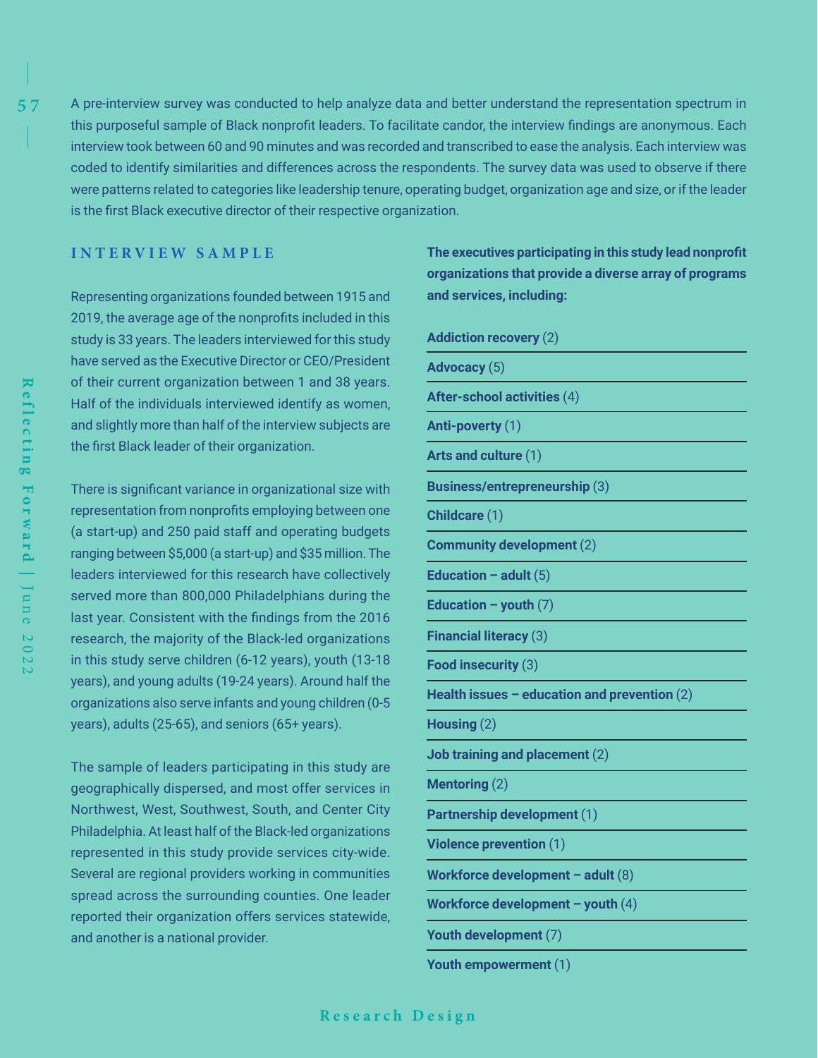A pre-interview survey was conducted to help analyze data and better understand the representation spectrum in this purposeful sample of Black nonprofit leaders. To facilitate candor, the interview findings are anonymous. Each interview took between 60 and 90 minutes and was recorded and transcribed to ease the analysis. Each interview was coded to identify similarities and differences across the respondents. The survey data was used to observe if there were patterns related to categories like leadership tenure, operating budget, organization age and size, or if the leader is the first Black executive director of their respective organization.

## INTERVIEW SAMPLE

Representing organizations founded between 1915 and 2019, the average age of the nonprofits included in this study is 33 years. The leaders interviewed for this study have served as the Executive Director or CEO/President of their current organization between 1 and 38 years. Half of the individuals interviewed identify as women, and slightly more than half of the interview subjects are the first Black leader of their organization.

There is significant variance in organizational size with representation from nonprofits employing between one (a start-up) and 250 paid staff and operating budgets ranging between $5,000 (a start-up) and $35 million. The leaders interviewed for this research have collectively served more than 800,000 Philadelphians during the last year. Consistent with the findings from the 2016 research, the majority of the Black-led organizations in this study serve children (6-12 years), youth (13-18 years), and young adults (19-24 years). Around half the organizations also serve infants and young children (0-5 years), adults (25-65), and seniors (65+ years).

The sample of leaders participating in this study are geographically dispersed, and most offer services in Northwest, West, Southwest, South, and Center City Philadelphia. At least half of the Black-led organizations represented in this study provide services city-wide. Several are regional providers working in communities spread across the surrounding counties. One leader reported their organization offers services statewide, and another is a national provider.

**The executives participating in this study lead nonprofit organizations that provide a diverse array of programs and services, including:**

- **Addiction recovery** (2)
- **Advocacy** (5)
- **After-school activities** (4)
- **Anti-poverty** (1)
- **Arts and culture** (1)
- **Business/entrepreneurship** (3)
- **Childcare** (1)
- **Community development** (2)
- **Education – adult** (5)
- **Education – youth** (7)
- **Financial literacy** (3)
- **Food insecurity** (3)
- **Health issues – education and prevention** (2)
- **Housing** (2)
- **Job training and placement** (2)
- **Mentoring** (2)
- **Partnership development** (1)
- **Violence prevention** (1)
- **Workforce development – adult** (8)
- **Workforce development – youth** (4)
- **Youth development** (7)
- **Youth empowerment** (1)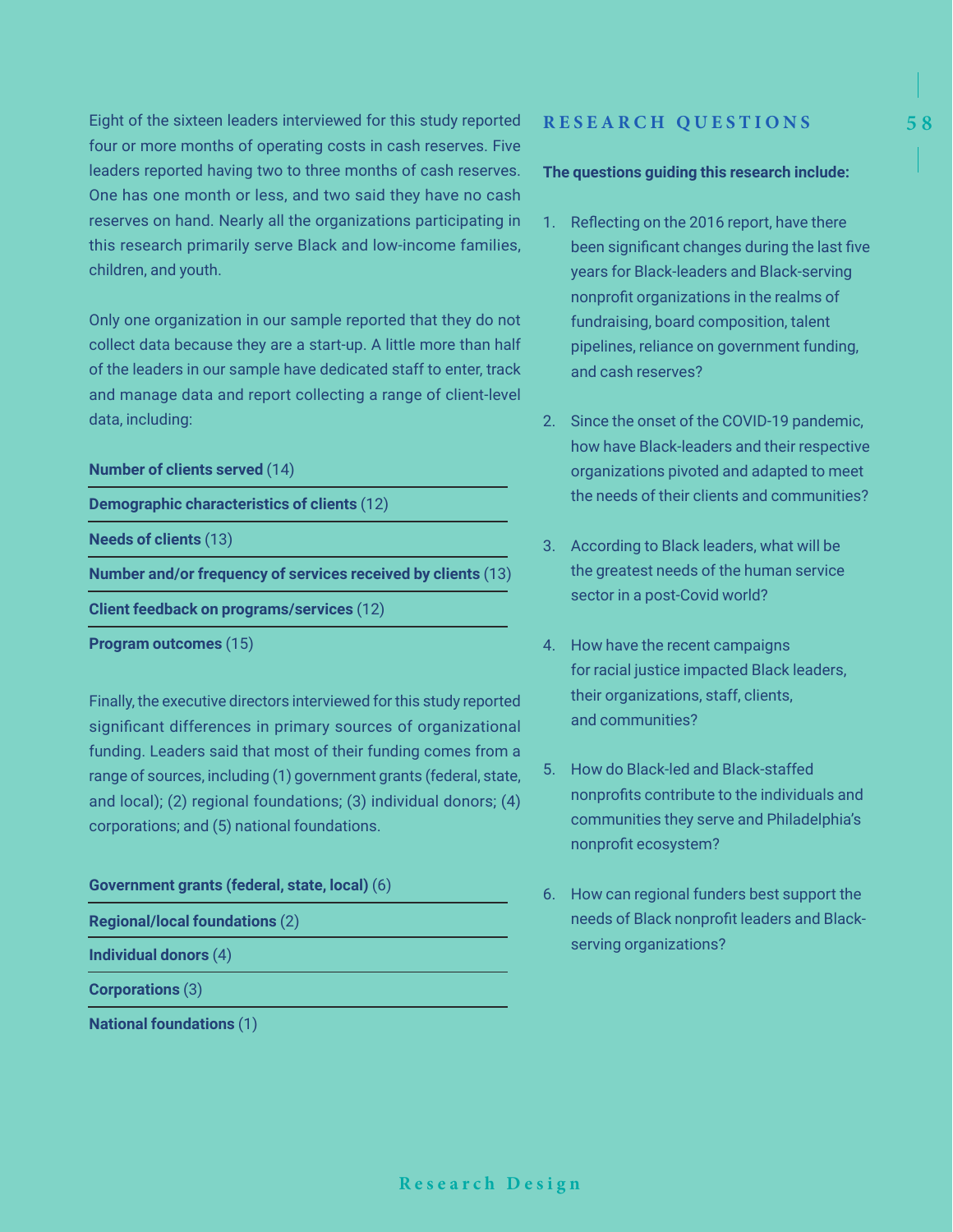Eight of the sixteen leaders interviewed for this study reported four or more months of operating costs in cash reserves. Five leaders reported having two to three months of cash reserves. One has one month or less, and two said they have no cash reserves on hand. Nearly all the organizations participating in this research primarily serve Black and low-income families, children, and youth.

Only one organization in our sample reported that they do not collect data because they are a start-up. A little more than half of the leaders in our sample have dedicated staff to enter, track and manage data and report collecting a range of client-level data, including:

**Number of clients served** (14)

**Demographic characteristics of clients** (12)

**Needs of clients** (13)

**Number and/or frequency of services received by clients** (13)

**Client feedback on programs/services** (12)

**Program outcomes** (15)

Finally, the executive directors interviewed for this study reported significant differences in primary sources of organizational funding. Leaders said that most of their funding comes from a range of sources, including (1) government grants (federal, state, and local); (2) regional foundations; (3) individual donors; (4) corporations; and (5) national foundations.

**Government grants (federal, state, local)** (6)

**Regional/local foundations** (2)

**Individual donors** (4)

**Corporations** (3)

**National foundations** (1)

## RESEARCH QUESTIONS

**The questions guiding this research include:**

1. Reflecting on the 2016 report, have there been significant changes during the last five years for Black-leaders and Black-serving nonprofit organizations in the realms of fundraising, board composition, talent pipelines, reliance on government funding, and cash reserves?

2. Since the onset of the COVID-19 pandemic, how have Black-leaders and their respective organizations pivoted and adapted to meet the needs of their clients and communities?

3. According to Black leaders, what will be the greatest needs of the human service sector in a post-Covid world?

4. How have the recent campaigns for racial justice impacted Black leaders, their organizations, staff, clients, and communities?

5. How do Black-led and Black-staffed nonprofits contribute to the individuals and communities they serve and Philadelphia's nonprofit ecosystem?

6. How can regional funders best support the needs of Black nonprofit leaders and Black-serving organizations?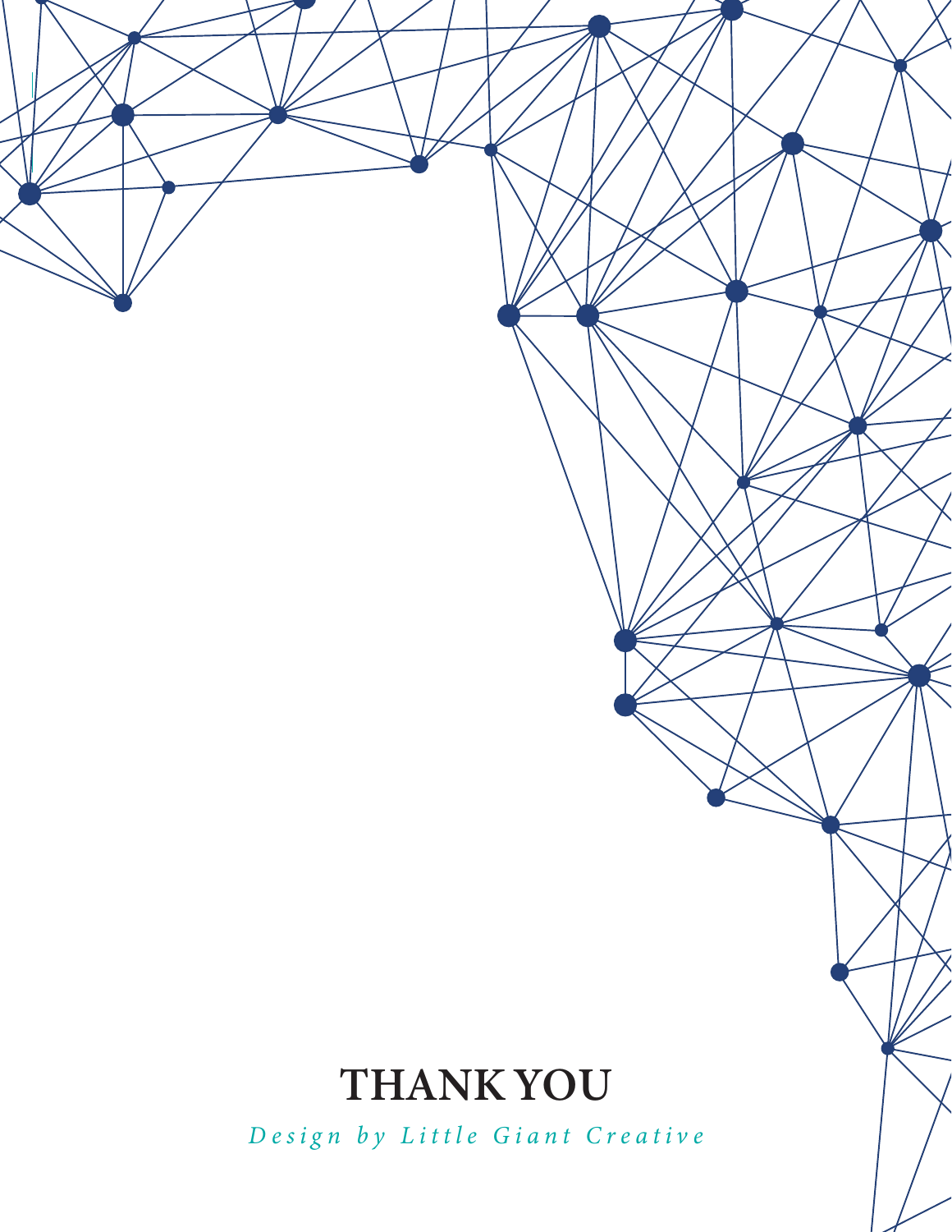# THANK YOU

*Design by Little Giant Creative*